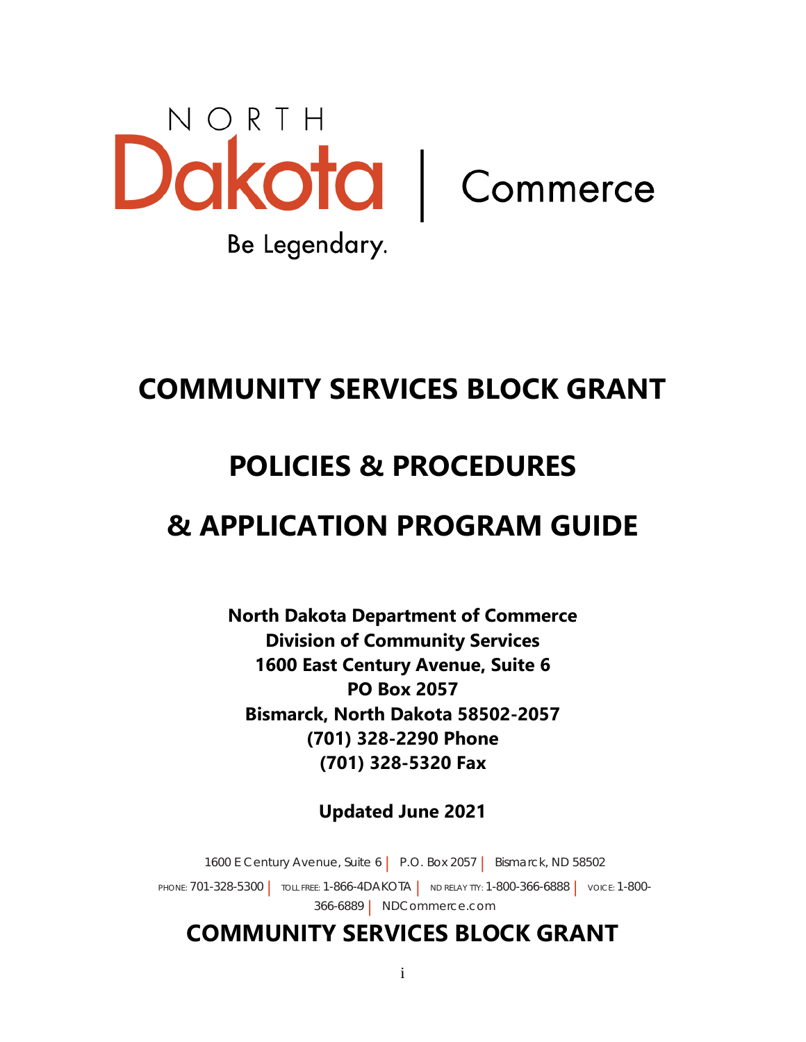NORTH Dakota | Commerce

Be Legendary.

# COMMUNITY SERVICES BLOCK GRANT

# POLICIES & PROCEDURES

# & APPLICATION PROGRAM GUIDE

**North Dakota Department of Commerce**
**Division of Community Services**
**1600 East Century Avenue, Suite 6**
**PO Box 2057**
**Bismarck, North Dakota 58502-2057**
**(701) 328-2290 Phone**
**(701) 328-5320 Fax**

**Updated June 2021**

1600 E Century Avenue, Suite 6 | P.O. Box 2057 | Bismarck, ND 58502

PHONE: 701-328-5300 | TOLL FREE: 1-866-4DAKOTA | ND RELAY TTY: 1-800-366-6888 | VOICE: 1-800-366-6889 | NDCommerce.com

## COMMUNITY SERVICES BLOCK GRANT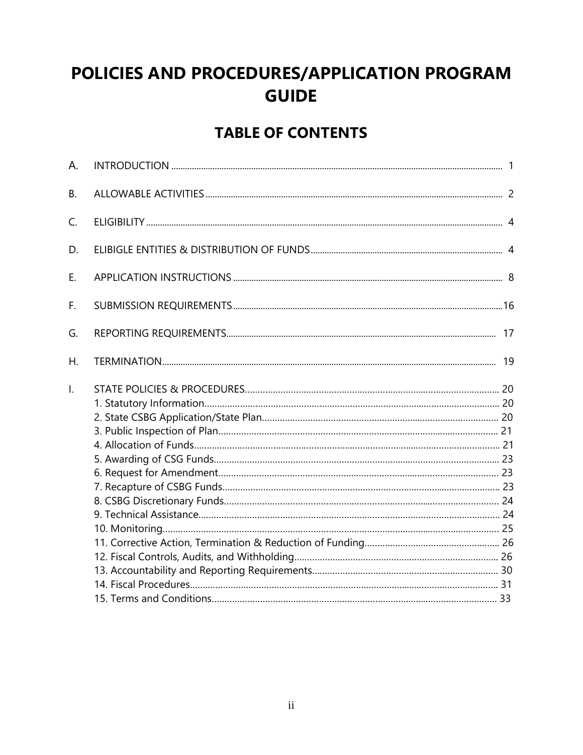# POLICIES AND PROCEDURES/APPLICATION PROGRAM GUIDE

## TABLE OF CONTENTS

| | | |
|---|---|---|
| A. | INTRODUCTION | 1 |
| B. | ALLOWABLE ACTIVITIES | 2 |
| C. | ELIGIBILITY | 4 |
| D. | ELIBIGLE ENTITIES & DISTRIBUTION OF FUNDS | 4 |
| E. | APPLICATION INSTRUCTIONS | 8 |
| F. | SUBMISSION REQUIREMENTS | 16 |
| G. | REPORTING REQUIREMENTS | 17 |
| H. | TERMINATION | 19 |
| I. | STATE POLICIES & PROCEDURES | 20 |
| | 1. Statutory Information | 20 |
| | 2. State CSBG Application/State Plan | 20 |
| | 3. Public Inspection of Plan | 21 |
| | 4. Allocation of Funds | 21 |
| | 5. Awarding of CSG Funds | 23 |
| | 6. Request for Amendment | 23 |
| | 7. Recapture of CSBG Funds | 23 |
| | 8. CSBG Discretionary Funds | 24 |
| | 9. Technical Assistance | 24 |
| | 10. Monitoring | 25 |
| | 11. Corrective Action, Termination & Reduction of Funding | 26 |
| | 12. Fiscal Controls, Audits, and Withholding | 26 |
| | 13. Accountability and Reporting Requirements | 30 |
| | 14. Fiscal Procedures | 31 |
| | 15. Terms and Conditions | 33 |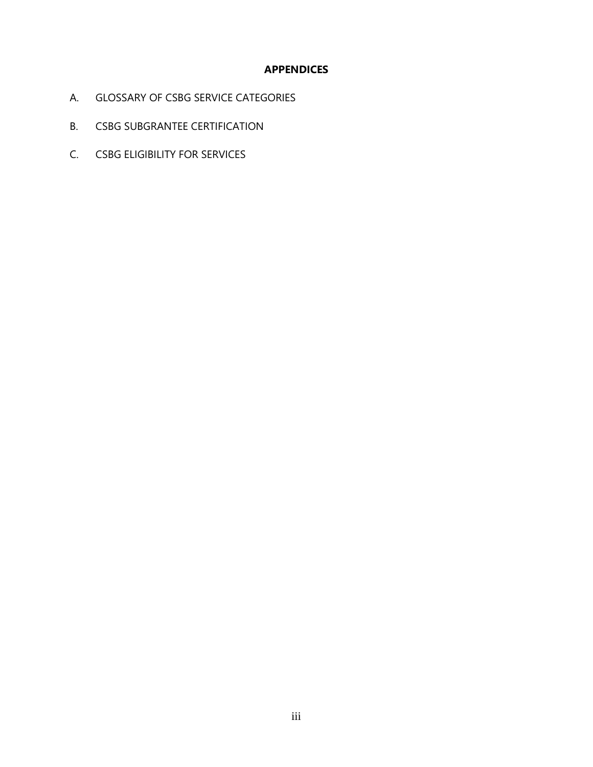## APPENDICES

A. GLOSSARY OF CSBG SERVICE CATEGORIES

B. CSBG SUBGRANTEE CERTIFICATION

C. CSBG ELIGIBILITY FOR SERVICES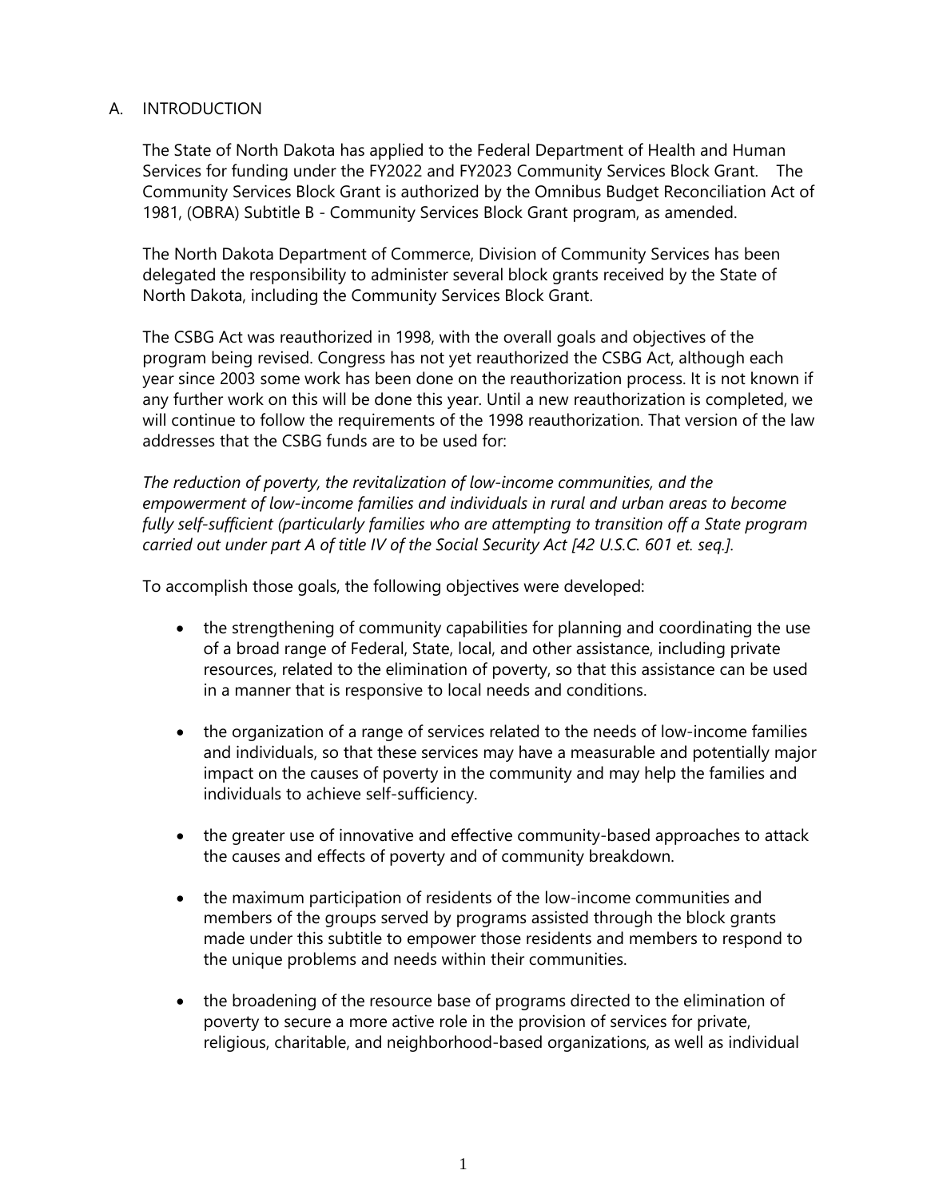## A. INTRODUCTION

The State of North Dakota has applied to the Federal Department of Health and Human Services for funding under the FY2022 and FY2023 Community Services Block Grant. The Community Services Block Grant is authorized by the Omnibus Budget Reconciliation Act of 1981, (OBRA) Subtitle B - Community Services Block Grant program, as amended.

The North Dakota Department of Commerce, Division of Community Services has been delegated the responsibility to administer several block grants received by the State of North Dakota, including the Community Services Block Grant.

The CSBG Act was reauthorized in 1998, with the overall goals and objectives of the program being revised. Congress has not yet reauthorized the CSBG Act, although each year since 2003 some work has been done on the reauthorization process. It is not known if any further work on this will be done this year. Until a new reauthorization is completed, we will continue to follow the requirements of the 1998 reauthorization. That version of the law addresses that the CSBG funds are to be used for:

*The reduction of poverty, the revitalization of low-income communities, and the empowerment of low-income families and individuals in rural and urban areas to become fully self-sufficient (particularly families who are attempting to transition off a State program carried out under part A of title IV of the Social Security Act [42 U.S.C. 601 et. seq.].*

To accomplish those goals, the following objectives were developed:

- the strengthening of community capabilities for planning and coordinating the use of a broad range of Federal, State, local, and other assistance, including private resources, related to the elimination of poverty, so that this assistance can be used in a manner that is responsive to local needs and conditions.

- the organization of a range of services related to the needs of low-income families and individuals, so that these services may have a measurable and potentially major impact on the causes of poverty in the community and may help the families and individuals to achieve self-sufficiency.

- the greater use of innovative and effective community-based approaches to attack the causes and effects of poverty and of community breakdown.

- the maximum participation of residents of the low-income communities and members of the groups served by programs assisted through the block grants made under this subtitle to empower those residents and members to respond to the unique problems and needs within their communities.

- the broadening of the resource base of programs directed to the elimination of poverty to secure a more active role in the provision of services for private, religious, charitable, and neighborhood-based organizations, as well as individual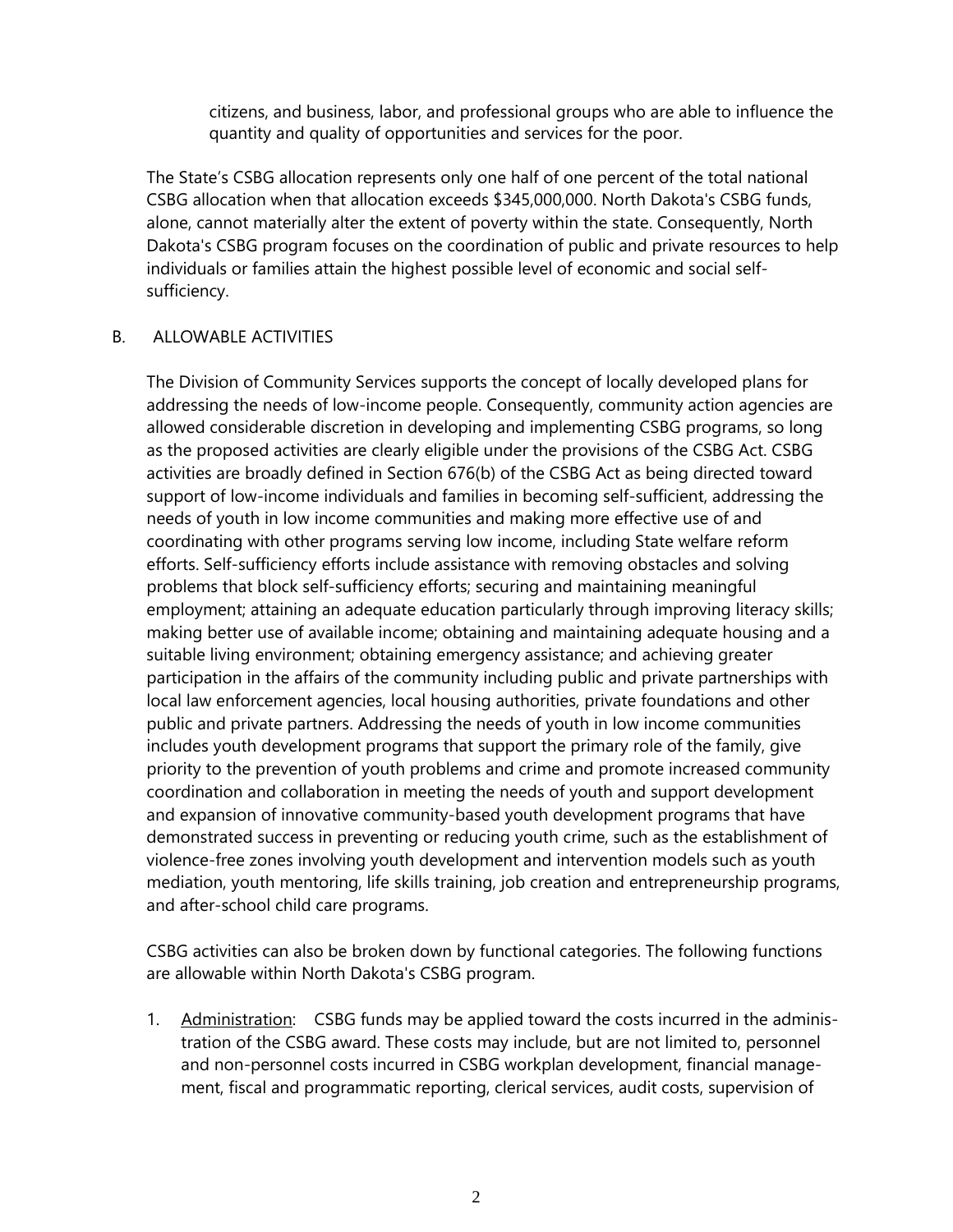citizens, and business, labor, and professional groups who are able to influence the quantity and quality of opportunities and services for the poor.

The State's CSBG allocation represents only one half of one percent of the total national CSBG allocation when that allocation exceeds $345,000,000. North Dakota's CSBG funds, alone, cannot materially alter the extent of poverty within the state. Consequently, North Dakota's CSBG program focuses on the coordination of public and private resources to help individuals or families attain the highest possible level of economic and social self-sufficiency.

## B. ALLOWABLE ACTIVITIES

The Division of Community Services supports the concept of locally developed plans for addressing the needs of low-income people. Consequently, community action agencies are allowed considerable discretion in developing and implementing CSBG programs, so long as the proposed activities are clearly eligible under the provisions of the CSBG Act. CSBG activities are broadly defined in Section 676(b) of the CSBG Act as being directed toward support of low-income individuals and families in becoming self-sufficient, addressing the needs of youth in low income communities and making more effective use of and coordinating with other programs serving low income, including State welfare reform efforts. Self-sufficiency efforts include assistance with removing obstacles and solving problems that block self-sufficiency efforts; securing and maintaining meaningful employment; attaining an adequate education particularly through improving literacy skills; making better use of available income; obtaining and maintaining adequate housing and a suitable living environment; obtaining emergency assistance; and achieving greater participation in the affairs of the community including public and private partnerships with local law enforcement agencies, local housing authorities, private foundations and other public and private partners. Addressing the needs of youth in low income communities includes youth development programs that support the primary role of the family, give priority to the prevention of youth problems and crime and promote increased community coordination and collaboration in meeting the needs of youth and support development and expansion of innovative community-based youth development programs that have demonstrated success in preventing or reducing youth crime, such as the establishment of violence-free zones involving youth development and intervention models such as youth mediation, youth mentoring, life skills training, job creation and entrepreneurship programs, and after-school child care programs.

CSBG activities can also be broken down by functional categories. The following functions are allowable within North Dakota's CSBG program.

1. <u>Administration</u>: CSBG funds may be applied toward the costs incurred in the administration of the CSBG award. These costs may include, but are not limited to, personnel and non-personnel costs incurred in CSBG workplan development, financial management, fiscal and programmatic reporting, clerical services, audit costs, supervision of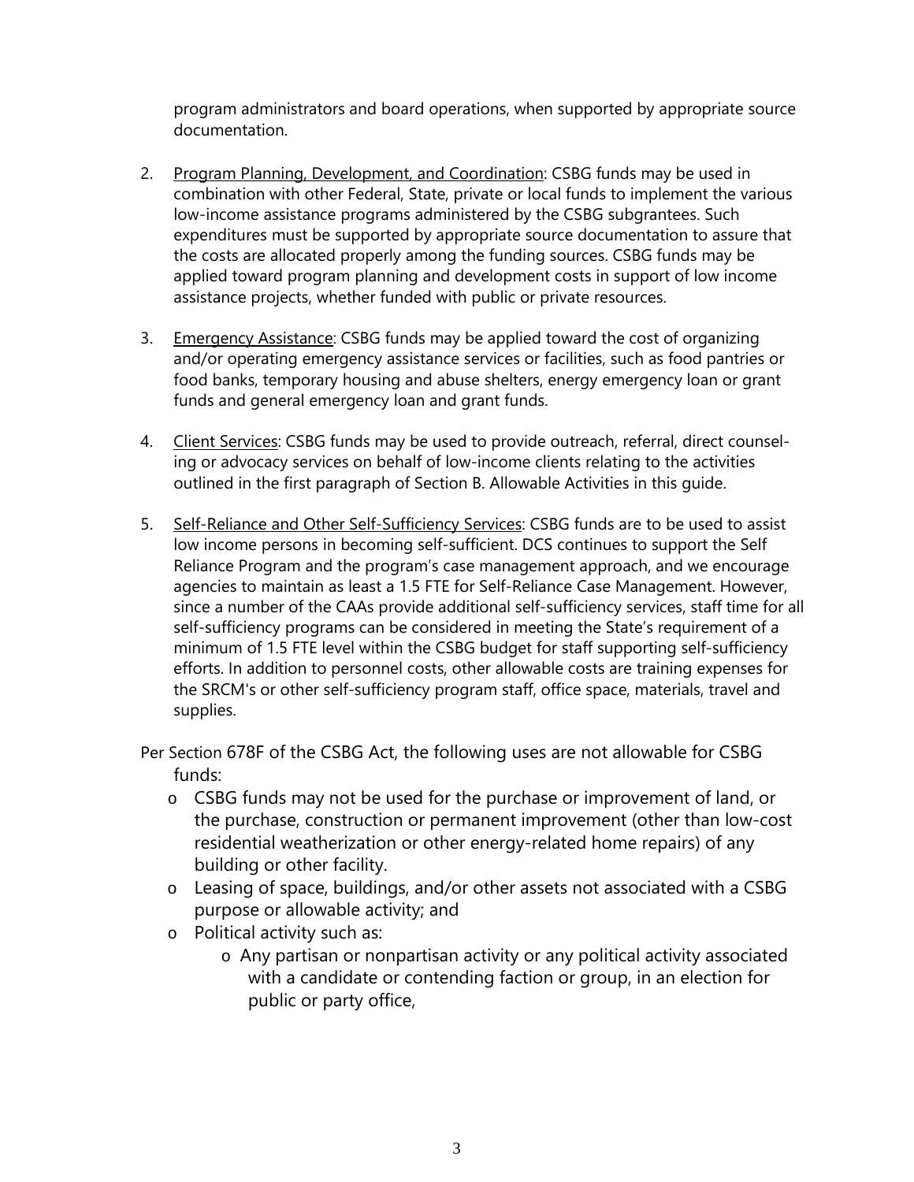program administrators and board operations, when supported by appropriate source documentation.

2. Program Planning, Development, and Coordination: CSBG funds may be used in combination with other Federal, State, private or local funds to implement the various low-income assistance programs administered by the CSBG subgrantees. Such expenditures must be supported by appropriate source documentation to assure that the costs are allocated properly among the funding sources. CSBG funds may be applied toward program planning and development costs in support of low income assistance projects, whether funded with public or private resources.

3. Emergency Assistance: CSBG funds may be applied toward the cost of organizing and/or operating emergency assistance services or facilities, such as food pantries or food banks, temporary housing and abuse shelters, energy emergency loan or grant funds and general emergency loan and grant funds.

4. Client Services: CSBG funds may be used to provide outreach, referral, direct counseling or advocacy services on behalf of low-income clients relating to the activities outlined in the first paragraph of Section B. Allowable Activities in this guide.

5. Self-Reliance and Other Self-Sufficiency Services: CSBG funds are to be used to assist low income persons in becoming self-sufficient. DCS continues to support the Self Reliance Program and the program's case management approach, and we encourage agencies to maintain as least a 1.5 FTE for Self-Reliance Case Management. However, since a number of the CAAs provide additional self-sufficiency services, staff time for all self-sufficiency programs can be considered in meeting the State's requirement of a minimum of 1.5 FTE level within the CSBG budget for staff supporting self-sufficiency efforts. In addition to personnel costs, other allowable costs are training expenses for the SRCM's or other self-sufficiency program staff, office space, materials, travel and supplies.

Per Section 678F of the CSBG Act, the following uses are not allowable for CSBG funds:

- CSBG funds may not be used for the purchase or improvement of land, or the purchase, construction or permanent improvement (other than low-cost residential weatherization or other energy-related home repairs) of any building or other facility.
- Leasing of space, buildings, and/or other assets not associated with a CSBG purpose or allowable activity; and
- Political activity such as:
  - Any partisan or nonpartisan activity or any political activity associated with a candidate or contending faction or group, in an election for public or party office,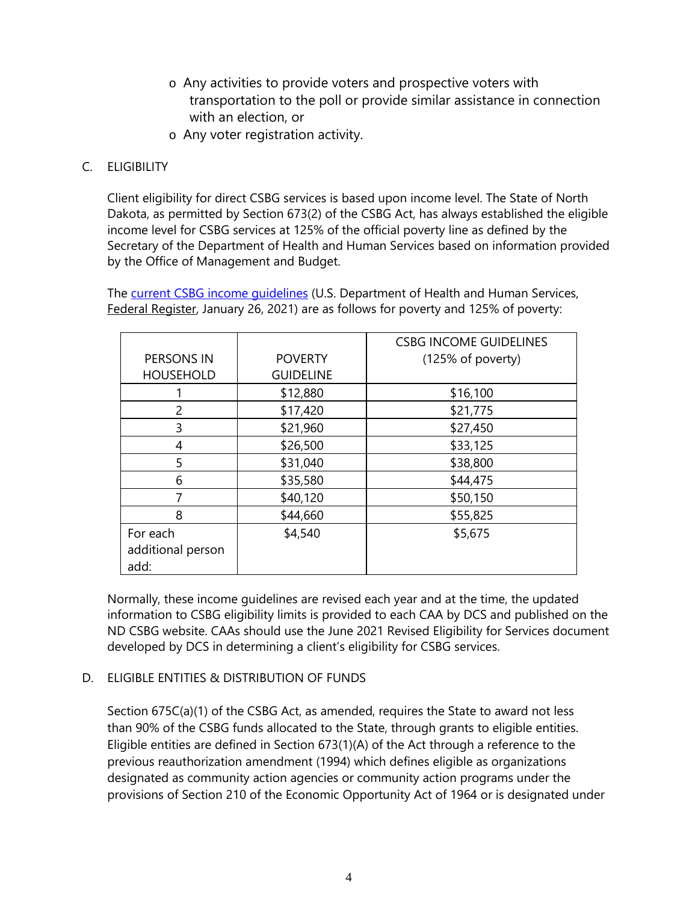- Any activities to provide voters and prospective voters with transportation to the poll or provide similar assistance in connection with an election, or
- Any voter registration activity.

C. ELIGIBILITY

Client eligibility for direct CSBG services is based upon income level. The State of North Dakota, as permitted by Section 673(2) of the CSBG Act, has always established the eligible income level for CSBG services at 125% of the official poverty line as defined by the Secretary of the Department of Health and Human Services based on information provided by the Office of Management and Budget.

The [current CSBG income guidelines](#) (U.S. Department of Health and Human Services, Federal Register, January 26, 2021) are as follows for poverty and 125% of poverty:

| PERSONS IN HOUSEHOLD | POVERTY GUIDELINE | CSBG INCOME GUIDELINES (125% of poverty) |
|---|---|---|
| 1 | $12,880 | $16,100 |
| 2 | $17,420 | $21,775 |
| 3 | $21,960 | $27,450 |
| 4 | $26,500 | $33,125 |
| 5 | $31,040 | $38,800 |
| 6 | $35,580 | $44,475 |
| 7 | $40,120 | $50,150 |
| 8 | $44,660 | $55,825 |
| For each additional person add: | $4,540 | $5,675 |

Normally, these income guidelines are revised each year and at the time, the updated information to CSBG eligibility limits is provided to each CAA by DCS and published on the ND CSBG website. CAAs should use the June 2021 Revised Eligibility for Services document developed by DCS in determining a client's eligibility for CSBG services.

D. ELIGIBLE ENTITIES & DISTRIBUTION OF FUNDS

Section 675C(a)(1) of the CSBG Act, as amended, requires the State to award not less than 90% of the CSBG funds allocated to the State, through grants to eligible entities. Eligible entities are defined in Section 673(1)(A) of the Act through a reference to the previous reauthorization amendment (1994) which defines eligible as organizations designated as community action agencies or community action programs under the provisions of Section 210 of the Economic Opportunity Act of 1964 or is designated under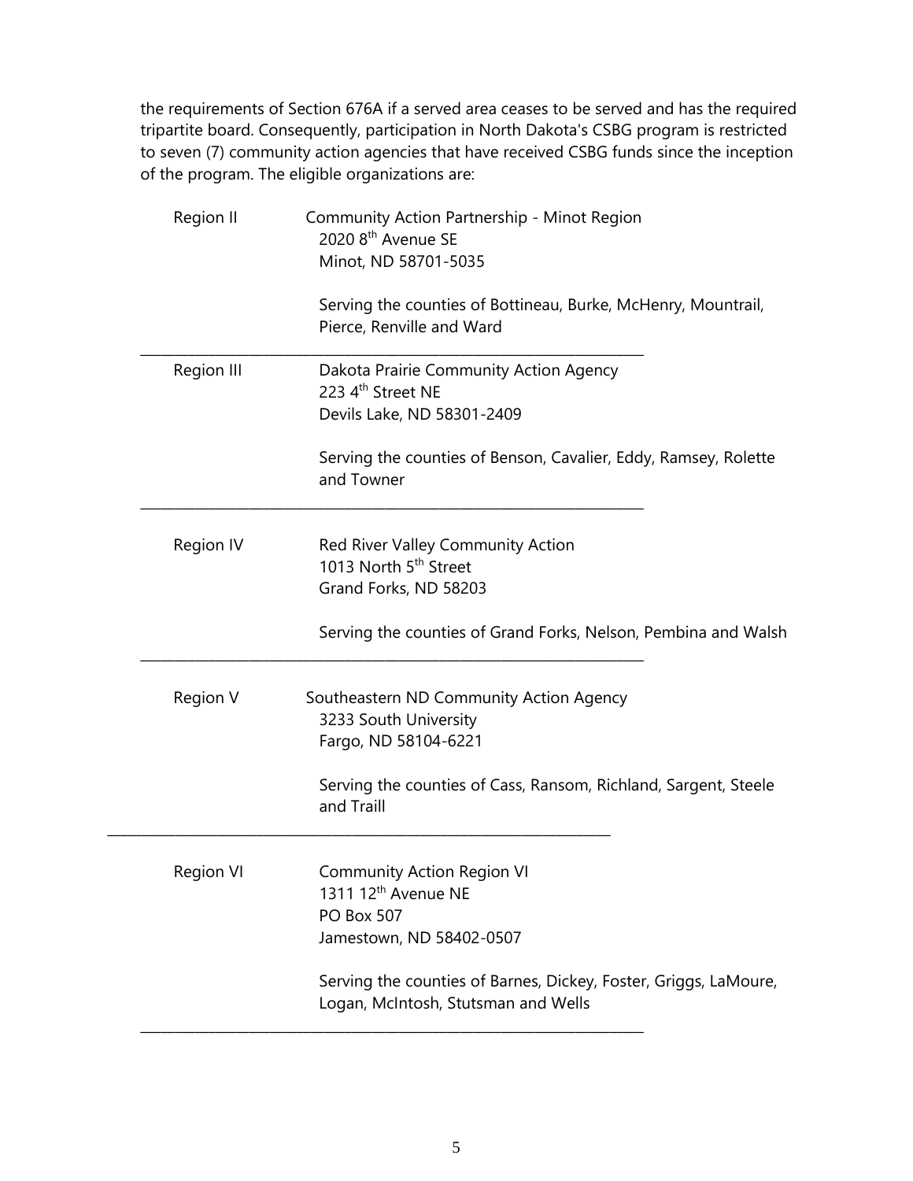the requirements of Section 676A if a served area ceases to be served and has the required tripartite board. Consequently, participation in North Dakota's CSBG program is restricted to seven (7) community action agencies that have received CSBG funds since the inception of the program. The eligible organizations are:

| | |
|---|---|
| Region II | Community Action Partnership - Minot Region<br>2020 8th Avenue SE<br>Minot, ND 58701-5035<br><br>Serving the counties of Bottineau, Burke, McHenry, Mountrail, Pierce, Renville and Ward |
| Region III | Dakota Prairie Community Action Agency<br>223 4th Street NE<br>Devils Lake, ND 58301-2409<br><br>Serving the counties of Benson, Cavalier, Eddy, Ramsey, Rolette and Towner |
| Region IV | Red River Valley Community Action<br>1013 North 5th Street<br>Grand Forks, ND 58203<br><br>Serving the counties of Grand Forks, Nelson, Pembina and Walsh |
| Region V | Southeastern ND Community Action Agency<br>3233 South University<br>Fargo, ND 58104-6221<br><br>Serving the counties of Cass, Ransom, Richland, Sargent, Steele and Traill |
| Region VI | Community Action Region VI<br>1311 12th Avenue NE<br>PO Box 507<br>Jamestown, ND 58402-0507<br><br>Serving the counties of Barnes, Dickey, Foster, Griggs, LaMoure, Logan, McIntosh, Stutsman and Wells |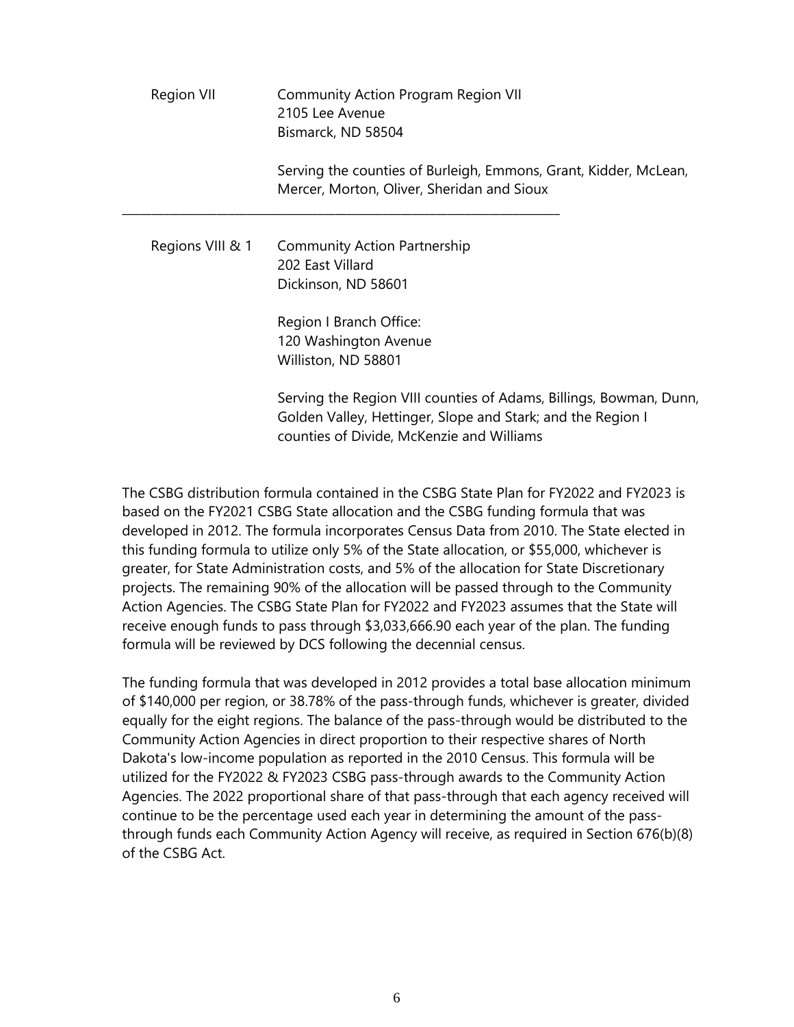| | |
|---|---|
| Region VII | Community Action Program Region VII<br>2105 Lee Avenue<br>Bismarck, ND 58504<br><br>Serving the counties of Burleigh, Emmons, Grant, Kidder, McLean, Mercer, Morton, Oliver, Sheridan and Sioux |
| Regions VIII & 1 | Community Action Partnership<br>202 East Villard<br>Dickinson, ND 58601<br><br>Region I Branch Office:<br>120 Washington Avenue<br>Williston, ND 58801<br><br>Serving the Region VIII counties of Adams, Billings, Bowman, Dunn, Golden Valley, Hettinger, Slope and Stark; and the Region I counties of Divide, McKenzie and Williams |

The CSBG distribution formula contained in the CSBG State Plan for FY2022 and FY2023 is based on the FY2021 CSBG State allocation and the CSBG funding formula that was developed in 2012. The formula incorporates Census Data from 2010. The State elected in this funding formula to utilize only 5% of the State allocation, or $55,000, whichever is greater, for State Administration costs, and 5% of the allocation for State Discretionary projects. The remaining 90% of the allocation will be passed through to the Community Action Agencies. The CSBG State Plan for FY2022 and FY2023 assumes that the State will receive enough funds to pass through $3,033,666.90 each year of the plan. The funding formula will be reviewed by DCS following the decennial census.

The funding formula that was developed in 2012 provides a total base allocation minimum of $140,000 per region, or 38.78% of the pass-through funds, whichever is greater, divided equally for the eight regions. The balance of the pass-through would be distributed to the Community Action Agencies in direct proportion to their respective shares of North Dakota's low-income population as reported in the 2010 Census. This formula will be utilized for the FY2022 & FY2023 CSBG pass-through awards to the Community Action Agencies. The 2022 proportional share of that pass-through that each agency received will continue to be the percentage used each year in determining the amount of the pass-through funds each Community Action Agency will receive, as required in Section 676(b)(8) of the CSBG Act.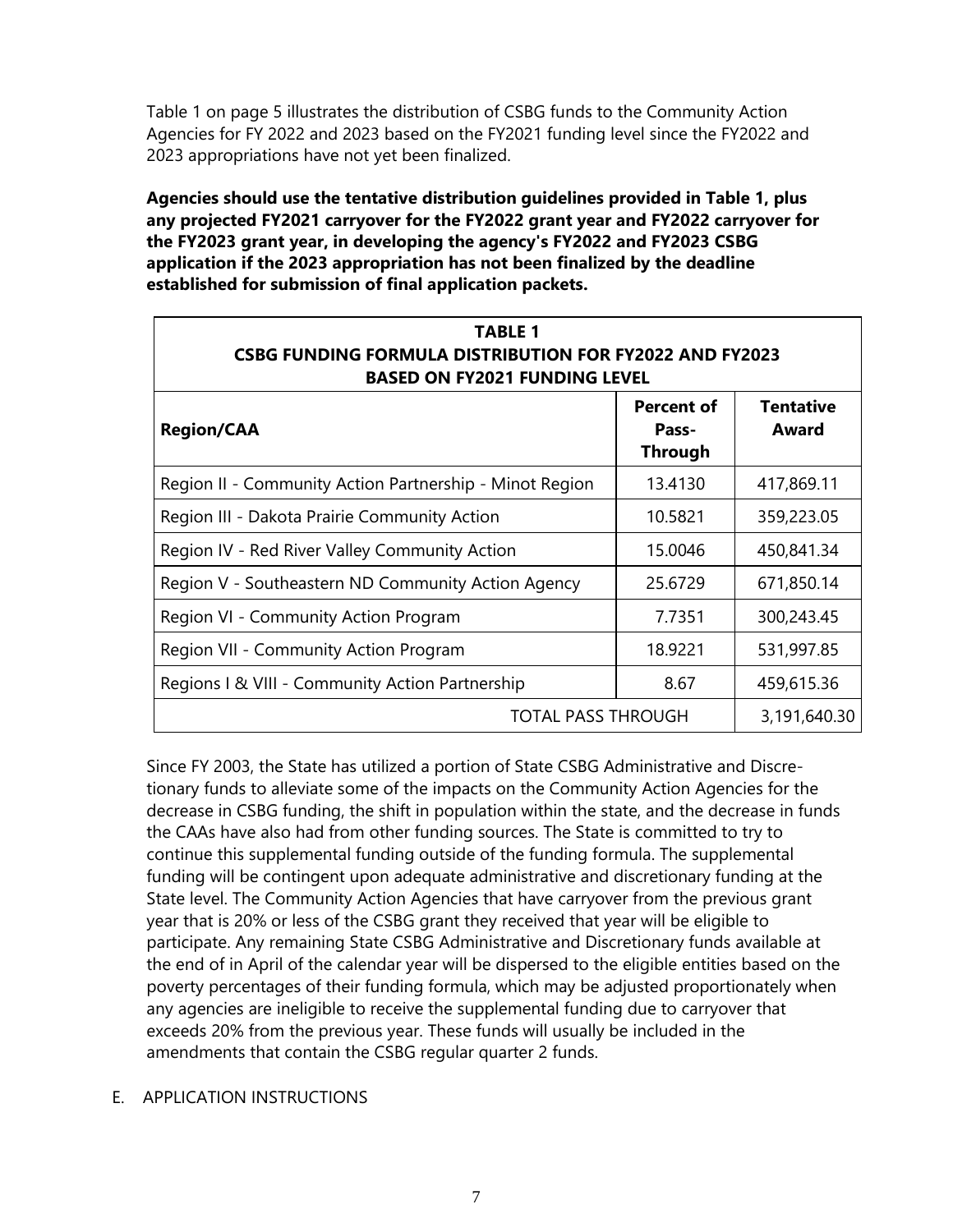Table 1 on page 5 illustrates the distribution of CSBG funds to the Community Action Agencies for FY 2022 and 2023 based on the FY2021 funding level since the FY2022 and 2023 appropriations have not yet been finalized.

**Agencies should use the tentative distribution guidelines provided in Table 1, plus any projected FY2021 carryover for the FY2022 grant year and FY2022 carryover for the FY2023 grant year, in developing the agency's FY2022 and FY2023 CSBG application if the 2023 appropriation has not been finalized by the deadline established for submission of final application packets.**

| **TABLE 1<br>CSBG FUNDING FORMULA DISTRIBUTION FOR FY2022 AND FY2023<br>BASED ON FY2021 FUNDING LEVEL** | | |
|---|---|---|
| **Region/CAA** | **Percent of Pass-Through** | **Tentative Award** |
| Region II - Community Action Partnership - Minot Region | 13.4130 | 417,869.11 |
| Region III - Dakota Prairie Community Action | 10.5821 | 359,223.05 |
| Region IV - Red River Valley Community Action | 15.0046 | 450,841.34 |
| Region V - Southeastern ND Community Action Agency | 25.6729 | 671,850.14 |
| Region VI - Community Action Program | 7.7351 | 300,243.45 |
| Region VII - Community Action Program | 18.9221 | 531,997.85 |
| Regions I & VIII - Community Action Partnership | 8.67 | 459,615.36 |
| TOTAL PASS THROUGH | | 3,191,640.30 |

Since FY 2003, the State has utilized a portion of State CSBG Administrative and Discretionary funds to alleviate some of the impacts on the Community Action Agencies for the decrease in CSBG funding, the shift in population within the state, and the decrease in funds the CAAs have also had from other funding sources. The State is committed to try to continue this supplemental funding outside of the funding formula. The supplemental funding will be contingent upon adequate administrative and discretionary funding at the State level. The Community Action Agencies that have carryover from the previous grant year that is 20% or less of the CSBG grant they received that year will be eligible to participate. Any remaining State CSBG Administrative and Discretionary funds available at the end of in April of the calendar year will be dispersed to the eligible entities based on the poverty percentages of their funding formula, which may be adjusted proportionately when any agencies are ineligible to receive the supplemental funding due to carryover that exceeds 20% from the previous year. These funds will usually be included in the amendments that contain the CSBG regular quarter 2 funds.

E. APPLICATION INSTRUCTIONS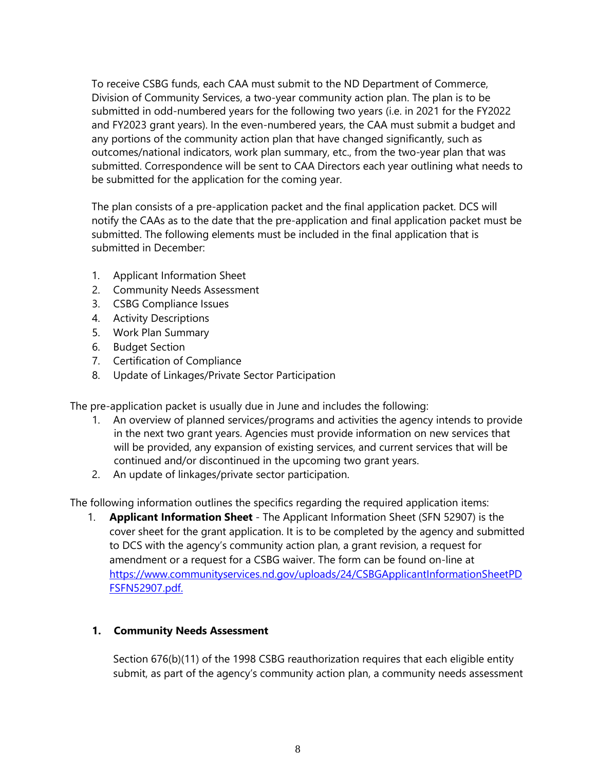To receive CSBG funds, each CAA must submit to the ND Department of Commerce, Division of Community Services, a two-year community action plan. The plan is to be submitted in odd-numbered years for the following two years (i.e. in 2021 for the FY2022 and FY2023 grant years). In the even-numbered years, the CAA must submit a budget and any portions of the community action plan that have changed significantly, such as outcomes/national indicators, work plan summary, etc., from the two-year plan that was submitted. Correspondence will be sent to CAA Directors each year outlining what needs to be submitted for the application for the coming year.

The plan consists of a pre-application packet and the final application packet. DCS will notify the CAAs as to the date that the pre-application and final application packet must be submitted. The following elements must be included in the final application that is submitted in December:

1. Applicant Information Sheet
2. Community Needs Assessment
3. CSBG Compliance Issues
4. Activity Descriptions
5. Work Plan Summary
6. Budget Section
7. Certification of Compliance
8. Update of Linkages/Private Sector Participation

The pre-application packet is usually due in June and includes the following:

1. An overview of planned services/programs and activities the agency intends to provide in the next two grant years. Agencies must provide information on new services that will be provided, any expansion of existing services, and current services that will be continued and/or discontinued in the upcoming two grant years.
2. An update of linkages/private sector participation.

The following information outlines the specifics regarding the required application items:

1. **Applicant Information Sheet** - The Applicant Information Sheet (SFN 52907) is the cover sheet for the grant application. It is to be completed by the agency and submitted to DCS with the agency's community action plan, a grant revision, a request for amendment or a request for a CSBG waiver. The form can be found on-line at https://www.communityservices.nd.gov/uploads/24/CSBGApplicantInformationSheetPDFSFN52907.pdf.

**1. Community Needs Assessment**

Section 676(b)(11) of the 1998 CSBG reauthorization requires that each eligible entity submit, as part of the agency's community action plan, a community needs assessment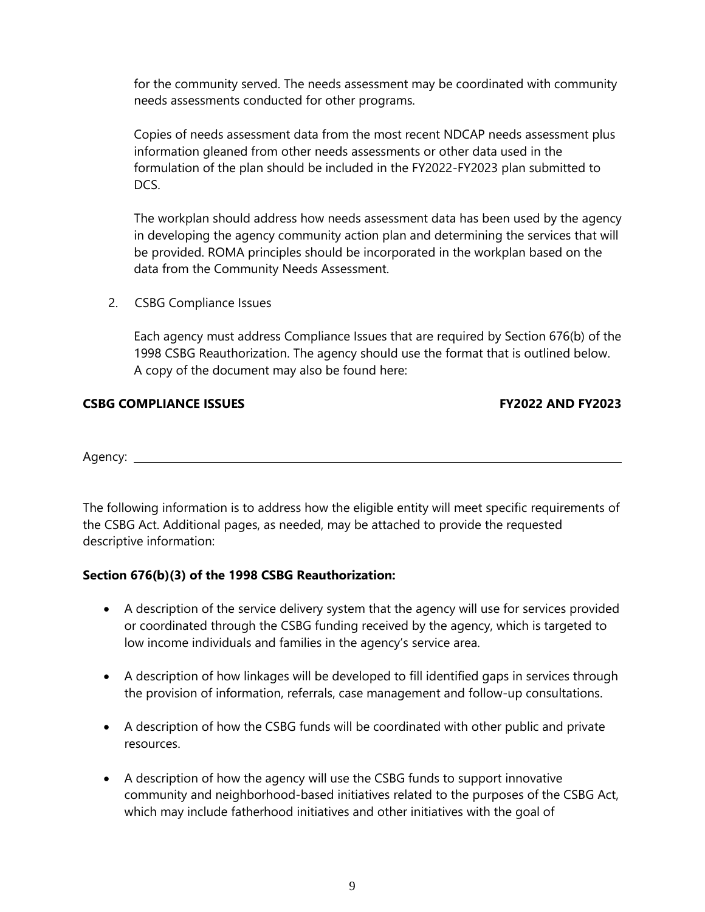for the community served. The needs assessment may be coordinated with community needs assessments conducted for other programs.

Copies of needs assessment data from the most recent NDCAP needs assessment plus information gleaned from other needs assessments or other data used in the formulation of the plan should be included in the FY2022-FY2023 plan submitted to DCS.

The workplan should address how needs assessment data has been used by the agency in developing the agency community action plan and determining the services that will be provided. ROMA principles should be incorporated in the workplan based on the data from the Community Needs Assessment.

2. CSBG Compliance Issues

   Each agency must address Compliance Issues that are required by Section 676(b) of the 1998 CSBG Reauthorization. The agency should use the format that is outlined below. A copy of the document may also be found here:

**CSBG COMPLIANCE ISSUES** **FY2022 AND FY2023**

Agency: ______________________________________________________________

The following information is to address how the eligible entity will meet specific requirements of the CSBG Act. Additional pages, as needed, may be attached to provide the requested descriptive information:

**Section 676(b)(3) of the 1998 CSBG Reauthorization:**

- A description of the service delivery system that the agency will use for services provided or coordinated through the CSBG funding received by the agency, which is targeted to low income individuals and families in the agency's service area.

- A description of how linkages will be developed to fill identified gaps in services through the provision of information, referrals, case management and follow-up consultations.

- A description of how the CSBG funds will be coordinated with other public and private resources.

- A description of how the agency will use the CSBG funds to support innovative community and neighborhood-based initiatives related to the purposes of the CSBG Act, which may include fatherhood initiatives and other initiatives with the goal of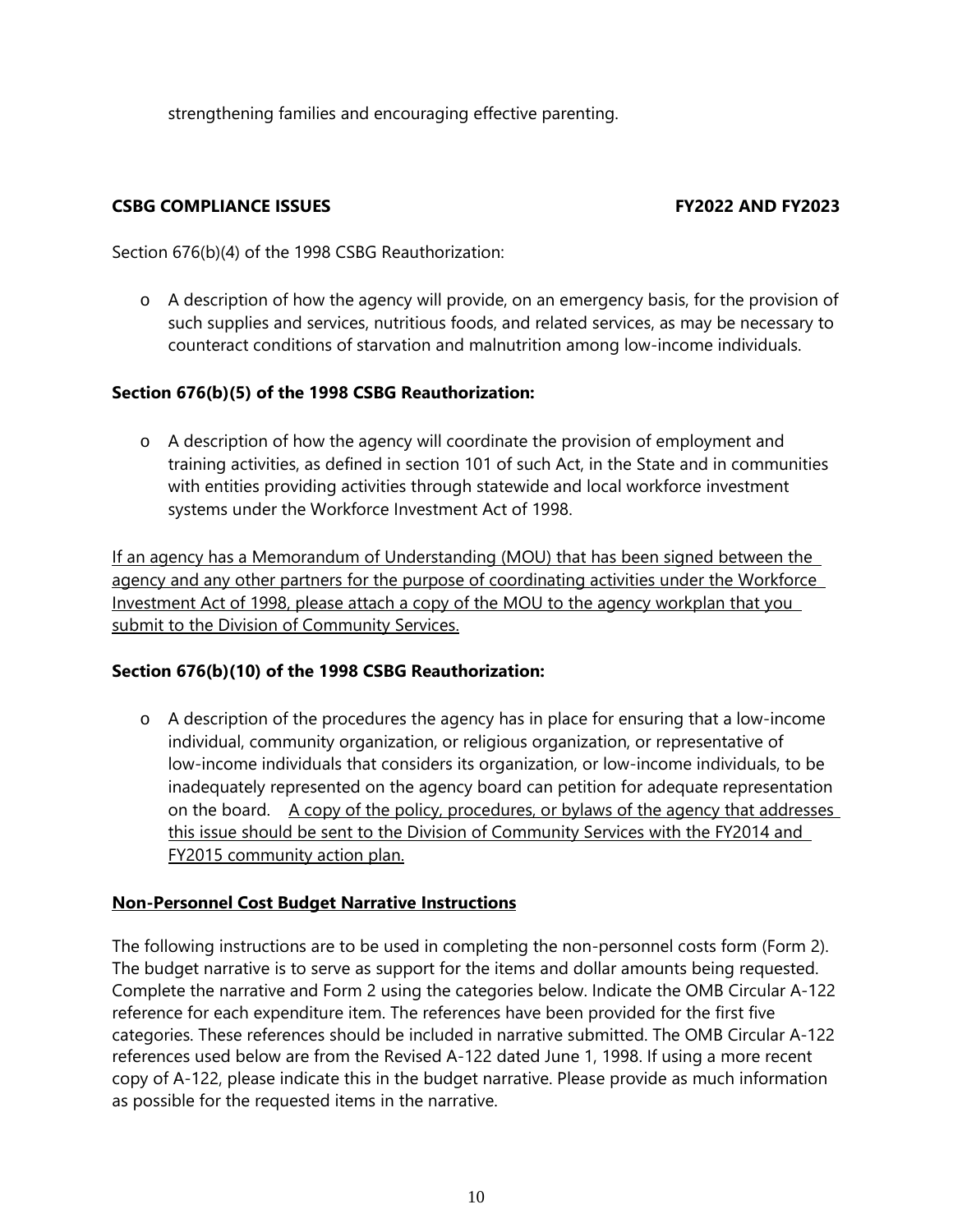strengthening families and encouraging effective parenting.

**CSBG COMPLIANCE ISSUES FY2022 AND FY2023**

Section 676(b)(4) of the 1998 CSBG Reauthorization:

- A description of how the agency will provide, on an emergency basis, for the provision of such supplies and services, nutritious foods, and related services, as may be necessary to counteract conditions of starvation and malnutrition among low-income individuals.

**Section 676(b)(5) of the 1998 CSBG Reauthorization:**

- A description of how the agency will coordinate the provision of employment and training activities, as defined in section 101 of such Act, in the State and in communities with entities providing activities through statewide and local workforce investment systems under the Workforce Investment Act of 1998.

<u>If an agency has a Memorandum of Understanding (MOU) that has been signed between the agency and any other partners for the purpose of coordinating activities under the Workforce Investment Act of 1998, please attach a copy of the MOU to the agency workplan that you submit to the Division of Community Services.</u>

**Section 676(b)(10) of the 1998 CSBG Reauthorization:**

- A description of the procedures the agency has in place for ensuring that a low-income individual, community organization, or religious organization, or representative of low-income individuals that considers its organization, or low-income individuals, to be inadequately represented on the agency board can petition for adequate representation on the board. <u>A copy of the policy, procedures, or bylaws of the agency that addresses this issue should be sent to the Division of Community Services with the FY2014 and FY2015 community action plan.</u>

**<u>Non-Personnel Cost Budget Narrative Instructions</u>**

The following instructions are to be used in completing the non-personnel costs form (Form 2). The budget narrative is to serve as support for the items and dollar amounts being requested. Complete the narrative and Form 2 using the categories below. Indicate the OMB Circular A-122 reference for each expenditure item. The references have been provided for the first five categories. These references should be included in narrative submitted. The OMB Circular A-122 references used below are from the Revised A-122 dated June 1, 1998. If using a more recent copy of A-122, please indicate this in the budget narrative. Please provide as much information as possible for the requested items in the narrative.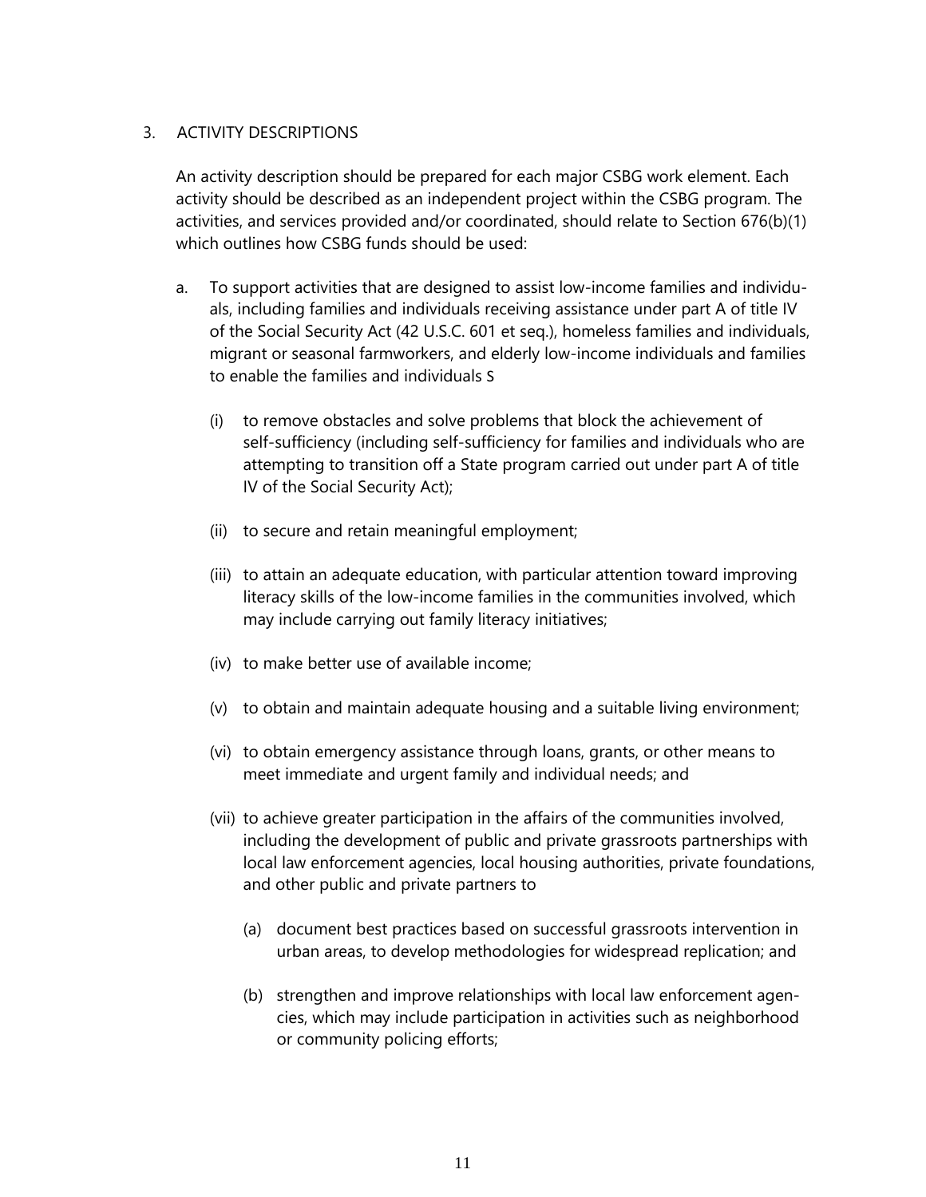3. ACTIVITY DESCRIPTIONS

   An activity description should be prepared for each major CSBG work element. Each activity should be described as an independent project within the CSBG program. The activities, and services provided and/or coordinated, should relate to Section 676(b)(1) which outlines how CSBG funds should be used:

   a. To support activities that are designed to assist low-income families and individuals, including families and individuals receiving assistance under part A of title IV of the Social Security Act (42 U.S.C. 601 et seq.), homeless families and individuals, migrant or seasonal farmworkers, and elderly low-income individuals and families to enable the families and individuals S

      (i) to remove obstacles and solve problems that block the achievement of self-sufficiency (including self-sufficiency for families and individuals who are attempting to transition off a State program carried out under part A of title IV of the Social Security Act);

      (ii) to secure and retain meaningful employment;

      (iii) to attain an adequate education, with particular attention toward improving literacy skills of the low-income families in the communities involved, which may include carrying out family literacy initiatives;

      (iv) to make better use of available income;

      (v) to obtain and maintain adequate housing and a suitable living environment;

      (vi) to obtain emergency assistance through loans, grants, or other means to meet immediate and urgent family and individual needs; and

      (vii) to achieve greater participation in the affairs of the communities involved, including the development of public and private grassroots partnerships with local law enforcement agencies, local housing authorities, private foundations, and other public and private partners to

         (a) document best practices based on successful grassroots intervention in urban areas, to develop methodologies for widespread replication; and

         (b) strengthen and improve relationships with local law enforcement agencies, which may include participation in activities such as neighborhood or community policing efforts;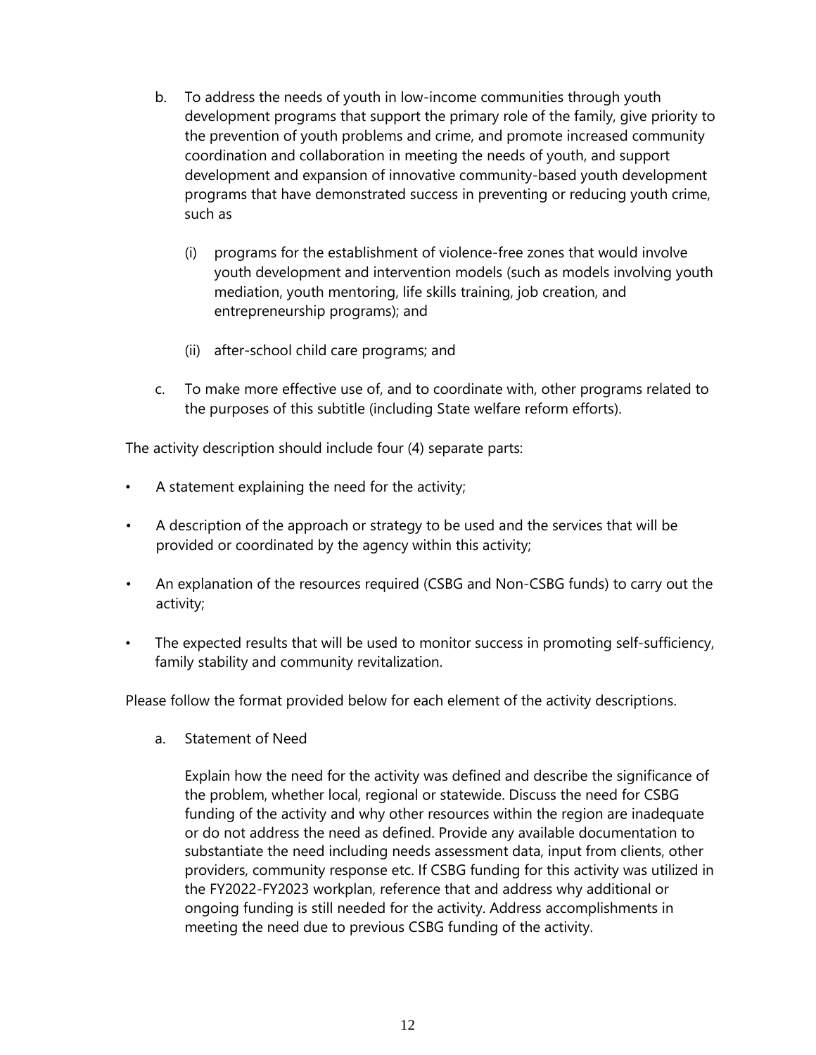b. To address the needs of youth in low-income communities through youth development programs that support the primary role of the family, give priority to the prevention of youth problems and crime, and promote increased community coordination and collaboration in meeting the needs of youth, and support development and expansion of innovative community-based youth development programs that have demonstrated success in preventing or reducing youth crime, such as

   (i) programs for the establishment of violence-free zones that would involve youth development and intervention models (such as models involving youth mediation, youth mentoring, life skills training, job creation, and entrepreneurship programs); and

   (ii) after-school child care programs; and

c. To make more effective use of, and to coordinate with, other programs related to the purposes of this subtitle (including State welfare reform efforts).

The activity description should include four (4) separate parts:

- A statement explaining the need for the activity;
- A description of the approach or strategy to be used and the services that will be provided or coordinated by the agency within this activity;
- An explanation of the resources required (CSBG and Non-CSBG funds) to carry out the activity;
- The expected results that will be used to monitor success in promoting self-sufficiency, family stability and community revitalization.

Please follow the format provided below for each element of the activity descriptions.

a. Statement of Need

   Explain how the need for the activity was defined and describe the significance of the problem, whether local, regional or statewide. Discuss the need for CSBG funding of the activity and why other resources within the region are inadequate or do not address the need as defined. Provide any available documentation to substantiate the need including needs assessment data, input from clients, other providers, community response etc. If CSBG funding for this activity was utilized in the FY2022-FY2023 workplan, reference that and address why additional or ongoing funding is still needed for the activity. Address accomplishments in meeting the need due to previous CSBG funding of the activity.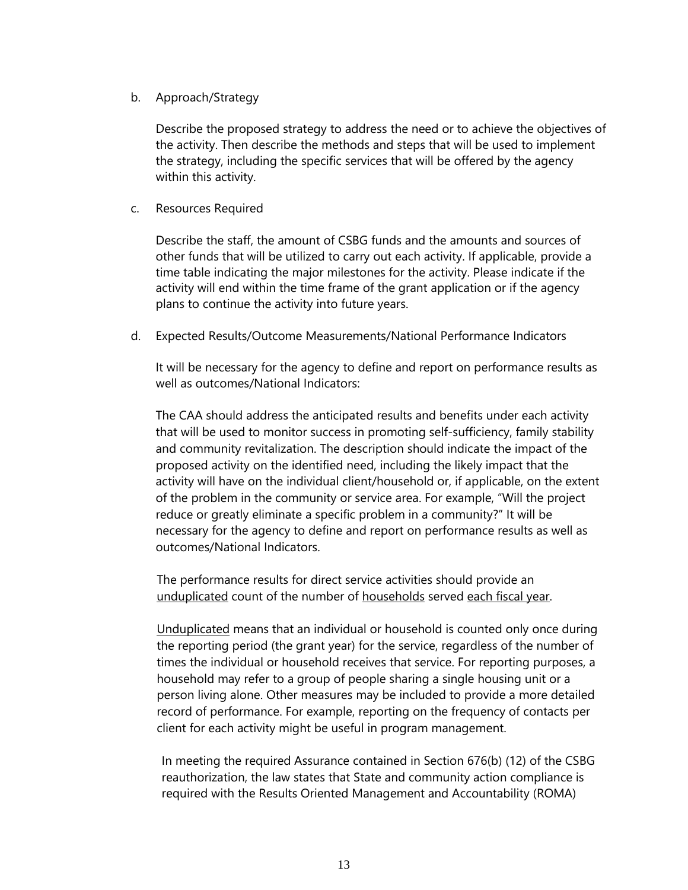b. Approach/Strategy

Describe the proposed strategy to address the need or to achieve the objectives of the activity. Then describe the methods and steps that will be used to implement the strategy, including the specific services that will be offered by the agency within this activity.

c. Resources Required

Describe the staff, the amount of CSBG funds and the amounts and sources of other funds that will be utilized to carry out each activity. If applicable, provide a time table indicating the major milestones for the activity. Please indicate if the activity will end within the time frame of the grant application or if the agency plans to continue the activity into future years.

d. Expected Results/Outcome Measurements/National Performance Indicators

It will be necessary for the agency to define and report on performance results as well as outcomes/National Indicators:

The CAA should address the anticipated results and benefits under each activity that will be used to monitor success in promoting self-sufficiency, family stability and community revitalization. The description should indicate the impact of the proposed activity on the identified need, including the likely impact that the activity will have on the individual client/household or, if applicable, on the extent of the problem in the community or service area. For example, "Will the project reduce or greatly eliminate a specific problem in a community?" It will be necessary for the agency to define and report on performance results as well as outcomes/National Indicators.

The performance results for direct service activities should provide an <u>unduplicated</u> count of the number of <u>households</u> served <u>each fiscal year</u>.

<u>Unduplicated</u> means that an individual or household is counted only once during the reporting period (the grant year) for the service, regardless of the number of times the individual or household receives that service. For reporting purposes, a household may refer to a group of people sharing a single housing unit or a person living alone. Other measures may be included to provide a more detailed record of performance. For example, reporting on the frequency of contacts per client for each activity might be useful in program management.

In meeting the required Assurance contained in Section 676(b) (12) of the CSBG reauthorization, the law states that State and community action compliance is required with the Results Oriented Management and Accountability (ROMA)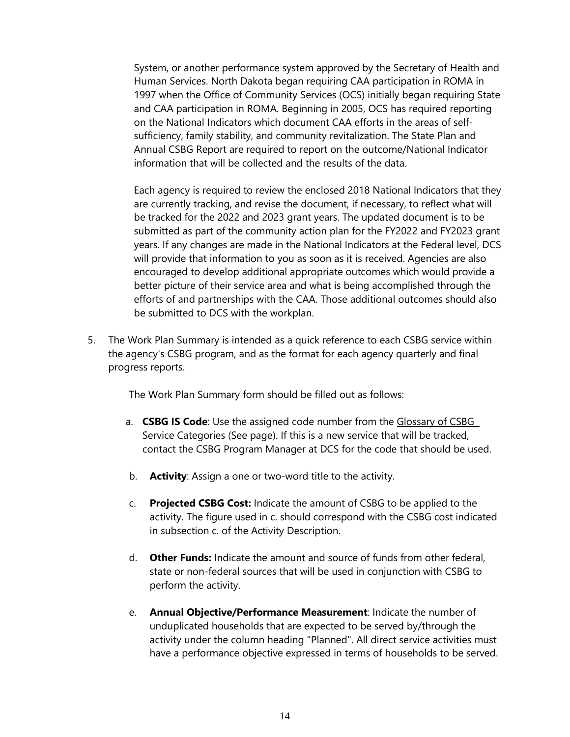System, or another performance system approved by the Secretary of Health and Human Services. North Dakota began requiring CAA participation in ROMA in 1997 when the Office of Community Services (OCS) initially began requiring State and CAA participation in ROMA. Beginning in 2005, OCS has required reporting on the National Indicators which document CAA efforts in the areas of self-sufficiency, family stability, and community revitalization. The State Plan and Annual CSBG Report are required to report on the outcome/National Indicator information that will be collected and the results of the data.

Each agency is required to review the enclosed 2018 National Indicators that they are currently tracking, and revise the document, if necessary, to reflect what will be tracked for the 2022 and 2023 grant years. The updated document is to be submitted as part of the community action plan for the FY2022 and FY2023 grant years. If any changes are made in the National Indicators at the Federal level, DCS will provide that information to you as soon as it is received. Agencies are also encouraged to develop additional appropriate outcomes which would provide a better picture of their service area and what is being accomplished through the efforts of and partnerships with the CAA. Those additional outcomes should also be submitted to DCS with the workplan.

5. The Work Plan Summary is intended as a quick reference to each CSBG service within the agency's CSBG program, and as the format for each agency quarterly and final progress reports.

   The Work Plan Summary form should be filled out as follows:

   a. **CSBG IS Code**: Use the assigned code number from the Glossary of CSBG Service Categories (See page). If this is a new service that will be tracked, contact the CSBG Program Manager at DCS for the code that should be used.

   b. **Activity**: Assign a one or two-word title to the activity.

   c. **Projected CSBG Cost:** Indicate the amount of CSBG to be applied to the activity. The figure used in c. should correspond with the CSBG cost indicated in subsection c. of the Activity Description.

   d. **Other Funds:** Indicate the amount and source of funds from other federal, state or non-federal sources that will be used in conjunction with CSBG to perform the activity.

   e. **Annual Objective/Performance Measurement**: Indicate the number of unduplicated households that are expected to be served by/through the activity under the column heading "Planned". All direct service activities must have a performance objective expressed in terms of households to be served.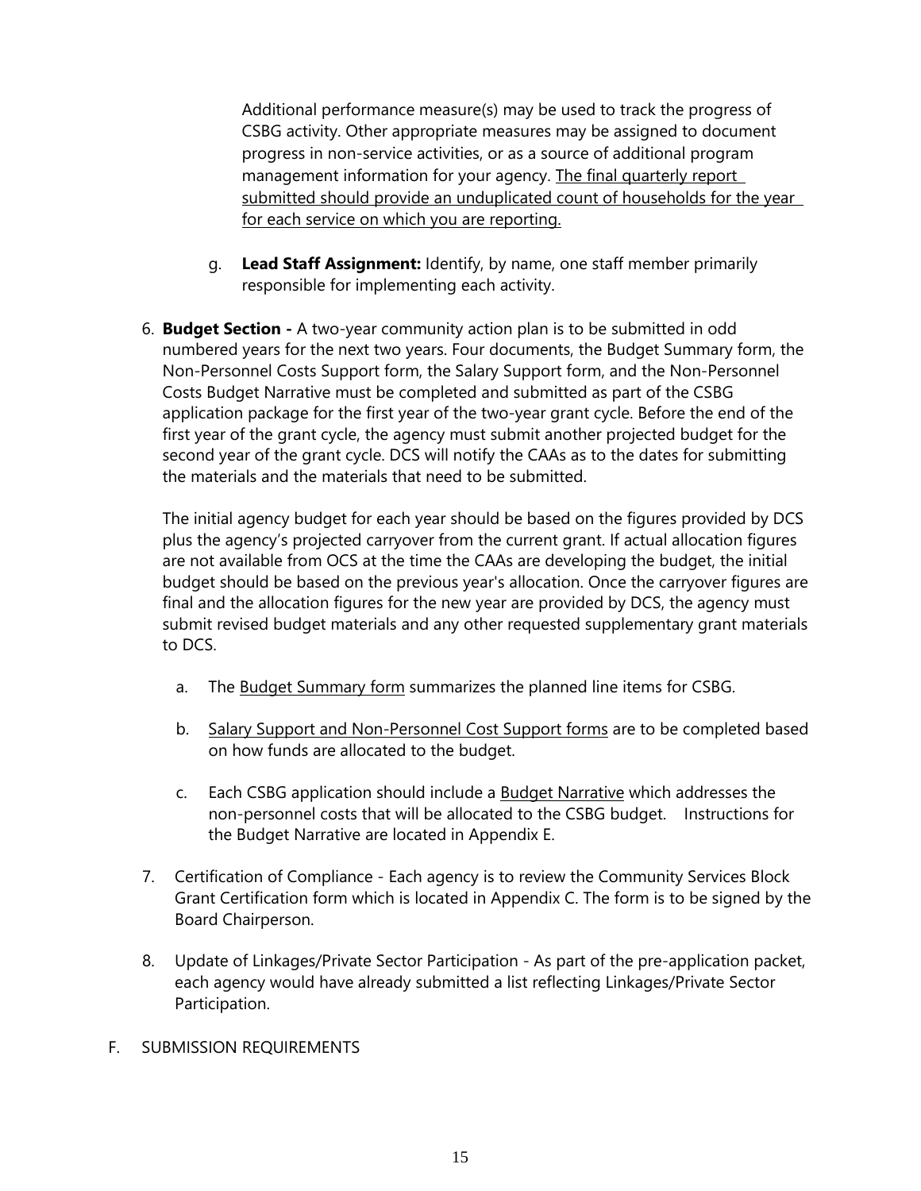Additional performance measure(s) may be used to track the progress of CSBG activity. Other appropriate measures may be assigned to document progress in non-service activities, or as a source of additional program management information for your agency. <u>The final quarterly report submitted should provide an unduplicated count of households for the year for each service on which you are reporting.</u>

g. **Lead Staff Assignment:** Identify, by name, one staff member primarily responsible for implementing each activity.

6. **Budget Section -** A two-year community action plan is to be submitted in odd numbered years for the next two years. Four documents, the Budget Summary form, the Non-Personnel Costs Support form, the Salary Support form, and the Non-Personnel Costs Budget Narrative must be completed and submitted as part of the CSBG application package for the first year of the two-year grant cycle. Before the end of the first year of the grant cycle, the agency must submit another projected budget for the second year of the grant cycle. DCS will notify the CAAs as to the dates for submitting the materials and the materials that need to be submitted.

   The initial agency budget for each year should be based on the figures provided by DCS plus the agency's projected carryover from the current grant. If actual allocation figures are not available from OCS at the time the CAAs are developing the budget, the initial budget should be based on the previous year's allocation. Once the carryover figures are final and the allocation figures for the new year are provided by DCS, the agency must submit revised budget materials and any other requested supplementary grant materials to DCS.

   a. The <u>Budget Summary form</u> summarizes the planned line items for CSBG.

   b. <u>Salary Support and Non-Personnel Cost Support forms</u> are to be completed based on how funds are allocated to the budget.

   c. Each CSBG application should include a <u>Budget Narrative</u> which addresses the non-personnel costs that will be allocated to the CSBG budget. Instructions for the Budget Narrative are located in Appendix E.

7. Certification of Compliance - Each agency is to review the Community Services Block Grant Certification form which is located in Appendix C. The form is to be signed by the Board Chairperson.

8. Update of Linkages/Private Sector Participation - As part of the pre-application packet, each agency would have already submitted a list reflecting Linkages/Private Sector Participation.

F. SUBMISSION REQUIREMENTS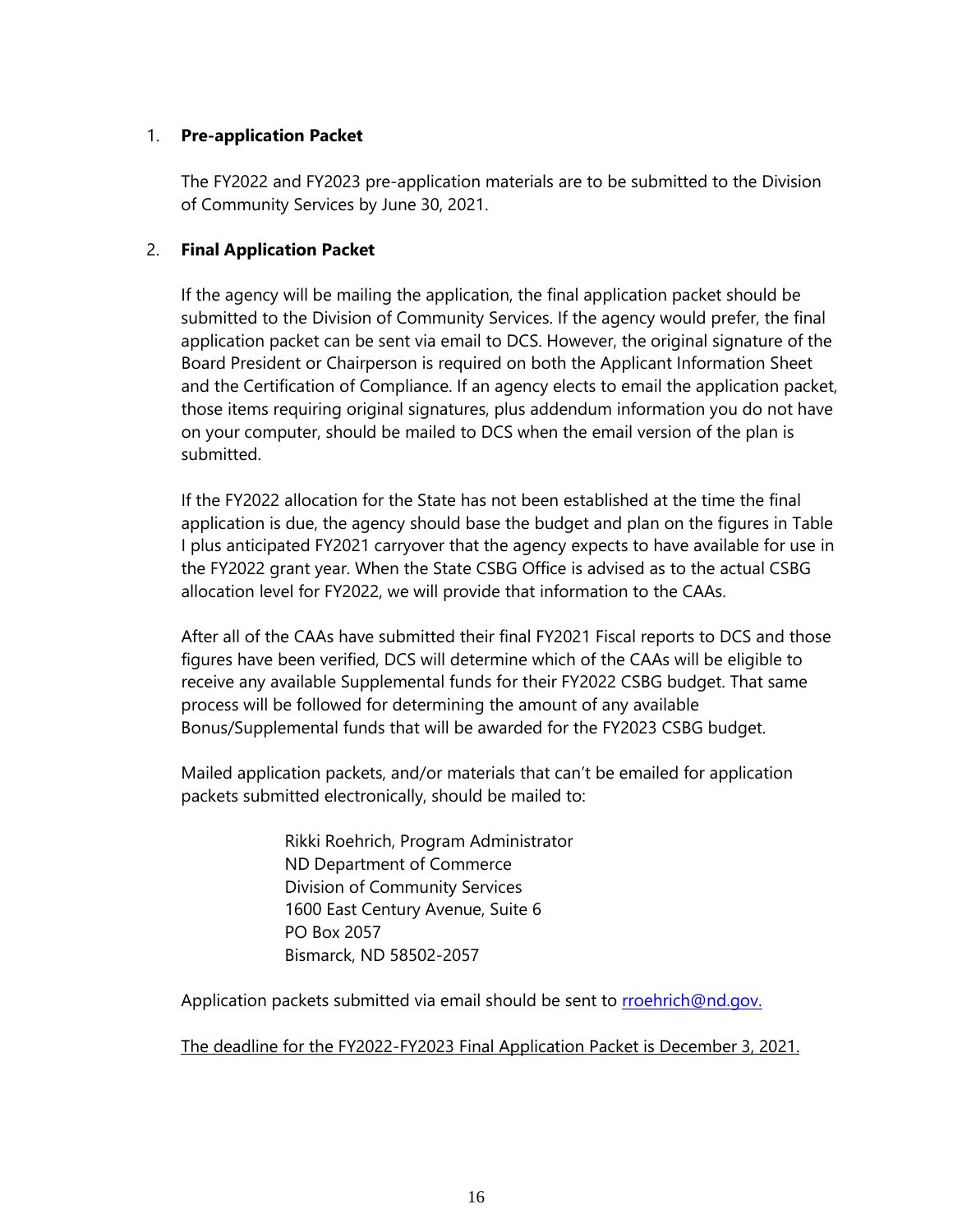1. **Pre-application Packet**

   The FY2022 and FY2023 pre-application materials are to be submitted to the Division of Community Services by June 30, 2021.

2. **Final Application Packet**

   If the agency will be mailing the application, the final application packet should be submitted to the Division of Community Services. If the agency would prefer, the final application packet can be sent via email to DCS. However, the original signature of the Board President or Chairperson is required on both the Applicant Information Sheet and the Certification of Compliance. If an agency elects to email the application packet, those items requiring original signatures, plus addendum information you do not have on your computer, should be mailed to DCS when the email version of the plan is submitted.

   If the FY2022 allocation for the State has not been established at the time the final application is due, the agency should base the budget and plan on the figures in Table I plus anticipated FY2021 carryover that the agency expects to have available for use in the FY2022 grant year. When the State CSBG Office is advised as to the actual CSBG allocation level for FY2022, we will provide that information to the CAAs.

   After all of the CAAs have submitted their final FY2021 Fiscal reports to DCS and those figures have been verified, DCS will determine which of the CAAs will be eligible to receive any available Supplemental funds for their FY2022 CSBG budget. That same process will be followed for determining the amount of any available Bonus/Supplemental funds that will be awarded for the FY2023 CSBG budget.

   Mailed application packets, and/or materials that can't be emailed for application packets submitted electronically, should be mailed to:

   Rikki Roehrich, Program Administrator
   ND Department of Commerce
   Division of Community Services
   1600 East Century Avenue, Suite 6
   PO Box 2057
   Bismarck, ND 58502-2057

   Application packets submitted via email should be sent to rroehrich@nd.gov.

   <u>The deadline for the FY2022-FY2023 Final Application Packet is December 3, 2021.</u>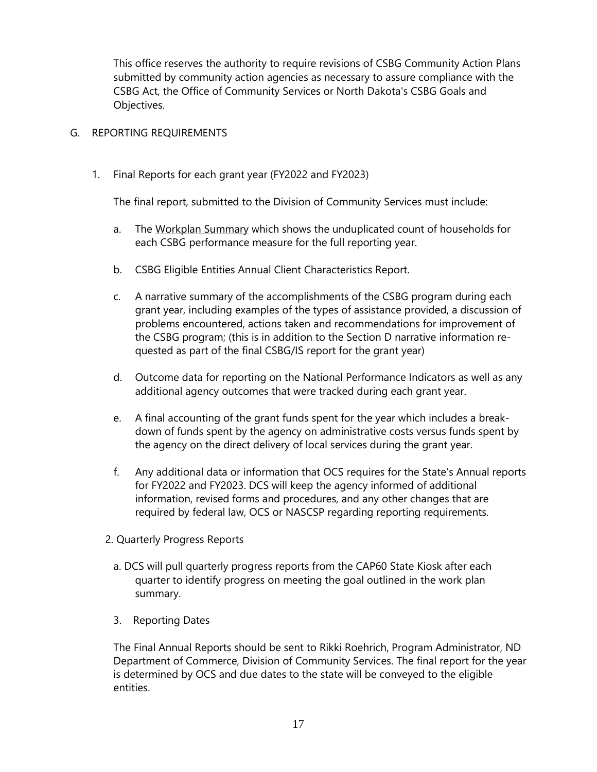This office reserves the authority to require revisions of CSBG Community Action Plans submitted by community action agencies as necessary to assure compliance with the CSBG Act, the Office of Community Services or North Dakota's CSBG Goals and Objectives.

G. REPORTING REQUIREMENTS

1. Final Reports for each grant year (FY2022 and FY2023)

   The final report, submitted to the Division of Community Services must include:

   a. The Workplan Summary which shows the unduplicated count of households for each CSBG performance measure for the full reporting year.

   b. CSBG Eligible Entities Annual Client Characteristics Report.

   c. A narrative summary of the accomplishments of the CSBG program during each grant year, including examples of the types of assistance provided, a discussion of problems encountered, actions taken and recommendations for improvement of the CSBG program; (this is in addition to the Section D narrative information requested as part of the final CSBG/IS report for the grant year)

   d. Outcome data for reporting on the National Performance Indicators as well as any additional agency outcomes that were tracked during each grant year.

   e. A final accounting of the grant funds spent for the year which includes a breakdown of funds spent by the agency on administrative costs versus funds spent by the agency on the direct delivery of local services during the grant year.

   f. Any additional data or information that OCS requires for the State's Annual reports for FY2022 and FY2023. DCS will keep the agency informed of additional information, revised forms and procedures, and any other changes that are required by federal law, OCS or NASCSP regarding reporting requirements.

2. Quarterly Progress Reports

   a. DCS will pull quarterly progress reports from the CAP60 State Kiosk after each quarter to identify progress on meeting the goal outlined in the work plan summary.

3. Reporting Dates

   The Final Annual Reports should be sent to Rikki Roehrich, Program Administrator, ND Department of Commerce, Division of Community Services. The final report for the year is determined by OCS and due dates to the state will be conveyed to the eligible entities.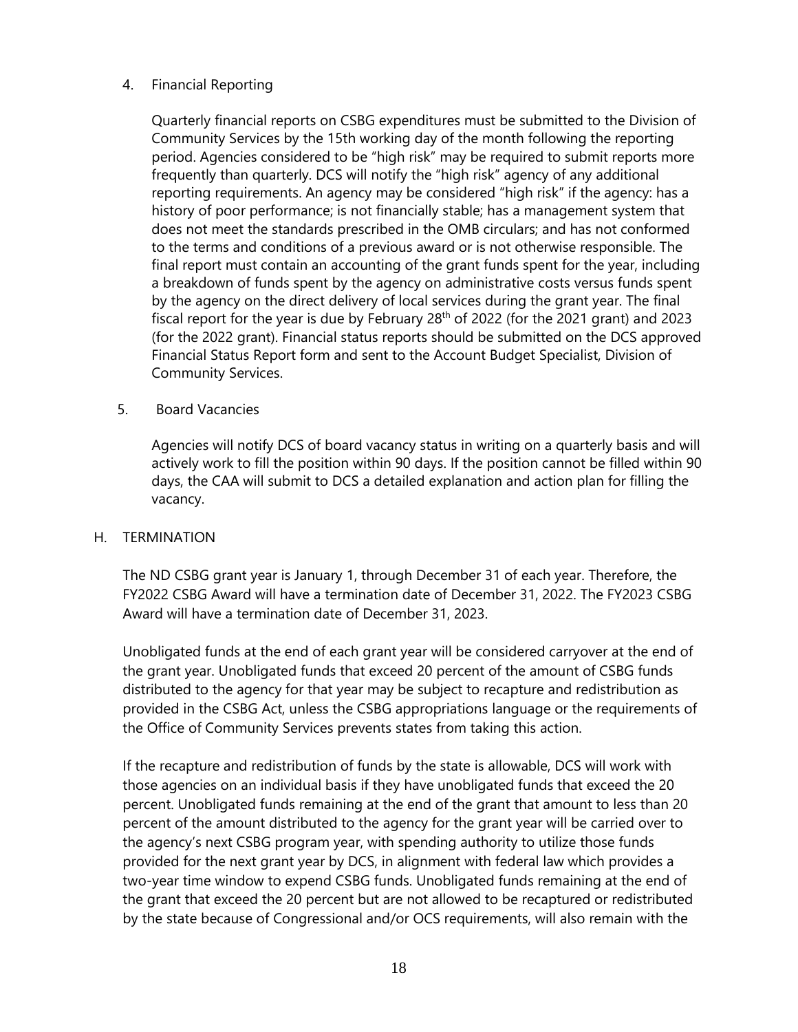4. Financial Reporting

   Quarterly financial reports on CSBG expenditures must be submitted to the Division of Community Services by the 15th working day of the month following the reporting period. Agencies considered to be "high risk" may be required to submit reports more frequently than quarterly. DCS will notify the "high risk" agency of any additional reporting requirements. An agency may be considered "high risk" if the agency: has a history of poor performance; is not financially stable; has a management system that does not meet the standards prescribed in the OMB circulars; and has not conformed to the terms and conditions of a previous award or is not otherwise responsible. The final report must contain an accounting of the grant funds spent for the year, including a breakdown of funds spent by the agency on administrative costs versus funds spent by the agency on the direct delivery of local services during the grant year. The final fiscal report for the year is due by February 28th of 2022 (for the 2021 grant) and 2023 (for the 2022 grant). Financial status reports should be submitted on the DCS approved Financial Status Report form and sent to the Account Budget Specialist, Division of Community Services.

5. Board Vacancies

   Agencies will notify DCS of board vacancy status in writing on a quarterly basis and will actively work to fill the position within 90 days. If the position cannot be filled within 90 days, the CAA will submit to DCS a detailed explanation and action plan for filling the vacancy.

H. TERMINATION

The ND CSBG grant year is January 1, through December 31 of each year. Therefore, the FY2022 CSBG Award will have a termination date of December 31, 2022. The FY2023 CSBG Award will have a termination date of December 31, 2023.

Unobligated funds at the end of each grant year will be considered carryover at the end of the grant year. Unobligated funds that exceed 20 percent of the amount of CSBG funds distributed to the agency for that year may be subject to recapture and redistribution as provided in the CSBG Act, unless the CSBG appropriations language or the requirements of the Office of Community Services prevents states from taking this action.

If the recapture and redistribution of funds by the state is allowable, DCS will work with those agencies on an individual basis if they have unobligated funds that exceed the 20 percent. Unobligated funds remaining at the end of the grant that amount to less than 20 percent of the amount distributed to the agency for the grant year will be carried over to the agency's next CSBG program year, with spending authority to utilize those funds provided for the next grant year by DCS, in alignment with federal law which provides a two-year time window to expend CSBG funds. Unobligated funds remaining at the end of the grant that exceed the 20 percent but are not allowed to be recaptured or redistributed by the state because of Congressional and/or OCS requirements, will also remain with the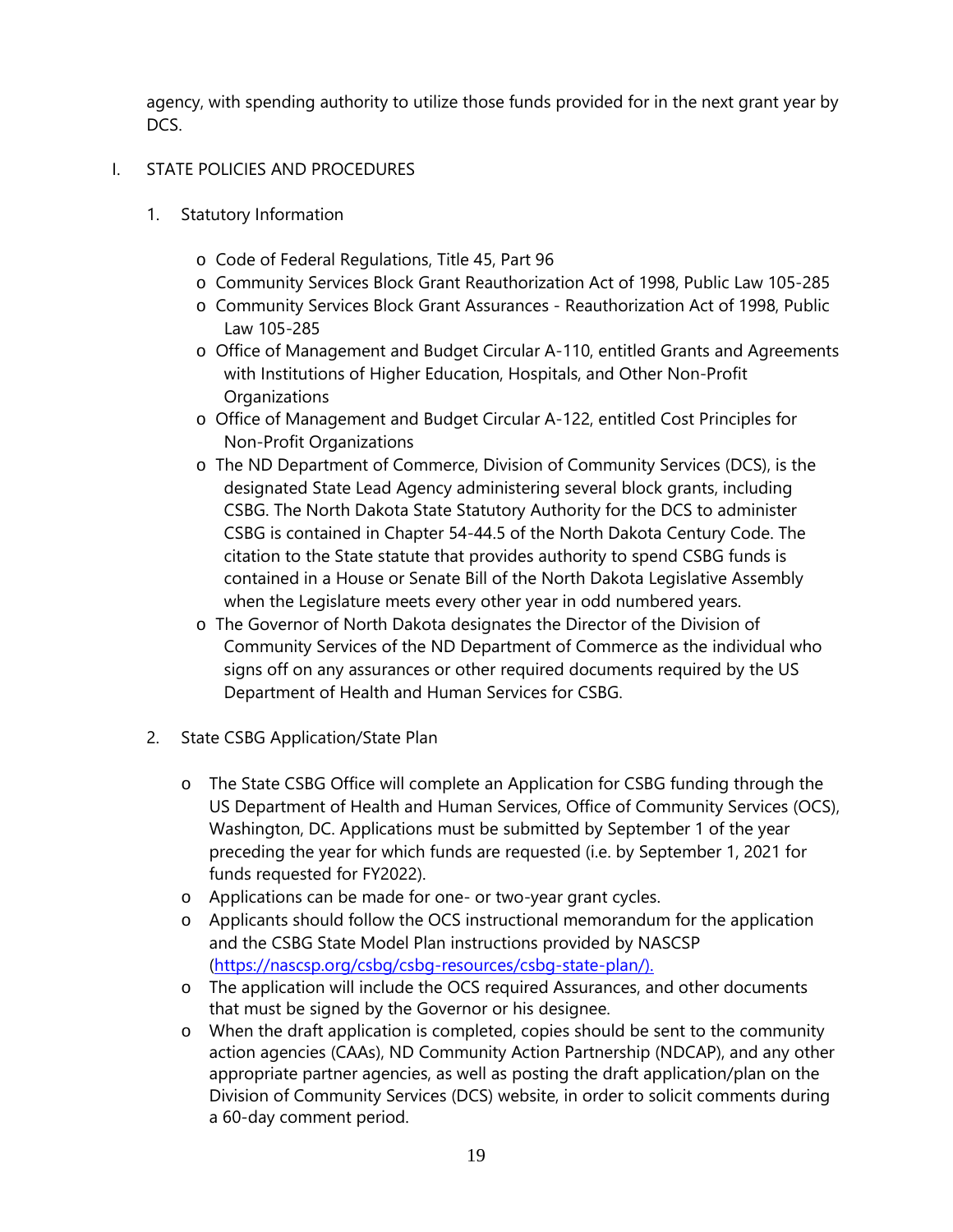agency, with spending authority to utilize those funds provided for in the next grant year by DCS.

I. STATE POLICIES AND PROCEDURES

1. Statutory Information

   - Code of Federal Regulations, Title 45, Part 96
   - Community Services Block Grant Reauthorization Act of 1998, Public Law 105-285
   - Community Services Block Grant Assurances - Reauthorization Act of 1998, Public Law 105-285
   - Office of Management and Budget Circular A-110, entitled Grants and Agreements with Institutions of Higher Education, Hospitals, and Other Non-Profit Organizations
   - Office of Management and Budget Circular A-122, entitled Cost Principles for Non-Profit Organizations
   - The ND Department of Commerce, Division of Community Services (DCS), is the designated State Lead Agency administering several block grants, including CSBG. The North Dakota State Statutory Authority for the DCS to administer CSBG is contained in Chapter 54-44.5 of the North Dakota Century Code. The citation to the State statute that provides authority to spend CSBG funds is contained in a House or Senate Bill of the North Dakota Legislative Assembly when the Legislature meets every other year in odd numbered years.
   - The Governor of North Dakota designates the Director of the Division of Community Services of the ND Department of Commerce as the individual who signs off on any assurances or other required documents required by the US Department of Health and Human Services for CSBG.

2. State CSBG Application/State Plan

   - The State CSBG Office will complete an Application for CSBG funding through the US Department of Health and Human Services, Office of Community Services (OCS), Washington, DC. Applications must be submitted by September 1 of the year preceding the year for which funds are requested (i.e. by September 1, 2021 for funds requested for FY2022).
   - Applications can be made for one- or two-year grant cycles.
   - Applicants should follow the OCS instructional memorandum for the application and the CSBG State Model Plan instructions provided by NASCSP (https://nascsp.org/csbg/csbg-resources/csbg-state-plan/).
   - The application will include the OCS required Assurances, and other documents that must be signed by the Governor or his designee.
   - When the draft application is completed, copies should be sent to the community action agencies (CAAs), ND Community Action Partnership (NDCAP), and any other appropriate partner agencies, as well as posting the draft application/plan on the Division of Community Services (DCS) website, in order to solicit comments during a 60-day comment period.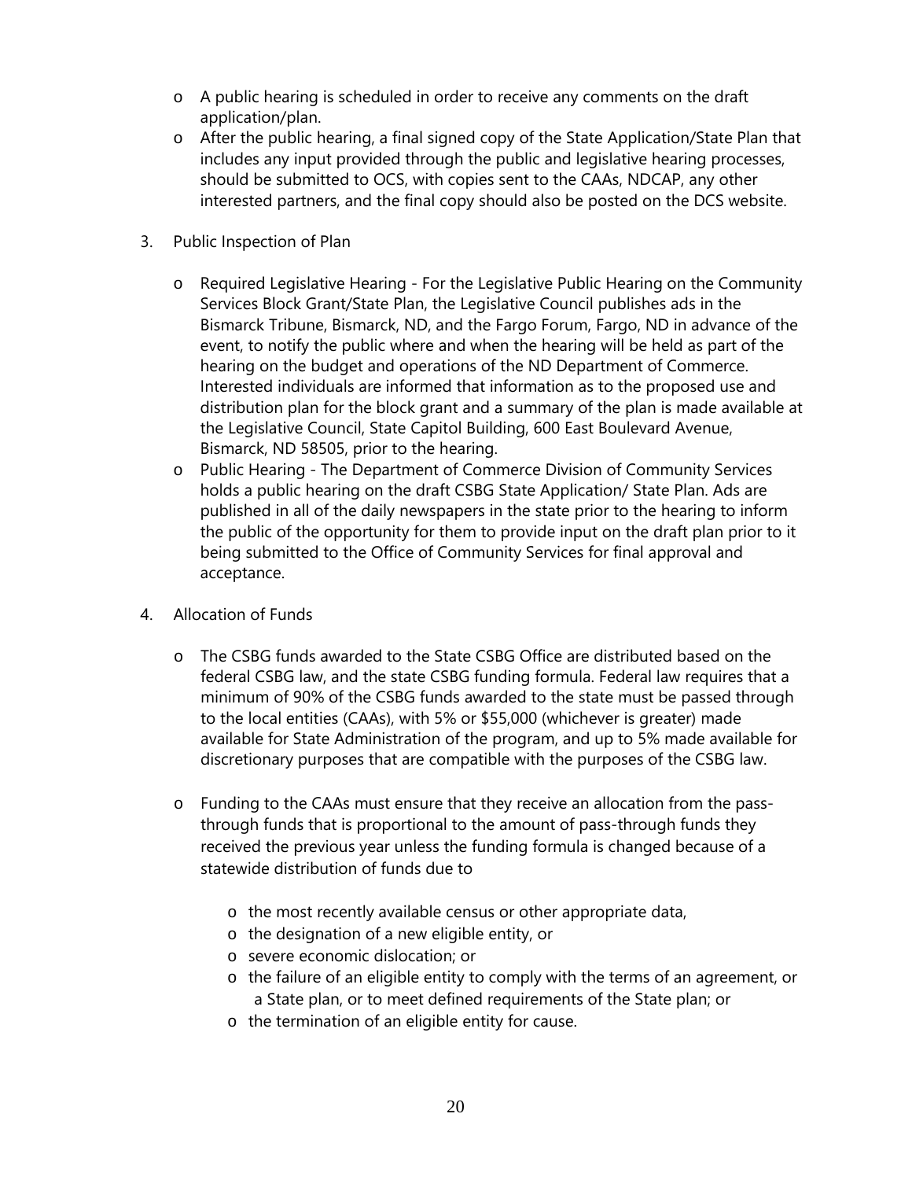- A public hearing is scheduled in order to receive any comments on the draft application/plan.
- After the public hearing, a final signed copy of the State Application/State Plan that includes any input provided through the public and legislative hearing processes, should be submitted to OCS, with copies sent to the CAAs, NDCAP, any other interested partners, and the final copy should also be posted on the DCS website.

3. Public Inspection of Plan

   - Required Legislative Hearing - For the Legislative Public Hearing on the Community Services Block Grant/State Plan, the Legislative Council publishes ads in the Bismarck Tribune, Bismarck, ND, and the Fargo Forum, Fargo, ND in advance of the event, to notify the public where and when the hearing will be held as part of the hearing on the budget and operations of the ND Department of Commerce. Interested individuals are informed that information as to the proposed use and distribution plan for the block grant and a summary of the plan is made available at the Legislative Council, State Capitol Building, 600 East Boulevard Avenue, Bismarck, ND 58505, prior to the hearing.
   - Public Hearing - The Department of Commerce Division of Community Services holds a public hearing on the draft CSBG State Application/ State Plan. Ads are published in all of the daily newspapers in the state prior to the hearing to inform the public of the opportunity for them to provide input on the draft plan prior to it being submitted to the Office of Community Services for final approval and acceptance.

4. Allocation of Funds

   - The CSBG funds awarded to the State CSBG Office are distributed based on the federal CSBG law, and the state CSBG funding formula. Federal law requires that a minimum of 90% of the CSBG funds awarded to the state must be passed through to the local entities (CAAs), with 5% or $55,000 (whichever is greater) made available for State Administration of the program, and up to 5% made available for discretionary purposes that are compatible with the purposes of the CSBG law.

   - Funding to the CAAs must ensure that they receive an allocation from the pass-through funds that is proportional to the amount of pass-through funds they received the previous year unless the funding formula is changed because of a statewide distribution of funds due to

     - the most recently available census or other appropriate data,
     - the designation of a new eligible entity, or
     - severe economic dislocation; or
     - the failure of an eligible entity to comply with the terms of an agreement, or a State plan, or to meet defined requirements of the State plan; or
     - the termination of an eligible entity for cause.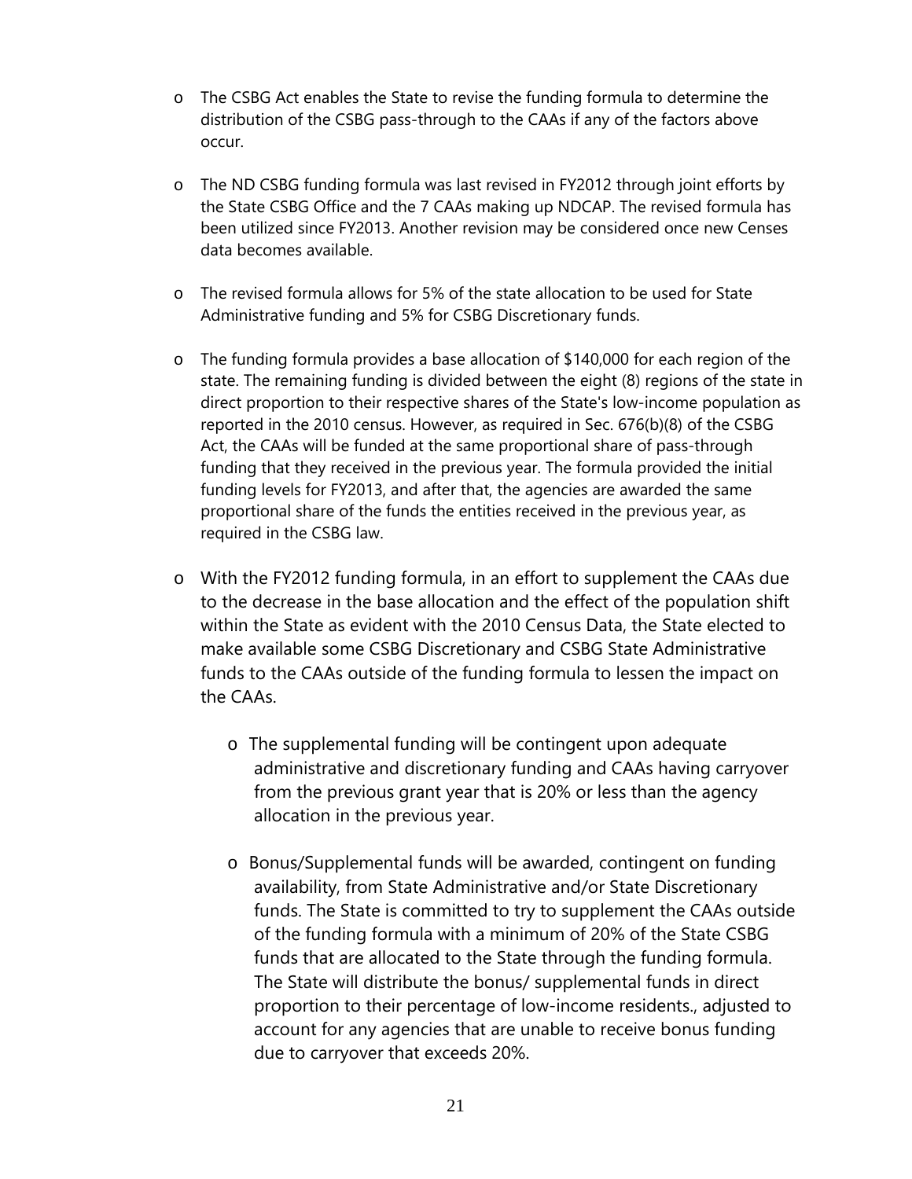- The CSBG Act enables the State to revise the funding formula to determine the distribution of the CSBG pass-through to the CAAs if any of the factors above occur.

- The ND CSBG funding formula was last revised in FY2012 through joint efforts by the State CSBG Office and the 7 CAAs making up NDCAP. The revised formula has been utilized since FY2013. Another revision may be considered once new Censes data becomes available.

- The revised formula allows for 5% of the state allocation to be used for State Administrative funding and 5% for CSBG Discretionary funds.

- The funding formula provides a base allocation of $140,000 for each region of the state. The remaining funding is divided between the eight (8) regions of the state in direct proportion to their respective shares of the State's low-income population as reported in the 2010 census. However, as required in Sec. 676(b)(8) of the CSBG Act, the CAAs will be funded at the same proportional share of pass-through funding that they received in the previous year. The formula provided the initial funding levels for FY2013, and after that, the agencies are awarded the same proportional share of the funds the entities received in the previous year, as required in the CSBG law.

- With the FY2012 funding formula, in an effort to supplement the CAAs due to the decrease in the base allocation and the effect of the population shift within the State as evident with the 2010 Census Data, the State elected to make available some CSBG Discretionary and CSBG State Administrative funds to the CAAs outside of the funding formula to lessen the impact on the CAAs.

    - The supplemental funding will be contingent upon adequate administrative and discretionary funding and CAAs having carryover from the previous grant year that is 20% or less than the agency allocation in the previous year.

    - Bonus/Supplemental funds will be awarded, contingent on funding availability, from State Administrative and/or State Discretionary funds. The State is committed to try to supplement the CAAs outside of the funding formula with a minimum of 20% of the State CSBG funds that are allocated to the State through the funding formula. The State will distribute the bonus/ supplemental funds in direct proportion to their percentage of low-income residents., adjusted to account for any agencies that are unable to receive bonus funding due to carryover that exceeds 20%.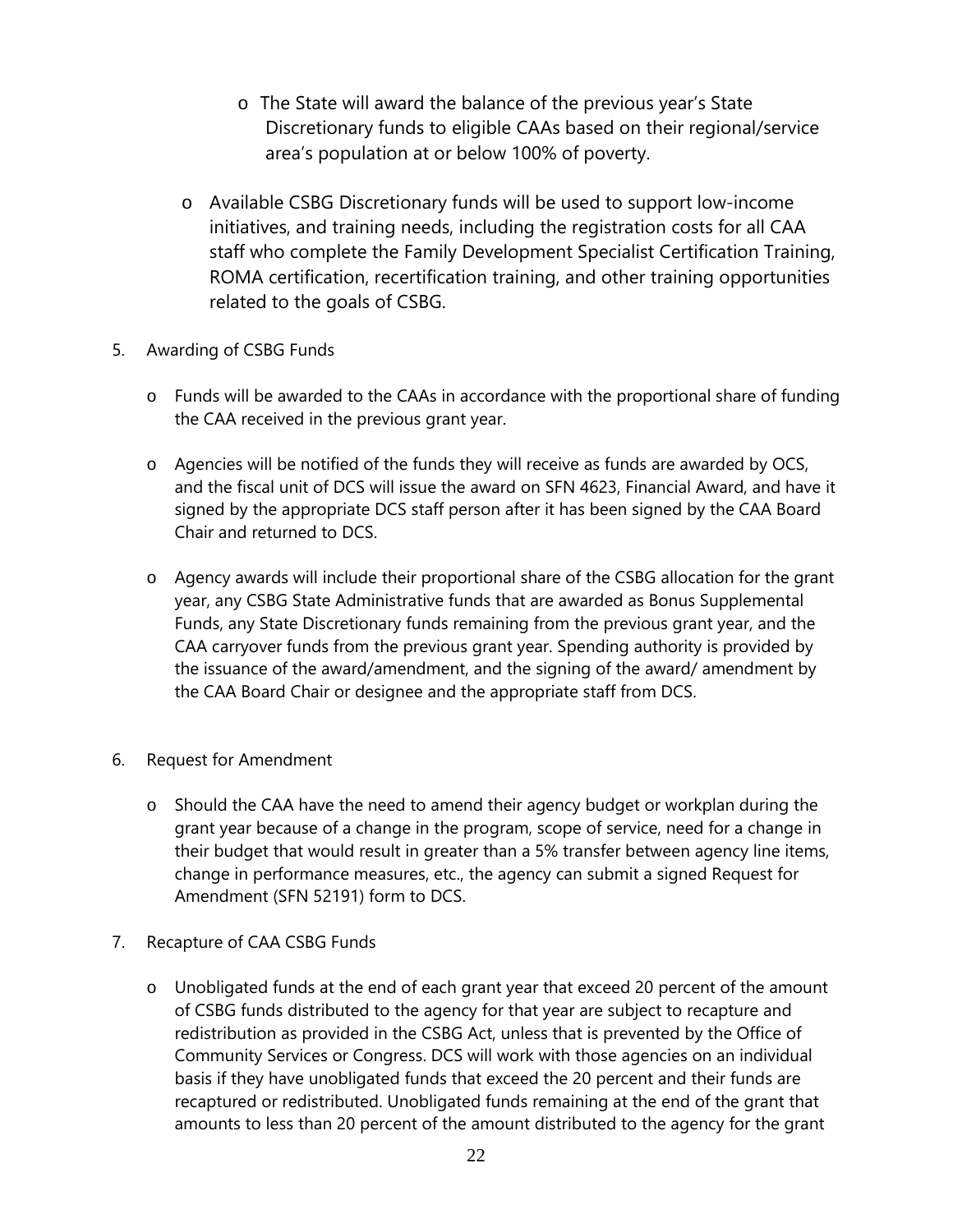- The State will award the balance of the previous year's State Discretionary funds to eligible CAAs based on their regional/service area's population at or below 100% of poverty.

  - Available CSBG Discretionary funds will be used to support low-income initiatives, and training needs, including the registration costs for all CAA staff who complete the Family Development Specialist Certification Training, ROMA certification, recertification training, and other training opportunities related to the goals of CSBG.

5. Awarding of CSBG Funds

   - Funds will be awarded to the CAAs in accordance with the proportional share of funding the CAA received in the previous grant year.

   - Agencies will be notified of the funds they will receive as funds are awarded by OCS, and the fiscal unit of DCS will issue the award on SFN 4623, Financial Award, and have it signed by the appropriate DCS staff person after it has been signed by the CAA Board Chair and returned to DCS.

   - Agency awards will include their proportional share of the CSBG allocation for the grant year, any CSBG State Administrative funds that are awarded as Bonus Supplemental Funds, any State Discretionary funds remaining from the previous grant year, and the CAA carryover funds from the previous grant year. Spending authority is provided by the issuance of the award/amendment, and the signing of the award/ amendment by the CAA Board Chair or designee and the appropriate staff from DCS.

6. Request for Amendment

   - Should the CAA have the need to amend their agency budget or workplan during the grant year because of a change in the program, scope of service, need for a change in their budget that would result in greater than a 5% transfer between agency line items, change in performance measures, etc., the agency can submit a signed Request for Amendment (SFN 52191) form to DCS.

7. Recapture of CAA CSBG Funds

   - Unobligated funds at the end of each grant year that exceed 20 percent of the amount of CSBG funds distributed to the agency for that year are subject to recapture and redistribution as provided in the CSBG Act, unless that is prevented by the Office of Community Services or Congress. DCS will work with those agencies on an individual basis if they have unobligated funds that exceed the 20 percent and their funds are recaptured or redistributed. Unobligated funds remaining at the end of the grant that amounts to less than 20 percent of the amount distributed to the agency for the grant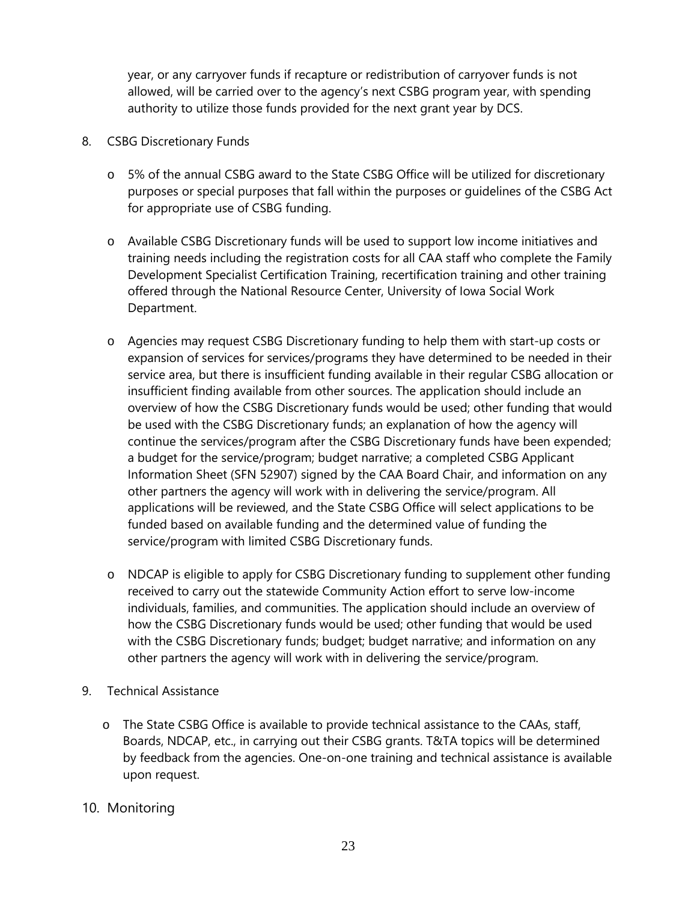year, or any carryover funds if recapture or redistribution of carryover funds is not allowed, will be carried over to the agency's next CSBG program year, with spending authority to utilize those funds provided for the next grant year by DCS.

8. CSBG Discretionary Funds

   - 5% of the annual CSBG award to the State CSBG Office will be utilized for discretionary purposes or special purposes that fall within the purposes or guidelines of the CSBG Act for appropriate use of CSBG funding.

   - Available CSBG Discretionary funds will be used to support low income initiatives and training needs including the registration costs for all CAA staff who complete the Family Development Specialist Certification Training, recertification training and other training offered through the National Resource Center, University of Iowa Social Work Department.

   - Agencies may request CSBG Discretionary funding to help them with start-up costs or expansion of services for services/programs they have determined to be needed in their service area, but there is insufficient funding available in their regular CSBG allocation or insufficient finding available from other sources. The application should include an overview of how the CSBG Discretionary funds would be used; other funding that would be used with the CSBG Discretionary funds; an explanation of how the agency will continue the services/program after the CSBG Discretionary funds have been expended; a budget for the service/program; budget narrative; a completed CSBG Applicant Information Sheet (SFN 52907) signed by the CAA Board Chair, and information on any other partners the agency will work with in delivering the service/program. All applications will be reviewed, and the State CSBG Office will select applications to be funded based on available funding and the determined value of funding the service/program with limited CSBG Discretionary funds.

   - NDCAP is eligible to apply for CSBG Discretionary funding to supplement other funding received to carry out the statewide Community Action effort to serve low-income individuals, families, and communities. The application should include an overview of how the CSBG Discretionary funds would be used; other funding that would be used with the CSBG Discretionary funds; budget; budget narrative; and information on any other partners the agency will work with in delivering the service/program.

9. Technical Assistance

   - The State CSBG Office is available to provide technical assistance to the CAAs, staff, Boards, NDCAP, etc., in carrying out their CSBG grants. T&TA topics will be determined by feedback from the agencies. One-on-one training and technical assistance is available upon request.

10. Monitoring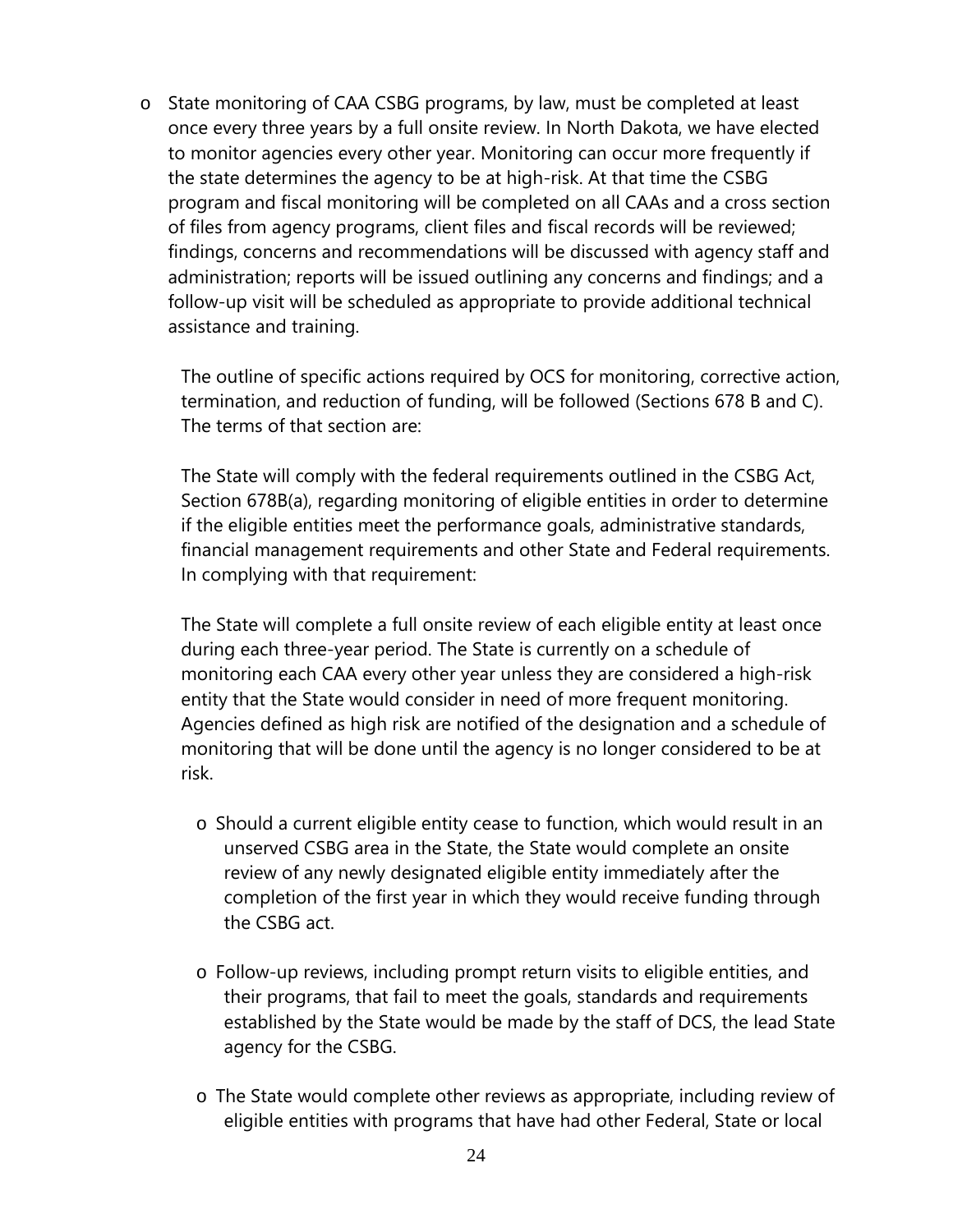- State monitoring of CAA CSBG programs, by law, must be completed at least once every three years by a full onsite review. In North Dakota, we have elected to monitor agencies every other year. Monitoring can occur more frequently if the state determines the agency to be at high-risk. At that time the CSBG program and fiscal monitoring will be completed on all CAAs and a cross section of files from agency programs, client files and fiscal records will be reviewed; findings, concerns and recommendations will be discussed with agency staff and administration; reports will be issued outlining any concerns and findings; and a follow-up visit will be scheduled as appropriate to provide additional technical assistance and training.

  The outline of specific actions required by OCS for monitoring, corrective action, termination, and reduction of funding, will be followed (Sections 678 B and C). The terms of that section are:

  The State will comply with the federal requirements outlined in the CSBG Act, Section 678B(a), regarding monitoring of eligible entities in order to determine if the eligible entities meet the performance goals, administrative standards, financial management requirements and other State and Federal requirements. In complying with that requirement:

  The State will complete a full onsite review of each eligible entity at least once during each three-year period. The State is currently on a schedule of monitoring each CAA every other year unless they are considered a high-risk entity that the State would consider in need of more frequent monitoring. Agencies defined as high risk are notified of the designation and a schedule of monitoring that will be done until the agency is no longer considered to be at risk.

  - Should a current eligible entity cease to function, which would result in an unserved CSBG area in the State, the State would complete an onsite review of any newly designated eligible entity immediately after the completion of the first year in which they would receive funding through the CSBG act.
  - Follow-up reviews, including prompt return visits to eligible entities, and their programs, that fail to meet the goals, standards and requirements established by the State would be made by the staff of DCS, the lead State agency for the CSBG.
  - The State would complete other reviews as appropriate, including review of eligible entities with programs that have had other Federal, State or local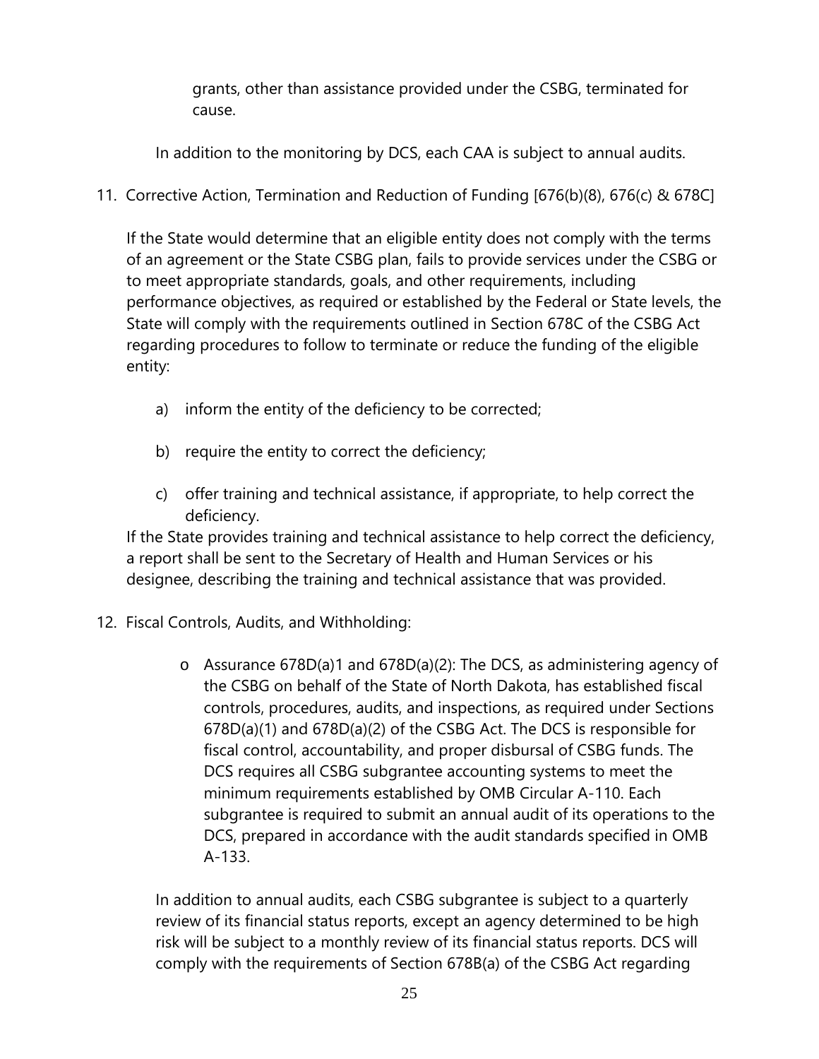grants, other than assistance provided under the CSBG, terminated for cause.

In addition to the monitoring by DCS, each CAA is subject to annual audits.

11. Corrective Action, Termination and Reduction of Funding [676(b)(8), 676(c) & 678C]

    If the State would determine that an eligible entity does not comply with the terms of an agreement or the State CSBG plan, fails to provide services under the CSBG or to meet appropriate standards, goals, and other requirements, including performance objectives, as required or established by the Federal or State levels, the State will comply with the requirements outlined in Section 678C of the CSBG Act regarding procedures to follow to terminate or reduce the funding of the eligible entity:

    a) inform the entity of the deficiency to be corrected;

    b) require the entity to correct the deficiency;

    c) offer training and technical assistance, if appropriate, to help correct the deficiency.

    If the State provides training and technical assistance to help correct the deficiency, a report shall be sent to the Secretary of Health and Human Services or his designee, describing the training and technical assistance that was provided.

12. Fiscal Controls, Audits, and Withholding:

    - Assurance 678D(a)1 and 678D(a)(2): The DCS, as administering agency of the CSBG on behalf of the State of North Dakota, has established fiscal controls, procedures, audits, and inspections, as required under Sections 678D(a)(1) and 678D(a)(2) of the CSBG Act. The DCS is responsible for fiscal control, accountability, and proper disbursal of CSBG funds. The DCS requires all CSBG subgrantee accounting systems to meet the minimum requirements established by OMB Circular A-110. Each subgrantee is required to submit an annual audit of its operations to the DCS, prepared in accordance with the audit standards specified in OMB A-133.

    In addition to annual audits, each CSBG subgrantee is subject to a quarterly review of its financial status reports, except an agency determined to be high risk will be subject to a monthly review of its financial status reports. DCS will comply with the requirements of Section 678B(a) of the CSBG Act regarding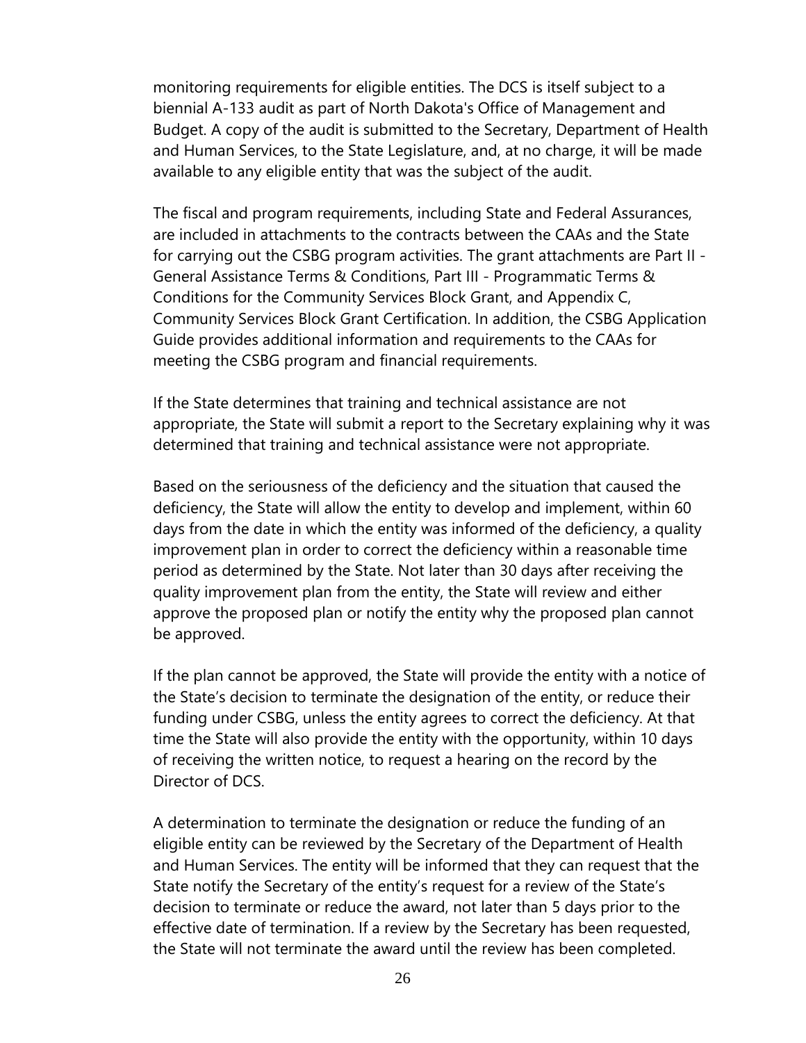monitoring requirements for eligible entities. The DCS is itself subject to a biennial A-133 audit as part of North Dakota's Office of Management and Budget. A copy of the audit is submitted to the Secretary, Department of Health and Human Services, to the State Legislature, and, at no charge, it will be made available to any eligible entity that was the subject of the audit.

The fiscal and program requirements, including State and Federal Assurances, are included in attachments to the contracts between the CAAs and the State for carrying out the CSBG program activities. The grant attachments are Part II - General Assistance Terms & Conditions, Part III - Programmatic Terms & Conditions for the Community Services Block Grant, and Appendix C, Community Services Block Grant Certification. In addition, the CSBG Application Guide provides additional information and requirements to the CAAs for meeting the CSBG program and financial requirements.

If the State determines that training and technical assistance are not appropriate, the State will submit a report to the Secretary explaining why it was determined that training and technical assistance were not appropriate.

Based on the seriousness of the deficiency and the situation that caused the deficiency, the State will allow the entity to develop and implement, within 60 days from the date in which the entity was informed of the deficiency, a quality improvement plan in order to correct the deficiency within a reasonable time period as determined by the State. Not later than 30 days after receiving the quality improvement plan from the entity, the State will review and either approve the proposed plan or notify the entity why the proposed plan cannot be approved.

If the plan cannot be approved, the State will provide the entity with a notice of the State's decision to terminate the designation of the entity, or reduce their funding under CSBG, unless the entity agrees to correct the deficiency. At that time the State will also provide the entity with the opportunity, within 10 days of receiving the written notice, to request a hearing on the record by the Director of DCS.

A determination to terminate the designation or reduce the funding of an eligible entity can be reviewed by the Secretary of the Department of Health and Human Services. The entity will be informed that they can request that the State notify the Secretary of the entity's request for a review of the State's decision to terminate or reduce the award, not later than 5 days prior to the effective date of termination. If a review by the Secretary has been requested, the State will not terminate the award until the review has been completed.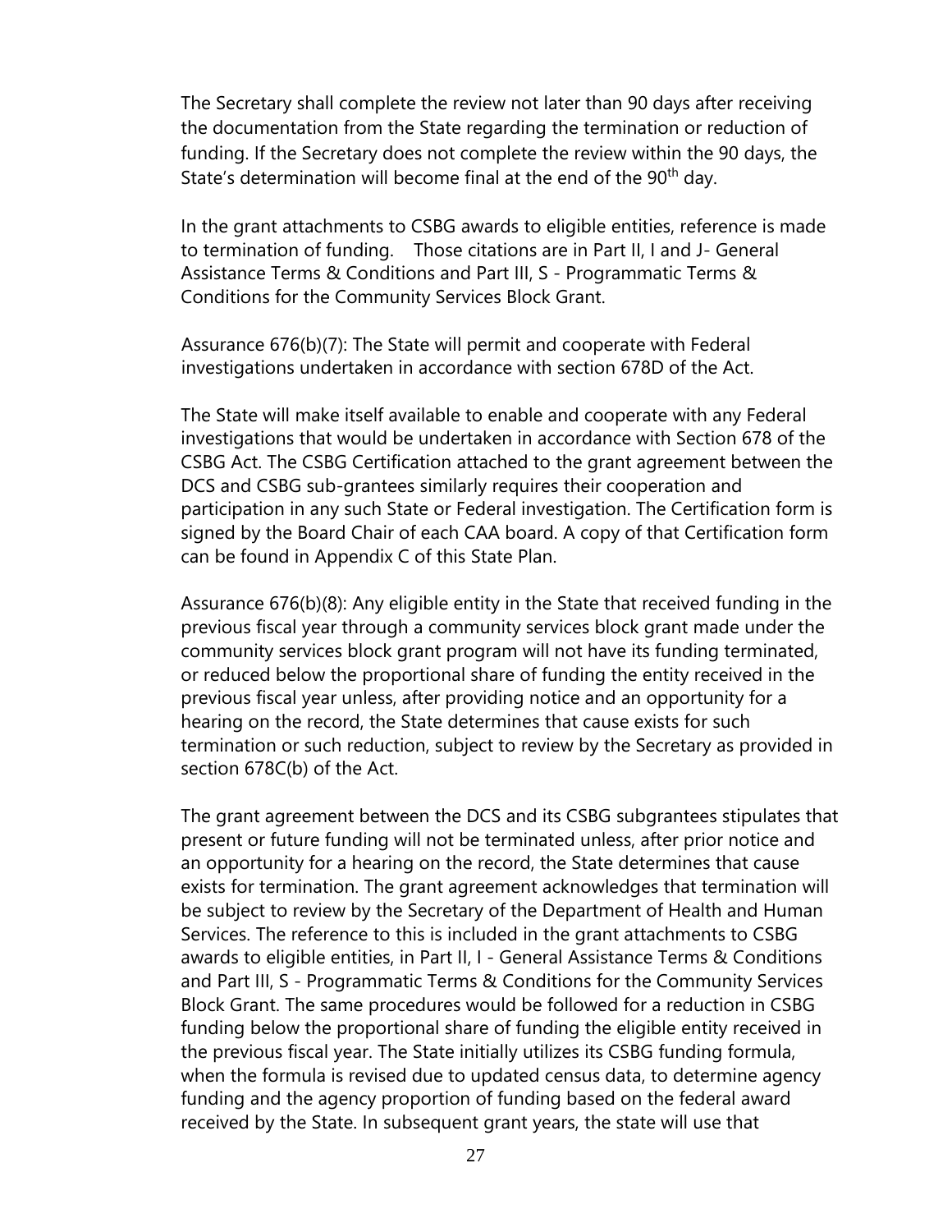The Secretary shall complete the review not later than 90 days after receiving the documentation from the State regarding the termination or reduction of funding. If the Secretary does not complete the review within the 90 days, the State's determination will become final at the end of the 90th day.

In the grant attachments to CSBG awards to eligible entities, reference is made to termination of funding. Those citations are in Part II, I and J- General Assistance Terms & Conditions and Part III, S - Programmatic Terms & Conditions for the Community Services Block Grant.

Assurance 676(b)(7): The State will permit and cooperate with Federal investigations undertaken in accordance with section 678D of the Act.

The State will make itself available to enable and cooperate with any Federal investigations that would be undertaken in accordance with Section 678 of the CSBG Act. The CSBG Certification attached to the grant agreement between the DCS and CSBG sub-grantees similarly requires their cooperation and participation in any such State or Federal investigation. The Certification form is signed by the Board Chair of each CAA board. A copy of that Certification form can be found in Appendix C of this State Plan.

Assurance 676(b)(8): Any eligible entity in the State that received funding in the previous fiscal year through a community services block grant made under the community services block grant program will not have its funding terminated, or reduced below the proportional share of funding the entity received in the previous fiscal year unless, after providing notice and an opportunity for a hearing on the record, the State determines that cause exists for such termination or such reduction, subject to review by the Secretary as provided in section 678C(b) of the Act.

The grant agreement between the DCS and its CSBG subgrantees stipulates that present or future funding will not be terminated unless, after prior notice and an opportunity for a hearing on the record, the State determines that cause exists for termination. The grant agreement acknowledges that termination will be subject to review by the Secretary of the Department of Health and Human Services. The reference to this is included in the grant attachments to CSBG awards to eligible entities, in Part II, I - General Assistance Terms & Conditions and Part III, S - Programmatic Terms & Conditions for the Community Services Block Grant. The same procedures would be followed for a reduction in CSBG funding below the proportional share of funding the eligible entity received in the previous fiscal year. The State initially utilizes its CSBG funding formula, when the formula is revised due to updated census data, to determine agency funding and the agency proportion of funding based on the federal award received by the State. In subsequent grant years, the state will use that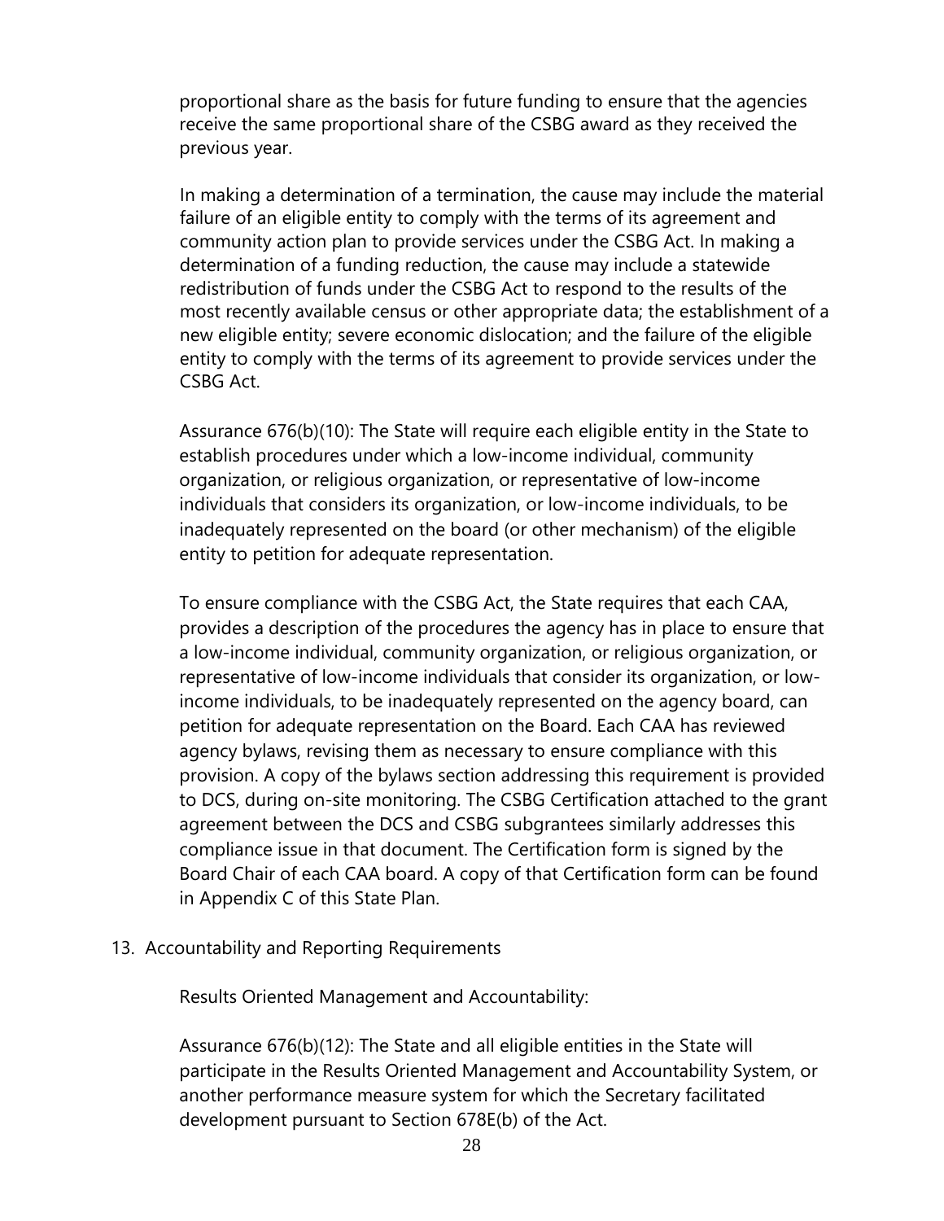proportional share as the basis for future funding to ensure that the agencies receive the same proportional share of the CSBG award as they received the previous year.

In making a determination of a termination, the cause may include the material failure of an eligible entity to comply with the terms of its agreement and community action plan to provide services under the CSBG Act. In making a determination of a funding reduction, the cause may include a statewide redistribution of funds under the CSBG Act to respond to the results of the most recently available census or other appropriate data; the establishment of a new eligible entity; severe economic dislocation; and the failure of the eligible entity to comply with the terms of its agreement to provide services under the CSBG Act.

Assurance 676(b)(10): The State will require each eligible entity in the State to establish procedures under which a low-income individual, community organization, or religious organization, or representative of low-income individuals that considers its organization, or low-income individuals, to be inadequately represented on the board (or other mechanism) of the eligible entity to petition for adequate representation.

To ensure compliance with the CSBG Act, the State requires that each CAA, provides a description of the procedures the agency has in place to ensure that a low-income individual, community organization, or religious organization, or representative of low-income individuals that consider its organization, or low-income individuals, to be inadequately represented on the agency board, can petition for adequate representation on the Board. Each CAA has reviewed agency bylaws, revising them as necessary to ensure compliance with this provision. A copy of the bylaws section addressing this requirement is provided to DCS, during on-site monitoring. The CSBG Certification attached to the grant agreement between the DCS and CSBG subgrantees similarly addresses this compliance issue in that document. The Certification form is signed by the Board Chair of each CAA board. A copy of that Certification form can be found in Appendix C of this State Plan.

13. Accountability and Reporting Requirements

Results Oriented Management and Accountability:

Assurance 676(b)(12): The State and all eligible entities in the State will participate in the Results Oriented Management and Accountability System, or another performance measure system for which the Secretary facilitated development pursuant to Section 678E(b) of the Act.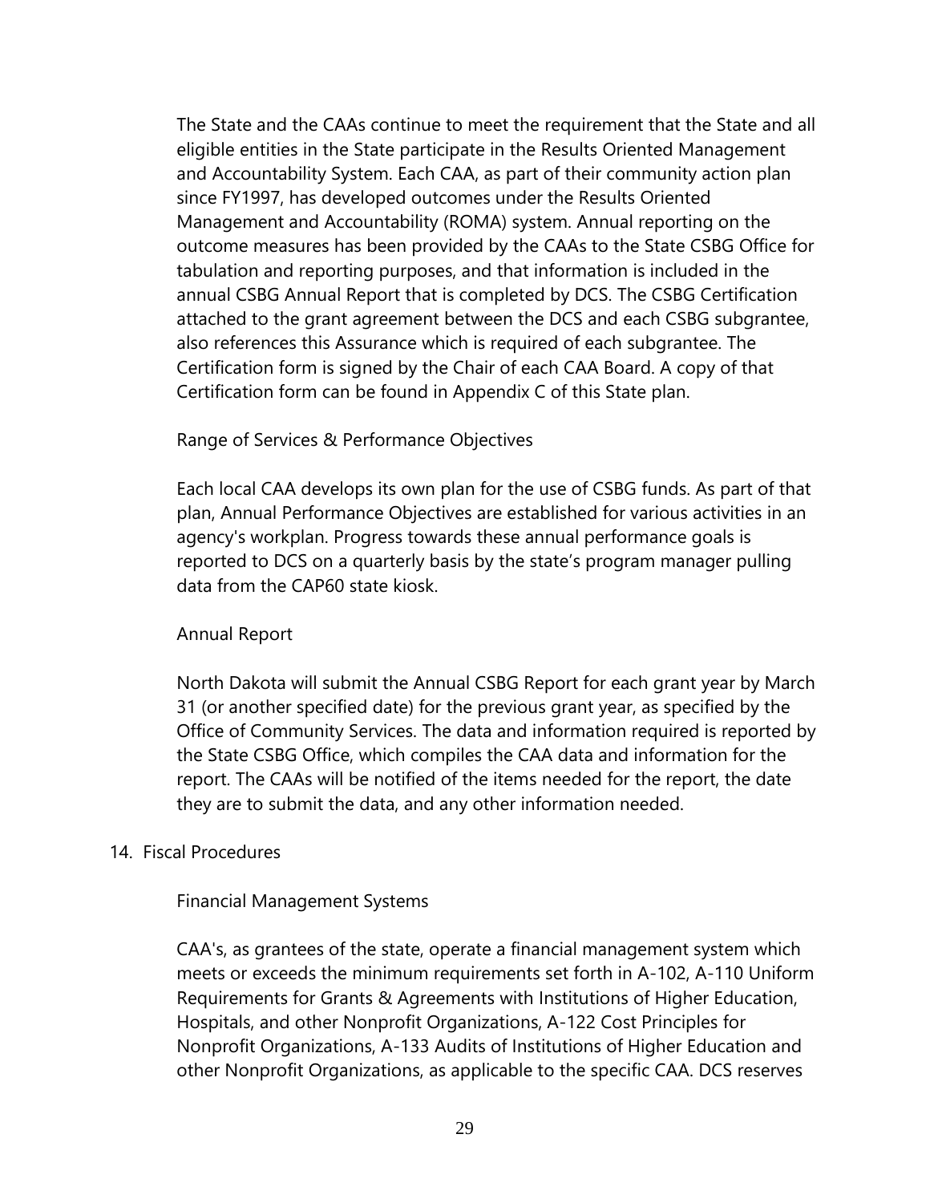The State and the CAAs continue to meet the requirement that the State and all eligible entities in the State participate in the Results Oriented Management and Accountability System. Each CAA, as part of their community action plan since FY1997, has developed outcomes under the Results Oriented Management and Accountability (ROMA) system. Annual reporting on the outcome measures has been provided by the CAAs to the State CSBG Office for tabulation and reporting purposes, and that information is included in the annual CSBG Annual Report that is completed by DCS. The CSBG Certification attached to the grant agreement between the DCS and each CSBG subgrantee, also references this Assurance which is required of each subgrantee. The Certification form is signed by the Chair of each CAA Board. A copy of that Certification form can be found in Appendix C of this State plan.

Range of Services & Performance Objectives

Each local CAA develops its own plan for the use of CSBG funds. As part of that plan, Annual Performance Objectives are established for various activities in an agency's workplan. Progress towards these annual performance goals is reported to DCS on a quarterly basis by the state's program manager pulling data from the CAP60 state kiosk.

Annual Report

North Dakota will submit the Annual CSBG Report for each grant year by March 31 (or another specified date) for the previous grant year, as specified by the Office of Community Services. The data and information required is reported by the State CSBG Office, which compiles the CAA data and information for the report. The CAAs will be notified of the items needed for the report, the date they are to submit the data, and any other information needed.

14. Fiscal Procedures

Financial Management Systems

CAA's, as grantees of the state, operate a financial management system which meets or exceeds the minimum requirements set forth in A-102, A-110 Uniform Requirements for Grants & Agreements with Institutions of Higher Education, Hospitals, and other Nonprofit Organizations, A-122 Cost Principles for Nonprofit Organizations, A-133 Audits of Institutions of Higher Education and other Nonprofit Organizations, as applicable to the specific CAA. DCS reserves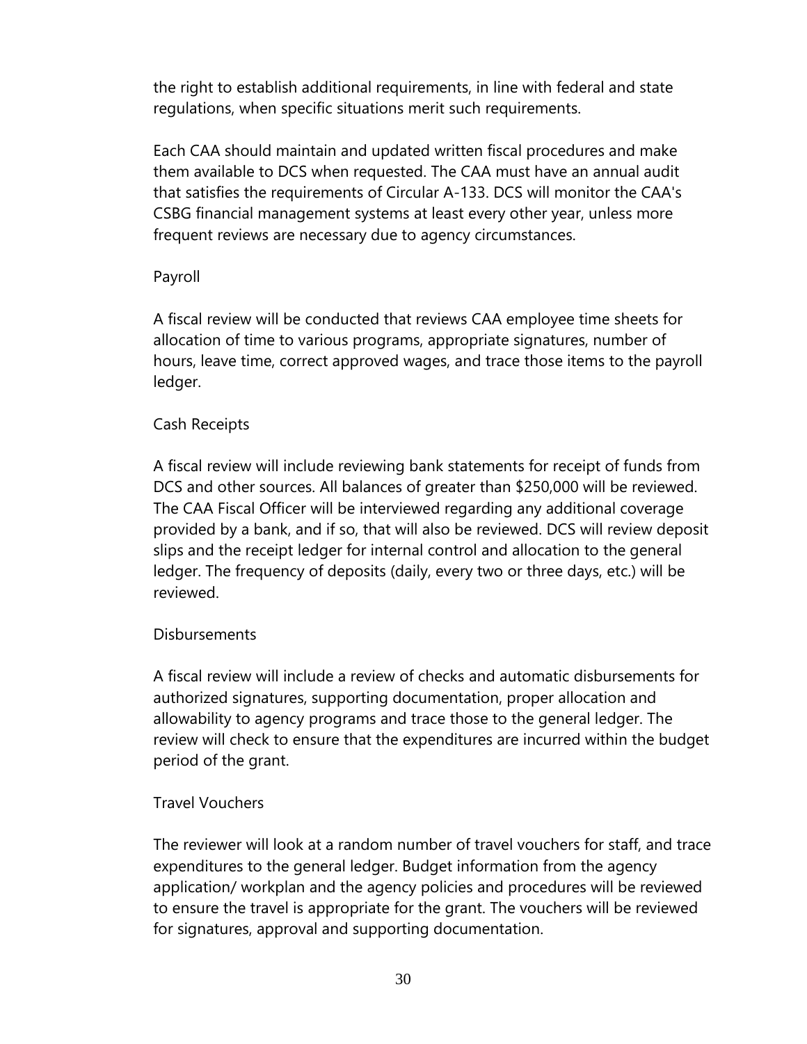the right to establish additional requirements, in line with federal and state regulations, when specific situations merit such requirements.

Each CAA should maintain and updated written fiscal procedures and make them available to DCS when requested. The CAA must have an annual audit that satisfies the requirements of Circular A-133. DCS will monitor the CAA's CSBG financial management systems at least every other year, unless more frequent reviews are necessary due to agency circumstances.

Payroll

A fiscal review will be conducted that reviews CAA employee time sheets for allocation of time to various programs, appropriate signatures, number of hours, leave time, correct approved wages, and trace those items to the payroll ledger.

Cash Receipts

A fiscal review will include reviewing bank statements for receipt of funds from DCS and other sources. All balances of greater than $250,000 will be reviewed. The CAA Fiscal Officer will be interviewed regarding any additional coverage provided by a bank, and if so, that will also be reviewed. DCS will review deposit slips and the receipt ledger for internal control and allocation to the general ledger. The frequency of deposits (daily, every two or three days, etc.) will be reviewed.

Disbursements

A fiscal review will include a review of checks and automatic disbursements for authorized signatures, supporting documentation, proper allocation and allowability to agency programs and trace those to the general ledger. The review will check to ensure that the expenditures are incurred within the budget period of the grant.

Travel Vouchers

The reviewer will look at a random number of travel vouchers for staff, and trace expenditures to the general ledger. Budget information from the agency application/ workplan and the agency policies and procedures will be reviewed to ensure the travel is appropriate for the grant. The vouchers will be reviewed for signatures, approval and supporting documentation.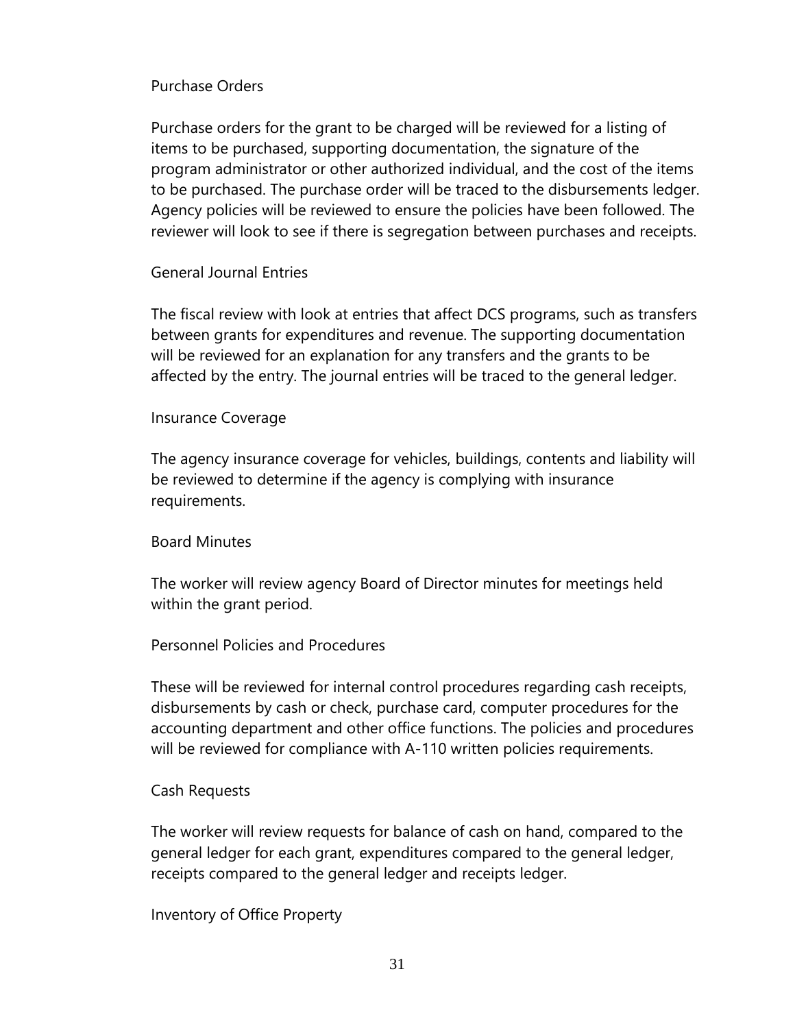### Purchase Orders

Purchase orders for the grant to be charged will be reviewed for a listing of items to be purchased, supporting documentation, the signature of the program administrator or other authorized individual, and the cost of the items to be purchased. The purchase order will be traced to the disbursements ledger. Agency policies will be reviewed to ensure the policies have been followed. The reviewer will look to see if there is segregation between purchases and receipts.

### General Journal Entries

The fiscal review with look at entries that affect DCS programs, such as transfers between grants for expenditures and revenue. The supporting documentation will be reviewed for an explanation for any transfers and the grants to be affected by the entry. The journal entries will be traced to the general ledger.

### Insurance Coverage

The agency insurance coverage for vehicles, buildings, contents and liability will be reviewed to determine if the agency is complying with insurance requirements.

### Board Minutes

The worker will review agency Board of Director minutes for meetings held within the grant period.

### Personnel Policies and Procedures

These will be reviewed for internal control procedures regarding cash receipts, disbursements by cash or check, purchase card, computer procedures for the accounting department and other office functions. The policies and procedures will be reviewed for compliance with A-110 written policies requirements.

### Cash Requests

The worker will review requests for balance of cash on hand, compared to the general ledger for each grant, expenditures compared to the general ledger, receipts compared to the general ledger and receipts ledger.

### Inventory of Office Property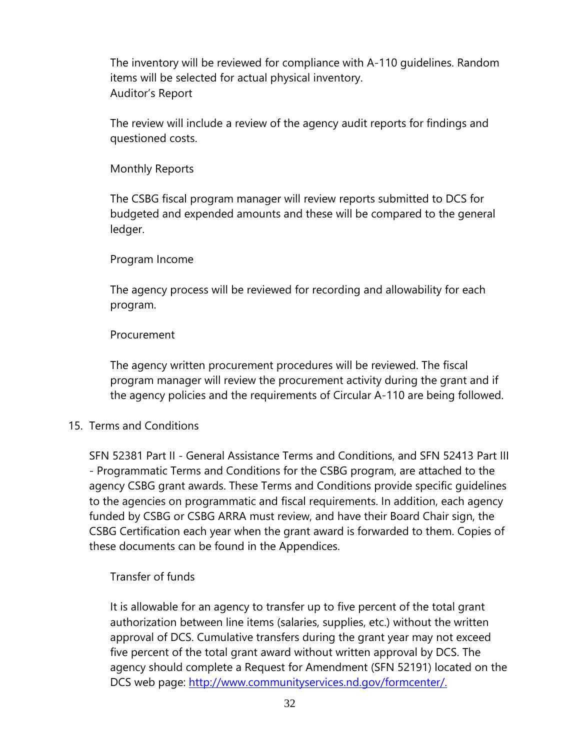The inventory will be reviewed for compliance with A-110 guidelines. Random items will be selected for actual physical inventory.

Auditor's Report

The review will include a review of the agency audit reports for findings and questioned costs.

Monthly Reports

The CSBG fiscal program manager will review reports submitted to DCS for budgeted and expended amounts and these will be compared to the general ledger.

Program Income

The agency process will be reviewed for recording and allowability for each program.

Procurement

The agency written procurement procedures will be reviewed. The fiscal program manager will review the procurement activity during the grant and if the agency policies and the requirements of Circular A-110 are being followed.

15. Terms and Conditions

SFN 52381 Part II - General Assistance Terms and Conditions, and SFN 52413 Part III - Programmatic Terms and Conditions for the CSBG program, are attached to the agency CSBG grant awards. These Terms and Conditions provide specific guidelines to the agencies on programmatic and fiscal requirements. In addition, each agency funded by CSBG or CSBG ARRA must review, and have their Board Chair sign, the CSBG Certification each year when the grant award is forwarded to them. Copies of these documents can be found in the Appendices.

Transfer of funds

It is allowable for an agency to transfer up to five percent of the total grant authorization between line items (salaries, supplies, etc.) without the written approval of DCS. Cumulative transfers during the grant year may not exceed five percent of the total grant award without written approval by DCS. The agency should complete a Request for Amendment (SFN 52191) located on the DCS web page: http://www.communityservices.nd.gov/formcenter/.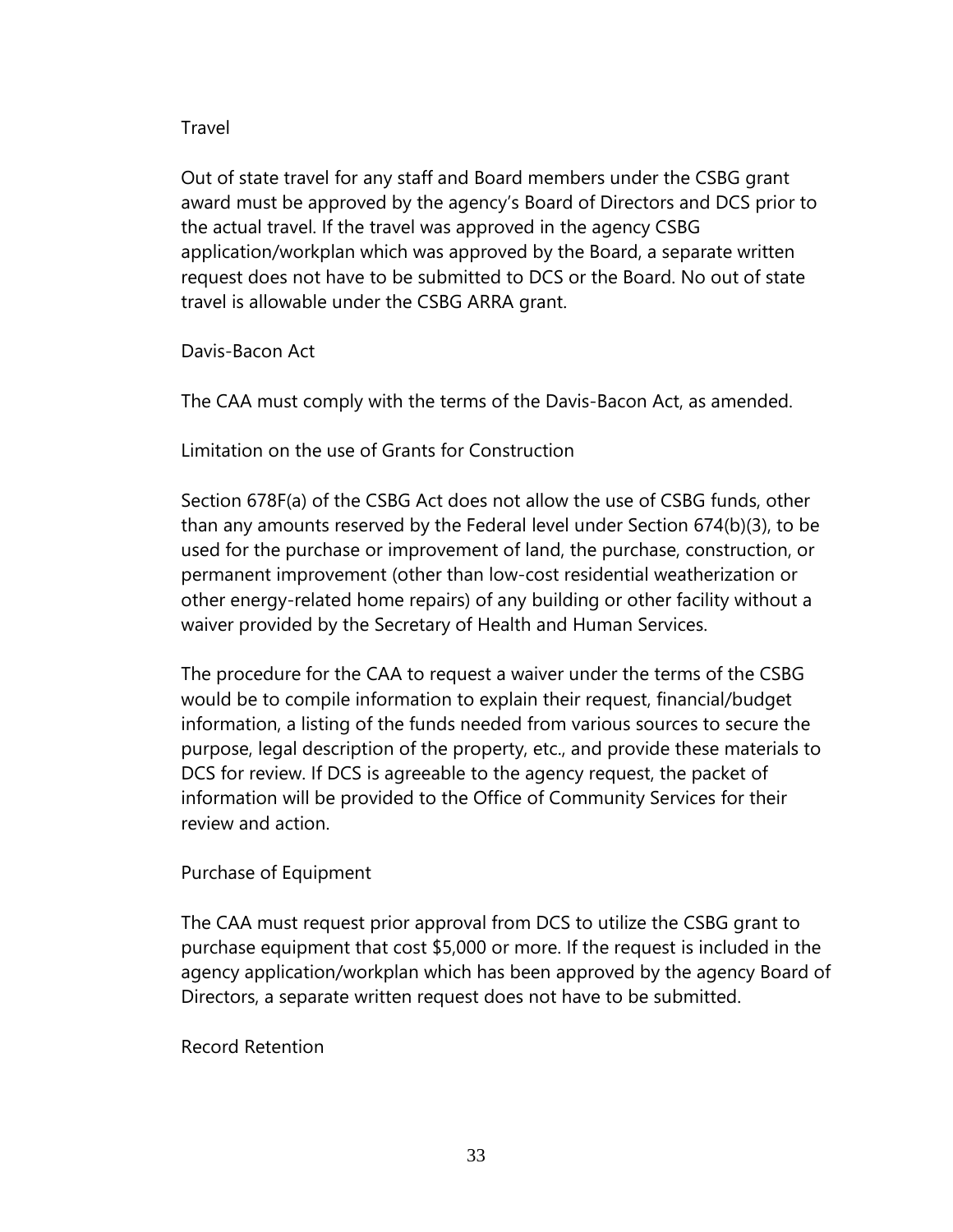### Travel

Out of state travel for any staff and Board members under the CSBG grant award must be approved by the agency's Board of Directors and DCS prior to the actual travel. If the travel was approved in the agency CSBG application/workplan which was approved by the Board, a separate written request does not have to be submitted to DCS or the Board. No out of state travel is allowable under the CSBG ARRA grant.

### Davis-Bacon Act

The CAA must comply with the terms of the Davis-Bacon Act, as amended.

### Limitation on the use of Grants for Construction

Section 678F(a) of the CSBG Act does not allow the use of CSBG funds, other than any amounts reserved by the Federal level under Section 674(b)(3), to be used for the purchase or improvement of land, the purchase, construction, or permanent improvement (other than low-cost residential weatherization or other energy-related home repairs) of any building or other facility without a waiver provided by the Secretary of Health and Human Services.

The procedure for the CAA to request a waiver under the terms of the CSBG would be to compile information to explain their request, financial/budget information, a listing of the funds needed from various sources to secure the purpose, legal description of the property, etc., and provide these materials to DCS for review. If DCS is agreeable to the agency request, the packet of information will be provided to the Office of Community Services for their review and action.

### Purchase of Equipment

The CAA must request prior approval from DCS to utilize the CSBG grant to purchase equipment that cost $5,000 or more. If the request is included in the agency application/workplan which has been approved by the agency Board of Directors, a separate written request does not have to be submitted.

### Record Retention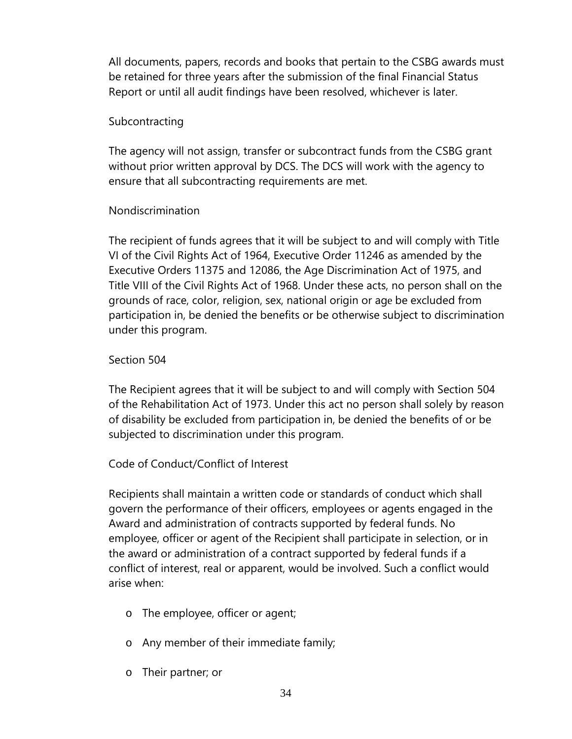All documents, papers, records and books that pertain to the CSBG awards must be retained for three years after the submission of the final Financial Status Report or until all audit findings have been resolved, whichever is later.

Subcontracting

The agency will not assign, transfer or subcontract funds from the CSBG grant without prior written approval by DCS. The DCS will work with the agency to ensure that all subcontracting requirements are met.

Nondiscrimination

The recipient of funds agrees that it will be subject to and will comply with Title VI of the Civil Rights Act of 1964, Executive Order 11246 as amended by the Executive Orders 11375 and 12086, the Age Discrimination Act of 1975, and Title VIII of the Civil Rights Act of 1968. Under these acts, no person shall on the grounds of race, color, religion, sex, national origin or age be excluded from participation in, be denied the benefits or be otherwise subject to discrimination under this program.

Section 504

The Recipient agrees that it will be subject to and will comply with Section 504 of the Rehabilitation Act of 1973. Under this act no person shall solely by reason of disability be excluded from participation in, be denied the benefits of or be subjected to discrimination under this program.

Code of Conduct/Conflict of Interest

Recipients shall maintain a written code or standards of conduct which shall govern the performance of their officers, employees or agents engaged in the Award and administration of contracts supported by federal funds. No employee, officer or agent of the Recipient shall participate in selection, or in the award or administration of a contract supported by federal funds if a conflict of interest, real or apparent, would be involved. Such a conflict would arise when:

- The employee, officer or agent;
- Any member of their immediate family;
- Their partner; or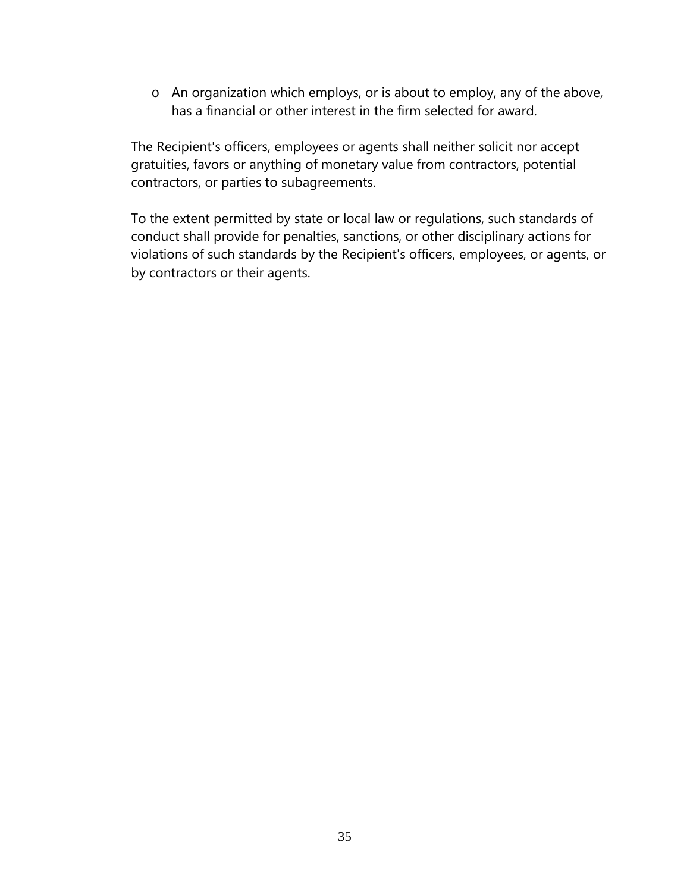- An organization which employs, or is about to employ, any of the above, has a financial or other interest in the firm selected for award.

The Recipient's officers, employees or agents shall neither solicit nor accept gratuities, favors or anything of monetary value from contractors, potential contractors, or parties to subagreements.

To the extent permitted by state or local law or regulations, such standards of conduct shall provide for penalties, sanctions, or other disciplinary actions for violations of such standards by the Recipient's officers, employees, or agents, or by contractors or their agents.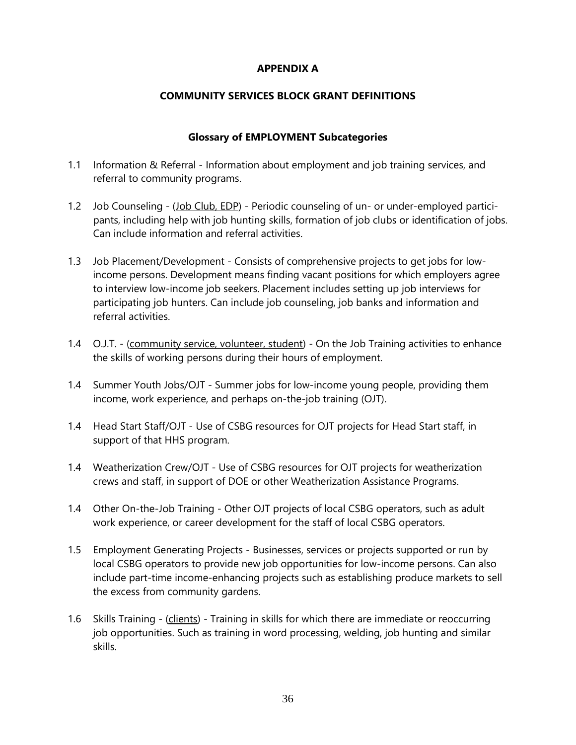# APPENDIX A

## COMMUNITY SERVICES BLOCK GRANT DEFINITIONS

### Glossary of EMPLOYMENT Subcategories

1.1 Information & Referral - Information about employment and job training services, and referral to community programs.

1.2 Job Counseling - (<u>Job Club, EDP</u>) - Periodic counseling of un- or under-employed participants, including help with job hunting skills, formation of job clubs or identification of jobs. Can include information and referral activities.

1.3 Job Placement/Development - Consists of comprehensive projects to get jobs for low-income persons. Development means finding vacant positions for which employers agree to interview low-income job seekers. Placement includes setting up job interviews for participating job hunters. Can include job counseling, job banks and information and referral activities.

1.4 O.J.T. - (<u>community service, volunteer, student</u>) - On the Job Training activities to enhance the skills of working persons during their hours of employment.

1.4 Summer Youth Jobs/OJT - Summer jobs for low-income young people, providing them income, work experience, and perhaps on-the-job training (OJT).

1.4 Head Start Staff/OJT - Use of CSBG resources for OJT projects for Head Start staff, in support of that HHS program.

1.4 Weatherization Crew/OJT - Use of CSBG resources for OJT projects for weatherization crews and staff, in support of DOE or other Weatherization Assistance Programs.

1.4 Other On-the-Job Training - Other OJT projects of local CSBG operators, such as adult work experience, or career development for the staff of local CSBG operators.

1.5 Employment Generating Projects - Businesses, services or projects supported or run by local CSBG operators to provide new job opportunities for low-income persons. Can also include part-time income-enhancing projects such as establishing produce markets to sell the excess from community gardens.

1.6 Skills Training - (<u>clients</u>) - Training in skills for which there are immediate or reoccurring job opportunities. Such as training in word processing, welding, job hunting and similar skills.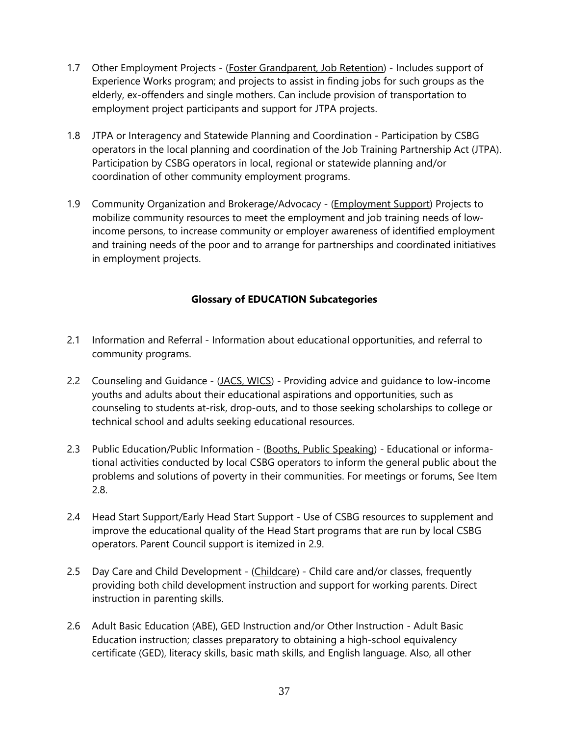1.7 Other Employment Projects - (Foster Grandparent, Job Retention) - Includes support of Experience Works program; and projects to assist in finding jobs for such groups as the elderly, ex-offenders and single mothers. Can include provision of transportation to employment project participants and support for JTPA projects.

1.8 JTPA or Interagency and Statewide Planning and Coordination - Participation by CSBG operators in the local planning and coordination of the Job Training Partnership Act (JTPA). Participation by CSBG operators in local, regional or statewide planning and/or coordination of other community employment programs.

1.9 Community Organization and Brokerage/Advocacy - (Employment Support) Projects to mobilize community resources to meet the employment and job training needs of low-income persons, to increase community or employer awareness of identified employment and training needs of the poor and to arrange for partnerships and coordinated initiatives in employment projects.

## Glossary of EDUCATION Subcategories

2.1 Information and Referral - Information about educational opportunities, and referral to community programs.

2.2 Counseling and Guidance - (JACS, WICS) - Providing advice and guidance to low-income youths and adults about their educational aspirations and opportunities, such as counseling to students at-risk, drop-outs, and to those seeking scholarships to college or technical school and adults seeking educational resources.

2.3 Public Education/Public Information - (Booths, Public Speaking) - Educational or informational activities conducted by local CSBG operators to inform the general public about the problems and solutions of poverty in their communities. For meetings or forums, See Item 2.8.

2.4 Head Start Support/Early Head Start Support - Use of CSBG resources to supplement and improve the educational quality of the Head Start programs that are run by local CSBG operators. Parent Council support is itemized in 2.9.

2.5 Day Care and Child Development - (Childcare) - Child care and/or classes, frequently providing both child development instruction and support for working parents. Direct instruction in parenting skills.

2.6 Adult Basic Education (ABE), GED Instruction and/or Other Instruction - Adult Basic Education instruction; classes preparatory to obtaining a high-school equivalency certificate (GED), literacy skills, basic math skills, and English language. Also, all other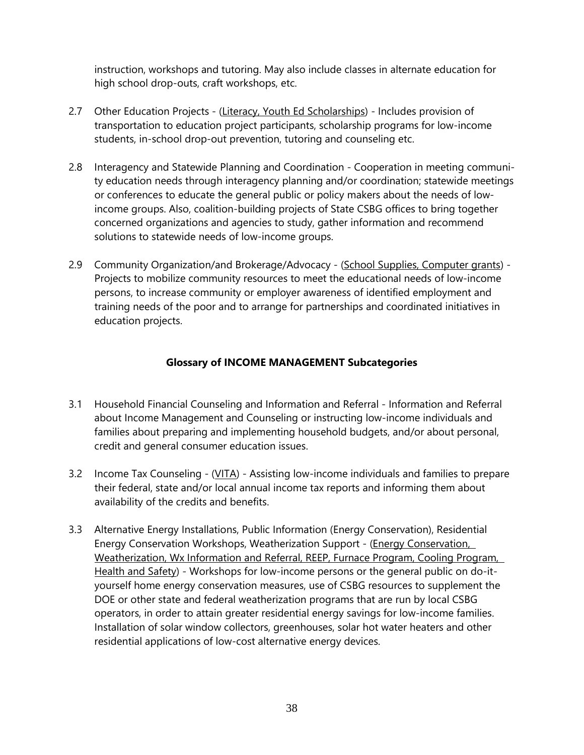instruction, workshops and tutoring. May also include classes in alternate education for high school drop-outs, craft workshops, etc.

2.7 Other Education Projects - (Literacy, Youth Ed Scholarships) - Includes provision of transportation to education project participants, scholarship programs for low-income students, in-school drop-out prevention, tutoring and counseling etc.

2.8 Interagency and Statewide Planning and Coordination - Cooperation in meeting community education needs through interagency planning and/or coordination; statewide meetings or conferences to educate the general public or policy makers about the needs of low-income groups. Also, coalition-building projects of State CSBG offices to bring together concerned organizations and agencies to study, gather information and recommend solutions to statewide needs of low-income groups.

2.9 Community Organization/and Brokerage/Advocacy - (School Supplies, Computer grants) - Projects to mobilize community resources to meet the educational needs of low-income persons, to increase community or employer awareness of identified employment and training needs of the poor and to arrange for partnerships and coordinated initiatives in education projects.

## Glossary of INCOME MANAGEMENT Subcategories

3.1 Household Financial Counseling and Information and Referral - Information and Referral about Income Management and Counseling or instructing low-income individuals and families about preparing and implementing household budgets, and/or about personal, credit and general consumer education issues.

3.2 Income Tax Counseling - (VITA) - Assisting low-income individuals and families to prepare their federal, state and/or local annual income tax reports and informing them about availability of the credits and benefits.

3.3 Alternative Energy Installations, Public Information (Energy Conservation), Residential Energy Conservation Workshops, Weatherization Support - (Energy Conservation, Weatherization, Wx Information and Referral, REEP, Furnace Program, Cooling Program, Health and Safety) - Workshops for low-income persons or the general public on do-it-yourself home energy conservation measures, use of CSBG resources to supplement the DOE or other state and federal weatherization programs that are run by local CSBG operators, in order to attain greater residential energy savings for low-income families. Installation of solar window collectors, greenhouses, solar hot water heaters and other residential applications of low-cost alternative energy devices.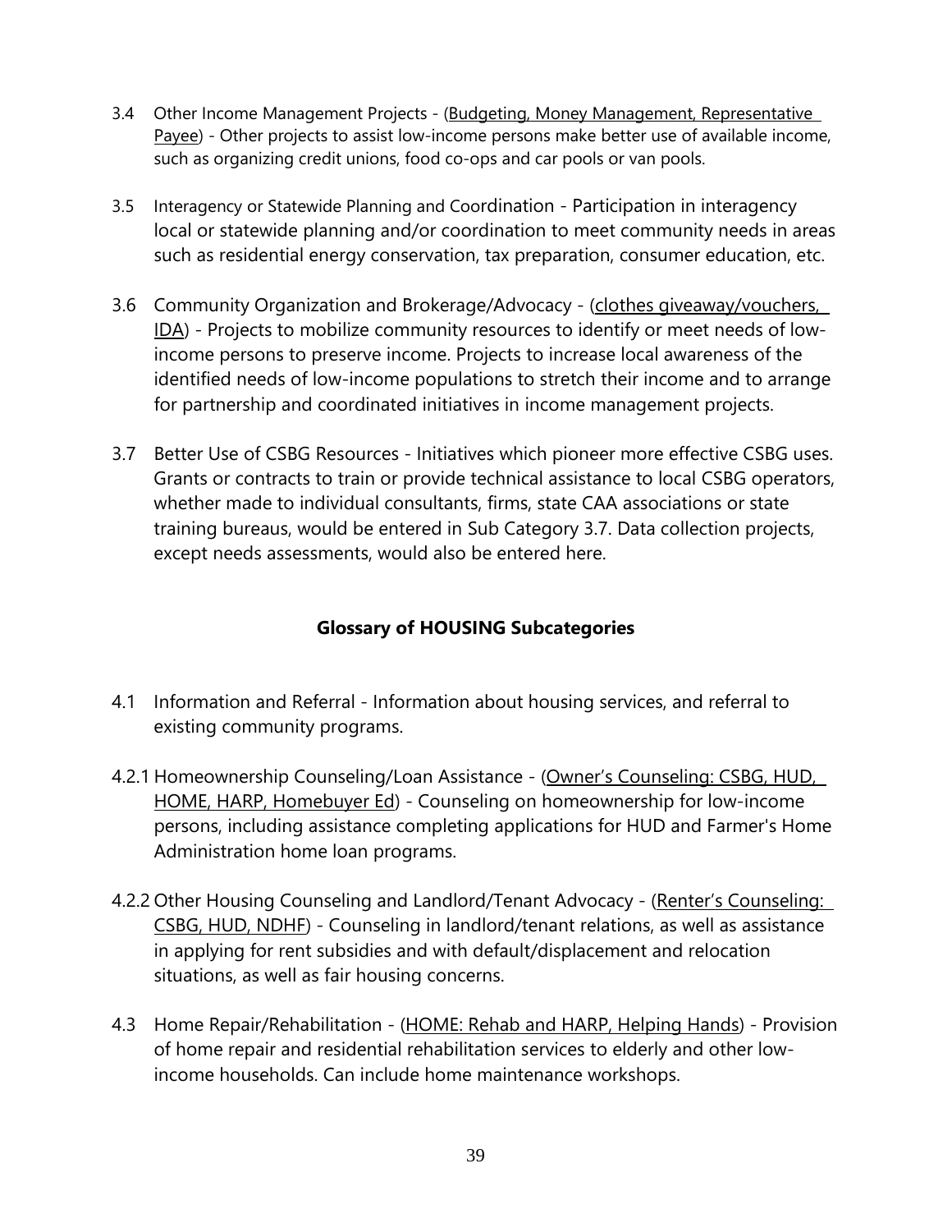3.4 Other Income Management Projects - (Budgeting, Money Management, Representative Payee) - Other projects to assist low-income persons make better use of available income, such as organizing credit unions, food co-ops and car pools or van pools.

3.5 Interagency or Statewide Planning and Coordination - Participation in interagency local or statewide planning and/or coordination to meet community needs in areas such as residential energy conservation, tax preparation, consumer education, etc.

3.6 Community Organization and Brokerage/Advocacy - (clothes giveaway/vouchers, IDA) - Projects to mobilize community resources to identify or meet needs of low-income persons to preserve income. Projects to increase local awareness of the identified needs of low-income populations to stretch their income and to arrange for partnership and coordinated initiatives in income management projects.

3.7 Better Use of CSBG Resources - Initiatives which pioneer more effective CSBG uses. Grants or contracts to train or provide technical assistance to local CSBG operators, whether made to individual consultants, firms, state CAA associations or state training bureaus, would be entered in Sub Category 3.7. Data collection projects, except needs assessments, would also be entered here.

## Glossary of HOUSING Subcategories

4.1 Information and Referral - Information about housing services, and referral to existing community programs.

4.2.1 Homeownership Counseling/Loan Assistance - (Owner's Counseling: CSBG, HUD, HOME, HARP, Homebuyer Ed) - Counseling on homeownership for low-income persons, including assistance completing applications for HUD and Farmer's Home Administration home loan programs.

4.2.2 Other Housing Counseling and Landlord/Tenant Advocacy - (Renter's Counseling: CSBG, HUD, NDHF) - Counseling in landlord/tenant relations, as well as assistance in applying for rent subsidies and with default/displacement and relocation situations, as well as fair housing concerns.

4.3 Home Repair/Rehabilitation - (HOME: Rehab and HARP, Helping Hands) - Provision of home repair and residential rehabilitation services to elderly and other low-income households. Can include home maintenance workshops.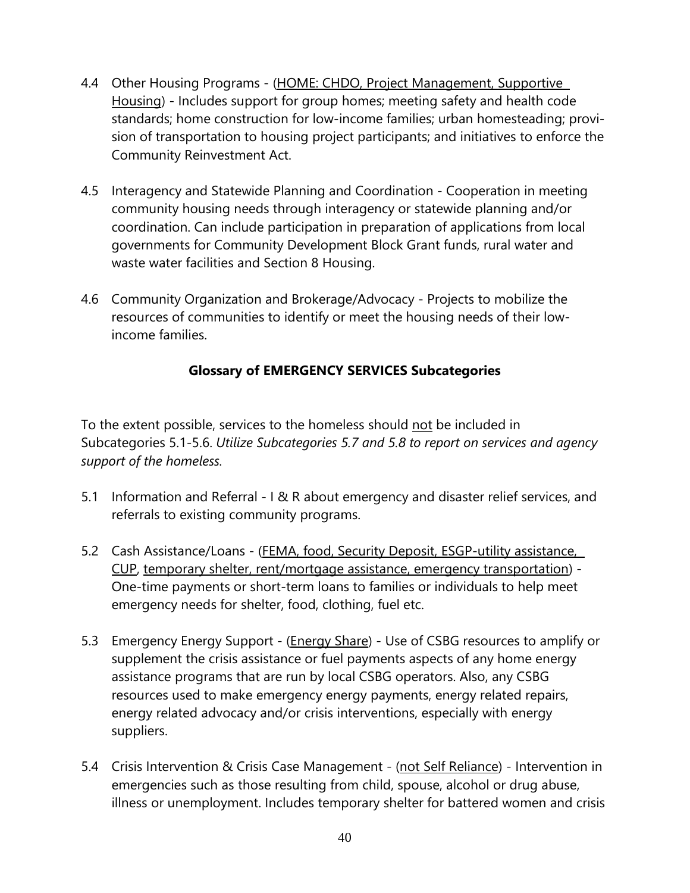4.4 Other Housing Programs - (<u>HOME: CHDO, Project Management, Supportive Housing</u>) - Includes support for group homes; meeting safety and health code standards; home construction for low-income families; urban homesteading; provision of transportation to housing project participants; and initiatives to enforce the Community Reinvestment Act.

4.5 Interagency and Statewide Planning and Coordination - Cooperation in meeting community housing needs through interagency or statewide planning and/or coordination. Can include participation in preparation of applications from local governments for Community Development Block Grant funds, rural water and waste water facilities and Section 8 Housing.

4.6 Community Organization and Brokerage/Advocacy - Projects to mobilize the resources of communities to identify or meet the housing needs of their low-income families.

## Glossary of EMERGENCY SERVICES Subcategories

To the extent possible, services to the homeless should <u>not</u> be included in Subcategories 5.1-5.6. *Utilize Subcategories 5.7 and 5.8 to report on services and agency support of the homeless.*

5.1 Information and Referral - I & R about emergency and disaster relief services, and referrals to existing community programs.

5.2 Cash Assistance/Loans - (<u>FEMA, food, Security Deposit, ESGP-utility assistance, CUP</u>, <u>temporary shelter, rent/mortgage assistance, emergency transportation</u>) - One-time payments or short-term loans to families or individuals to help meet emergency needs for shelter, food, clothing, fuel etc.

5.3 Emergency Energy Support - (<u>Energy Share</u>) - Use of CSBG resources to amplify or supplement the crisis assistance or fuel payments aspects of any home energy assistance programs that are run by local CSBG operators. Also, any CSBG resources used to make emergency energy payments, energy related repairs, energy related advocacy and/or crisis interventions, especially with energy suppliers.

5.4 Crisis Intervention & Crisis Case Management - (<u>not Self Reliance</u>) - Intervention in emergencies such as those resulting from child, spouse, alcohol or drug abuse, illness or unemployment. Includes temporary shelter for battered women and crisis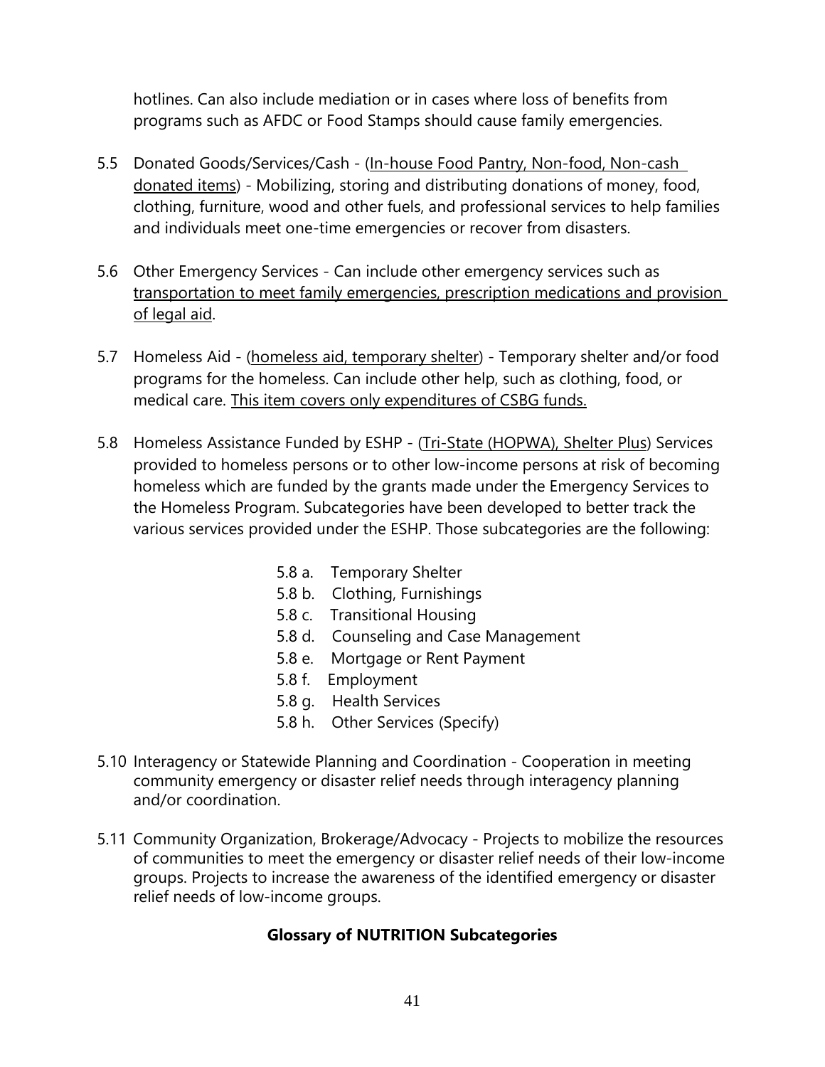hotlines. Can also include mediation or in cases where loss of benefits from programs such as AFDC or Food Stamps should cause family emergencies.

5.5 Donated Goods/Services/Cash - (<u>In-house Food Pantry, Non-food, Non-cash donated items</u>) - Mobilizing, storing and distributing donations of money, food, clothing, furniture, wood and other fuels, and professional services to help families and individuals meet one-time emergencies or recover from disasters.

5.6 Other Emergency Services - Can include other emergency services such as <u>transportation to meet family emergencies, prescription medications and provision of legal aid</u>.

5.7 Homeless Aid - (<u>homeless aid, temporary shelter</u>) - Temporary shelter and/or food programs for the homeless. Can include other help, such as clothing, food, or medical care. <u>This item covers only expenditures of CSBG funds.</u>

5.8 Homeless Assistance Funded by ESHP - (<u>Tri-State (HOPWA), Shelter Plus</u>) Services provided to homeless persons or to other low-income persons at risk of becoming homeless which are funded by the grants made under the Emergency Services to the Homeless Program. Subcategories have been developed to better track the various services provided under the ESHP. Those subcategories are the following:

- 5.8 a. Temporary Shelter
- 5.8 b. Clothing, Furnishings
- 5.8 c. Transitional Housing
- 5.8 d. Counseling and Case Management
- 5.8 e. Mortgage or Rent Payment
- 5.8 f. Employment
- 5.8 g. Health Services
- 5.8 h. Other Services (Specify)

5.10 Interagency or Statewide Planning and Coordination - Cooperation in meeting community emergency or disaster relief needs through interagency planning and/or coordination.

5.11 Community Organization, Brokerage/Advocacy - Projects to mobilize the resources of communities to meet the emergency or disaster relief needs of their low-income groups. Projects to increase the awareness of the identified emergency or disaster relief needs of low-income groups.

**Glossary of NUTRITION Subcategories**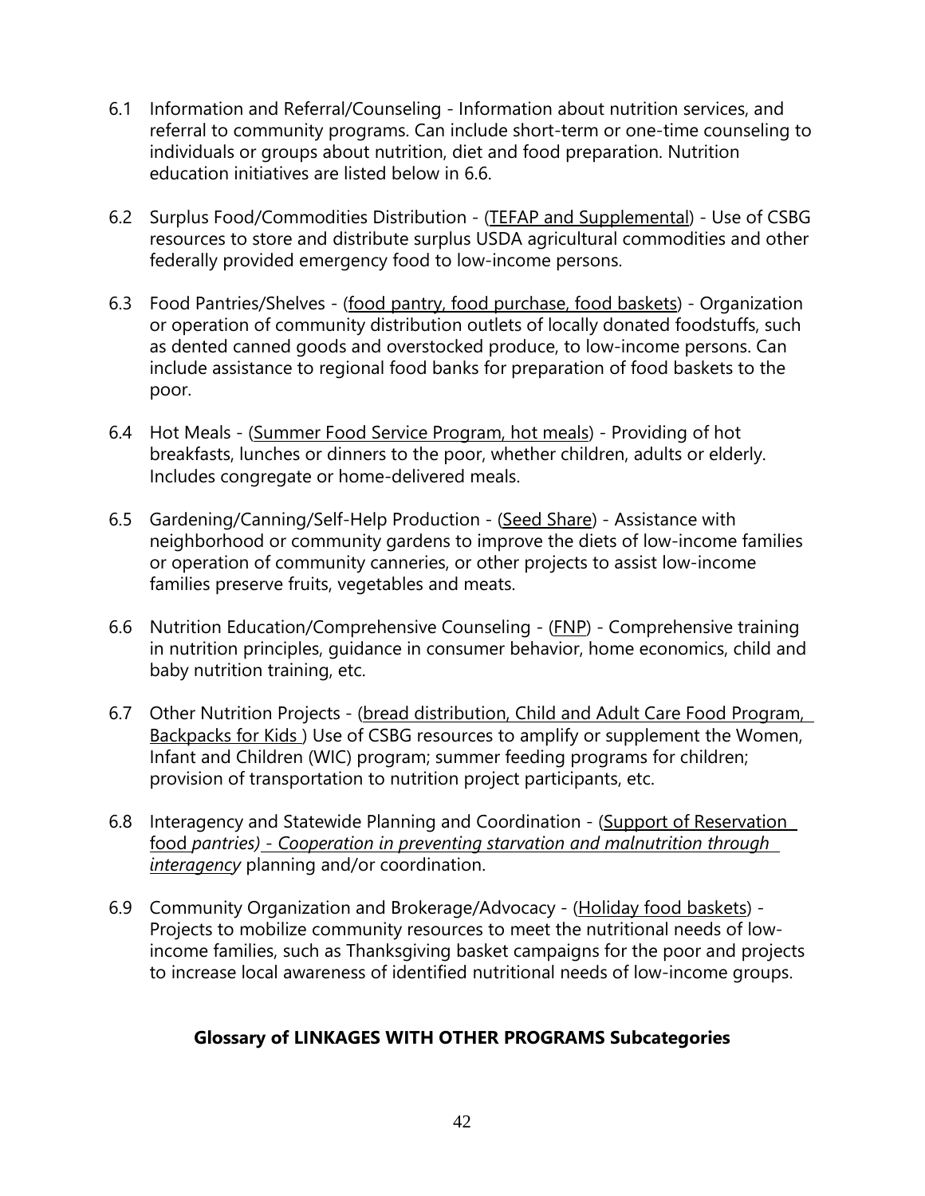6.1 Information and Referral/Counseling - Information about nutrition services, and referral to community programs. Can include short-term or one-time counseling to individuals or groups about nutrition, diet and food preparation. Nutrition education initiatives are listed below in 6.6.

6.2 Surplus Food/Commodities Distribution - (<u>TEFAP and Supplemental</u>) - Use of CSBG resources to store and distribute surplus USDA agricultural commodities and other federally provided emergency food to low-income persons.

6.3 Food Pantries/Shelves - (<u>food pantry, food purchase, food baskets</u>) - Organization or operation of community distribution outlets of locally donated foodstuffs, such as dented canned goods and overstocked produce, to low-income persons. Can include assistance to regional food banks for preparation of food baskets to the poor.

6.4 Hot Meals - (<u>Summer Food Service Program, hot meals</u>) - Providing of hot breakfasts, lunches or dinners to the poor, whether children, adults or elderly. Includes congregate or home-delivered meals.

6.5 Gardening/Canning/Self-Help Production - (<u>Seed Share</u>) - Assistance with neighborhood or community gardens to improve the diets of low-income families or operation of community canneries, or other projects to assist low-income families preserve fruits, vegetables and meats.

6.6 Nutrition Education/Comprehensive Counseling - (<u>FNP</u>) - Comprehensive training in nutrition principles, guidance in consumer behavior, home economics, child and baby nutrition training, etc.

6.7 Other Nutrition Projects - (<u>bread distribution, Child and Adult Care Food Program, Backpacks for Kids</u> ) Use of CSBG resources to amplify or supplement the Women, Infant and Children (WIC) program; summer feeding programs for children; provision of transportation to nutrition project participants, etc.

6.8 Interagency and Statewide Planning and Coordination - (<u>Support of Reservation food</u> *<u>pantries)</u> - <u>Cooperation in preventing starvation and malnutrition through interagency</u>* planning and/or coordination.

6.9 Community Organization and Brokerage/Advocacy - (<u>Holiday food baskets</u>) - Projects to mobilize community resources to meet the nutritional needs of low-income families, such as Thanksgiving basket campaigns for the poor and projects to increase local awareness of identified nutritional needs of low-income groups.

**Glossary of LINKAGES WITH OTHER PROGRAMS Subcategories**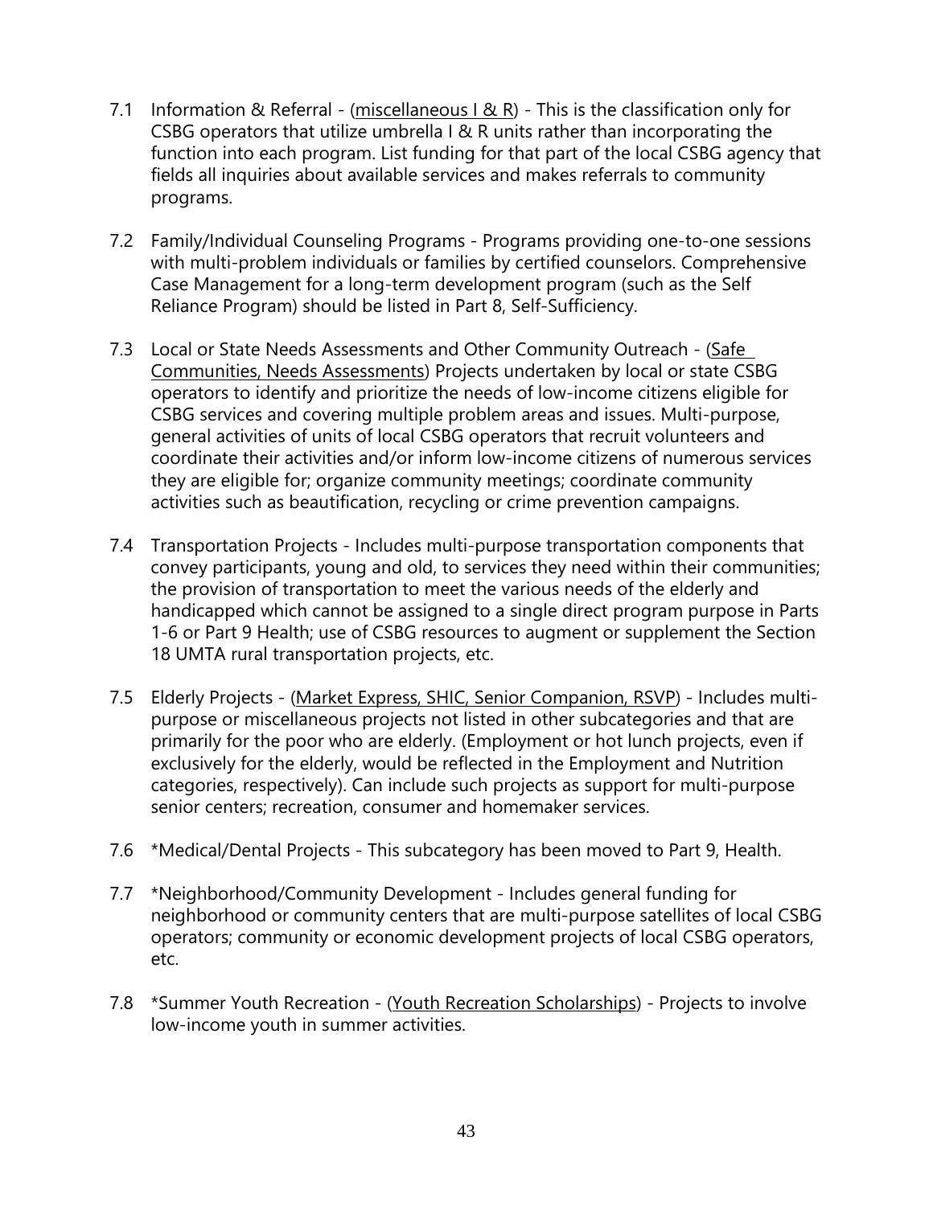7.1 Information & Referral - (<u>miscellaneous I & R</u>) - This is the classification only for CSBG operators that utilize umbrella I & R units rather than incorporating the function into each program. List funding for that part of the local CSBG agency that fields all inquiries about available services and makes referrals to community programs.

7.2 Family/Individual Counseling Programs - Programs providing one-to-one sessions with multi-problem individuals or families by certified counselors. Comprehensive Case Management for a long-term development program (such as the Self Reliance Program) should be listed in Part 8, Self-Sufficiency.

7.3 Local or State Needs Assessments and Other Community Outreach - (<u>Safe Communities, Needs Assessments</u>) Projects undertaken by local or state CSBG operators to identify and prioritize the needs of low-income citizens eligible for CSBG services and covering multiple problem areas and issues. Multi-purpose, general activities of units of local CSBG operators that recruit volunteers and coordinate their activities and/or inform low-income citizens of numerous services they are eligible for; organize community meetings; coordinate community activities such as beautification, recycling or crime prevention campaigns.

7.4 Transportation Projects - Includes multi-purpose transportation components that convey participants, young and old, to services they need within their communities; the provision of transportation to meet the various needs of the elderly and handicapped which cannot be assigned to a single direct program purpose in Parts 1-6 or Part 9 Health; use of CSBG resources to augment or supplement the Section 18 UMTA rural transportation projects, etc.

7.5 Elderly Projects - (<u>Market Express, SHIC, Senior Companion, RSVP</u>) - Includes multi-purpose or miscellaneous projects not listed in other subcategories and that are primarily for the poor who are elderly. (Employment or hot lunch projects, even if exclusively for the elderly, would be reflected in the Employment and Nutrition categories, respectively). Can include such projects as support for multi-purpose senior centers; recreation, consumer and homemaker services.

7.6 *Medical/Dental Projects - This subcategory has been moved to Part 9, Health.

7.7 *Neighborhood/Community Development - Includes general funding for neighborhood or community centers that are multi-purpose satellites of local CSBG operators; community or economic development projects of local CSBG operators, etc.

7.8 *Summer Youth Recreation - (<u>Youth Recreation Scholarships</u>) - Projects to involve low-income youth in summer activities.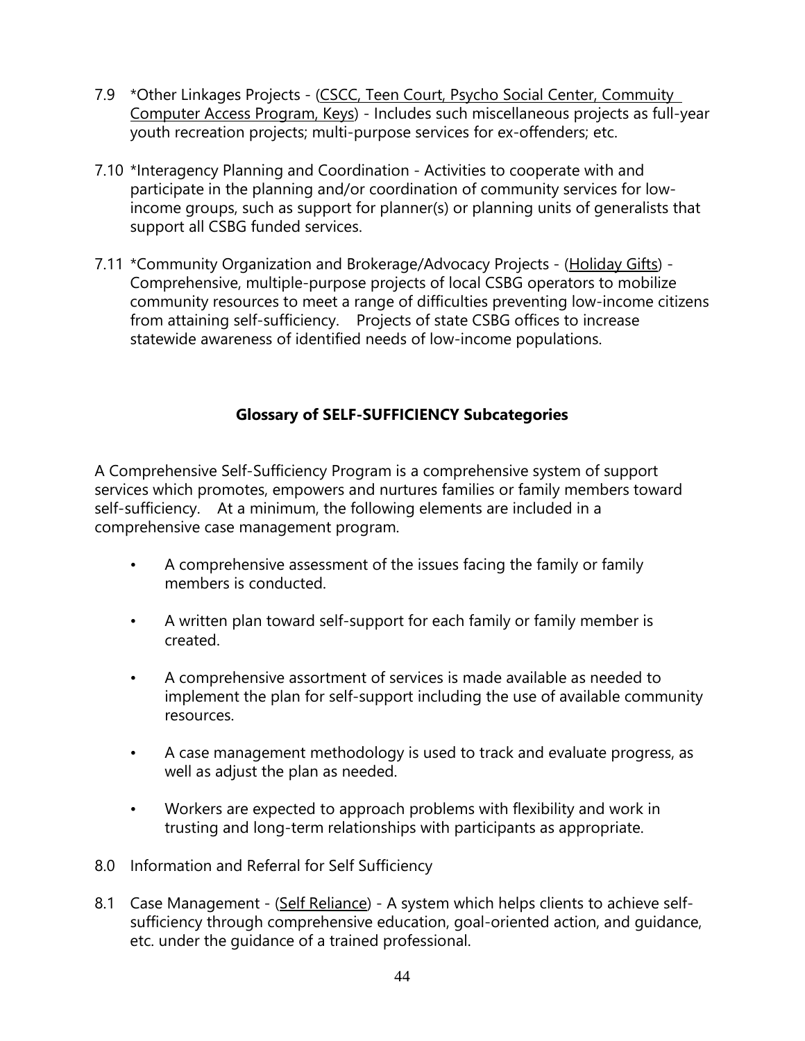7.9 *Other Linkages Projects - (CSCC, Teen Court, Psycho Social Center, Commuity Computer Access Program, Keys) - Includes such miscellaneous projects as full-year youth recreation projects; multi-purpose services for ex-offenders; etc.

7.10 *Interagency Planning and Coordination - Activities to cooperate with and participate in the planning and/or coordination of community services for low-income groups, such as support for planner(s) or planning units of generalists that support all CSBG funded services.

7.11 *Community Organization and Brokerage/Advocacy Projects - (Holiday Gifts) - Comprehensive, multiple-purpose projects of local CSBG operators to mobilize community resources to meet a range of difficulties preventing low-income citizens from attaining self-sufficiency. Projects of state CSBG offices to increase statewide awareness of identified needs of low-income populations.

## Glossary of SELF-SUFFICIENCY Subcategories

A Comprehensive Self-Sufficiency Program is a comprehensive system of support services which promotes, empowers and nurtures families or family members toward self-sufficiency. At a minimum, the following elements are included in a comprehensive case management program.

- A comprehensive assessment of the issues facing the family or family members is conducted.
- A written plan toward self-support for each family or family member is created.
- A comprehensive assortment of services is made available as needed to implement the plan for self-support including the use of available community resources.
- A case management methodology is used to track and evaluate progress, as well as adjust the plan as needed.
- Workers are expected to approach problems with flexibility and work in trusting and long-term relationships with participants as appropriate.

8.0 Information and Referral for Self Sufficiency

8.1 Case Management - (Self Reliance) - A system which helps clients to achieve self-sufficiency through comprehensive education, goal-oriented action, and guidance, etc. under the guidance of a trained professional.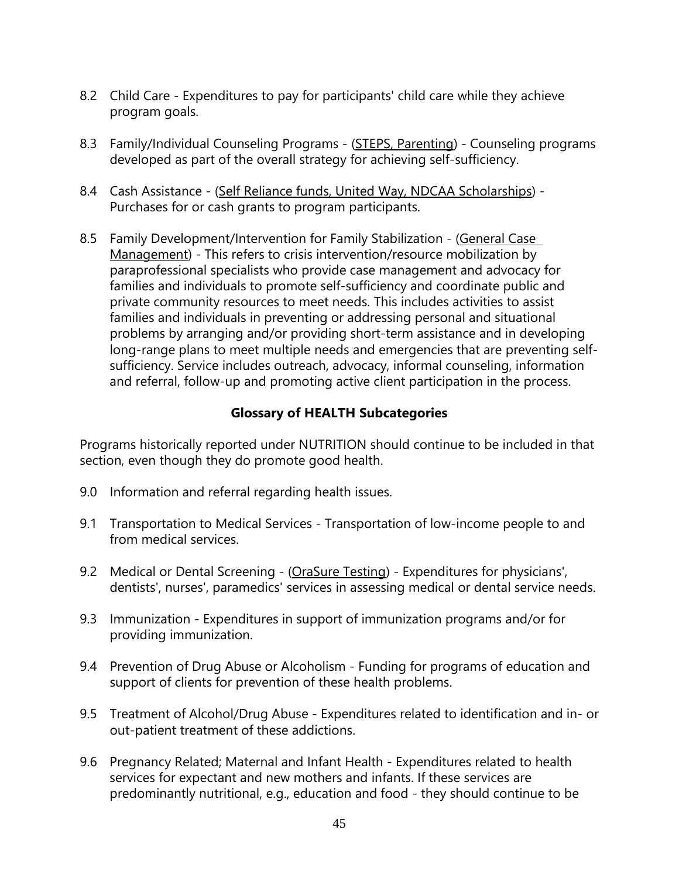8.2 Child Care - Expenditures to pay for participants' child care while they achieve program goals.

8.3 Family/Individual Counseling Programs - (STEPS, Parenting) - Counseling programs developed as part of the overall strategy for achieving self-sufficiency.

8.4 Cash Assistance - (Self Reliance funds, United Way, NDCAA Scholarships) - Purchases for or cash grants to program participants.

8.5 Family Development/Intervention for Family Stabilization - (General Case Management) - This refers to crisis intervention/resource mobilization by paraprofessional specialists who provide case management and advocacy for families and individuals to promote self-sufficiency and coordinate public and private community resources to meet needs. This includes activities to assist families and individuals in preventing or addressing personal and situational problems by arranging and/or providing short-term assistance and in developing long-range plans to meet multiple needs and emergencies that are preventing self-sufficiency. Service includes outreach, advocacy, informal counseling, information and referral, follow-up and promoting active client participation in the process.

**Glossary of HEALTH Subcategories**

Programs historically reported under NUTRITION should continue to be included in that section, even though they do promote good health.

9.0 Information and referral regarding health issues.

9.1 Transportation to Medical Services - Transportation of low-income people to and from medical services.

9.2 Medical or Dental Screening - (OraSure Testing) - Expenditures for physicians', dentists', nurses', paramedics' services in assessing medical or dental service needs.

9.3 Immunization - Expenditures in support of immunization programs and/or for providing immunization.

9.4 Prevention of Drug Abuse or Alcoholism - Funding for programs of education and support of clients for prevention of these health problems.

9.5 Treatment of Alcohol/Drug Abuse - Expenditures related to identification and in- or out-patient treatment of these addictions.

9.6 Pregnancy Related; Maternal and Infant Health - Expenditures related to health services for expectant and new mothers and infants. If these services are predominantly nutritional, e.g., education and food - they should continue to be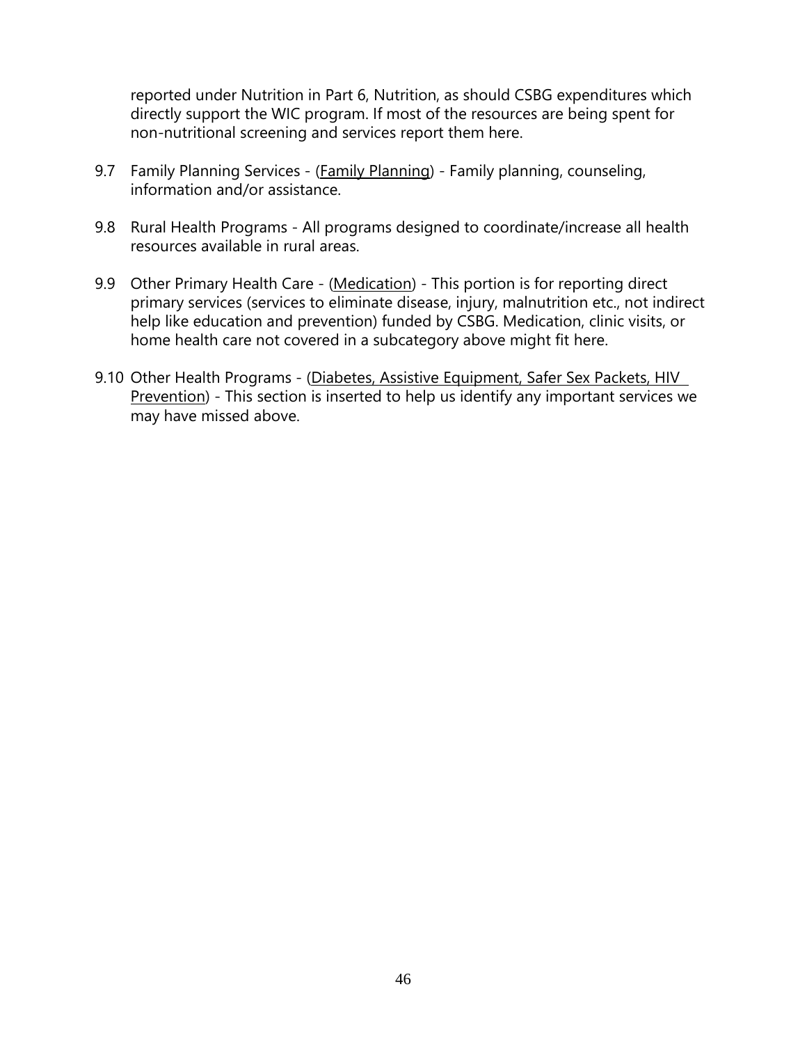reported under Nutrition in Part 6, Nutrition, as should CSBG expenditures which directly support the WIC program. If most of the resources are being spent for non-nutritional screening and services report them here.

9.7 Family Planning Services - (<u>Family Planning</u>) - Family planning, counseling, information and/or assistance.

9.8 Rural Health Programs - All programs designed to coordinate/increase all health resources available in rural areas.

9.9 Other Primary Health Care - (<u>Medication</u>) - This portion is for reporting direct primary services (services to eliminate disease, injury, malnutrition etc., not indirect help like education and prevention) funded by CSBG. Medication, clinic visits, or home health care not covered in a subcategory above might fit here.

9.10 Other Health Programs - (<u>Diabetes, Assistive Equipment, Safer Sex Packets, HIV Prevention</u>) - This section is inserted to help us identify any important services we may have missed above.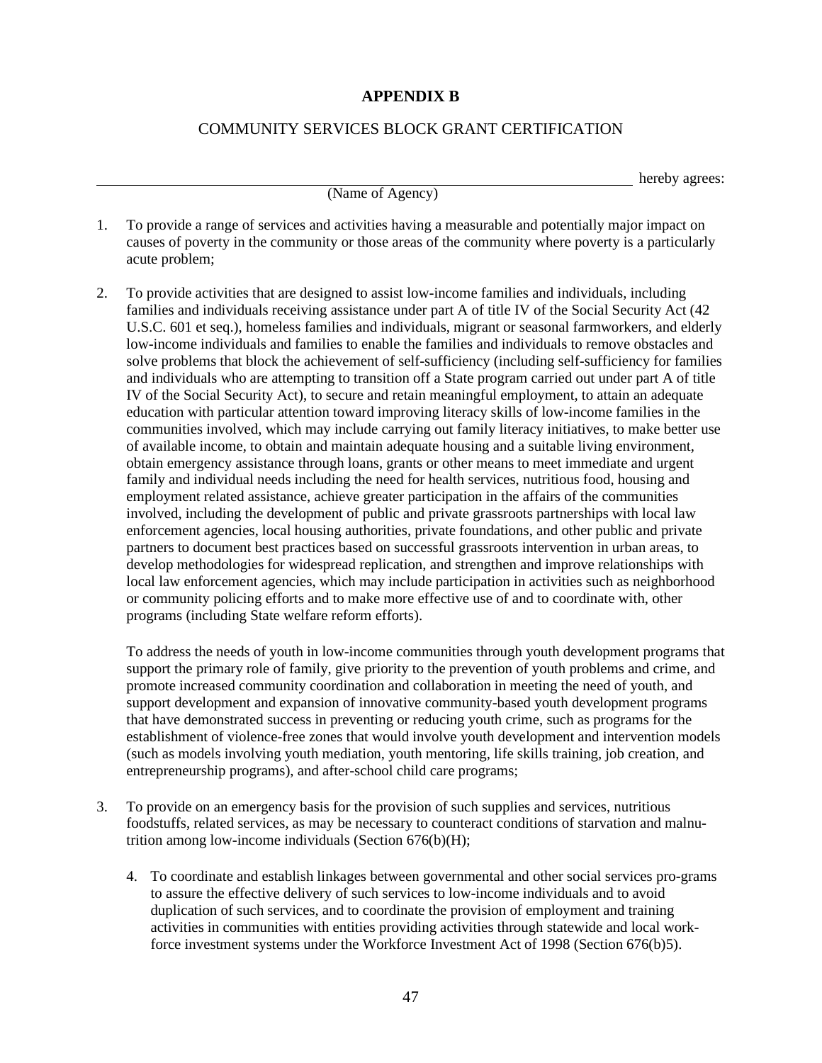# APPENDIX B

## COMMUNITY SERVICES BLOCK GRANT CERTIFICATION

\_\_\_\_\_\_\_\_\_\_\_\_\_\_\_\_\_\_\_\_\_\_\_\_\_\_\_\_\_\_\_\_\_\_\_\_\_\_\_\_\_\_\_\_\_\_\_\_\_\_\_\_\_\_\_\_\_\_\_\_\_\_ hereby agrees:
(Name of Agency)

1. To provide a range of services and activities having a measurable and potentially major impact on causes of poverty in the community or those areas of the community where poverty is a particularly acute problem;

2. To provide activities that are designed to assist low-income families and individuals, including families and individuals receiving assistance under part A of title IV of the Social Security Act (42 U.S.C. 601 et seq.), homeless families and individuals, migrant or seasonal farmworkers, and elderly low-income individuals and families to enable the families and individuals to remove obstacles and solve problems that block the achievement of self-sufficiency (including self-sufficiency for families and individuals who are attempting to transition off a State program carried out under part A of title IV of the Social Security Act), to secure and retain meaningful employment, to attain an adequate education with particular attention toward improving literacy skills of low-income families in the communities involved, which may include carrying out family literacy initiatives, to make better use of available income, to obtain and maintain adequate housing and a suitable living environment, obtain emergency assistance through loans, grants or other means to meet immediate and urgent family and individual needs including the need for health services, nutritious food, housing and employment related assistance, achieve greater participation in the affairs of the communities involved, including the development of public and private grassroots partnerships with local law enforcement agencies, local housing authorities, private foundations, and other public and private partners to document best practices based on successful grassroots intervention in urban areas, to develop methodologies for widespread replication, and strengthen and improve relationships with local law enforcement agencies, which may include participation in activities such as neighborhood or community policing efforts and to make more effective use of and to coordinate with, other programs (including State welfare reform efforts).

   To address the needs of youth in low-income communities through youth development programs that support the primary role of family, give priority to the prevention of youth problems and crime, and promote increased community coordination and collaboration in meeting the need of youth, and support development and expansion of innovative community-based youth development programs that have demonstrated success in preventing or reducing youth crime, such as programs for the establishment of violence-free zones that would involve youth development and intervention models (such as models involving youth mediation, youth mentoring, life skills training, job creation, and entrepreneurship programs), and after-school child care programs;

3. To provide on an emergency basis for the provision of such supplies and services, nutritious foodstuffs, related services, as may be necessary to counteract conditions of starvation and malnutrition among low-income individuals (Section 676(b)(H);

4. To coordinate and establish linkages between governmental and other social services programs to assure the effective delivery of such services to low-income individuals and to avoid duplication of such services, and to coordinate the provision of employment and training activities in communities with entities providing activities through statewide and local workforce investment systems under the Workforce Investment Act of 1998 (Section 676(b)5).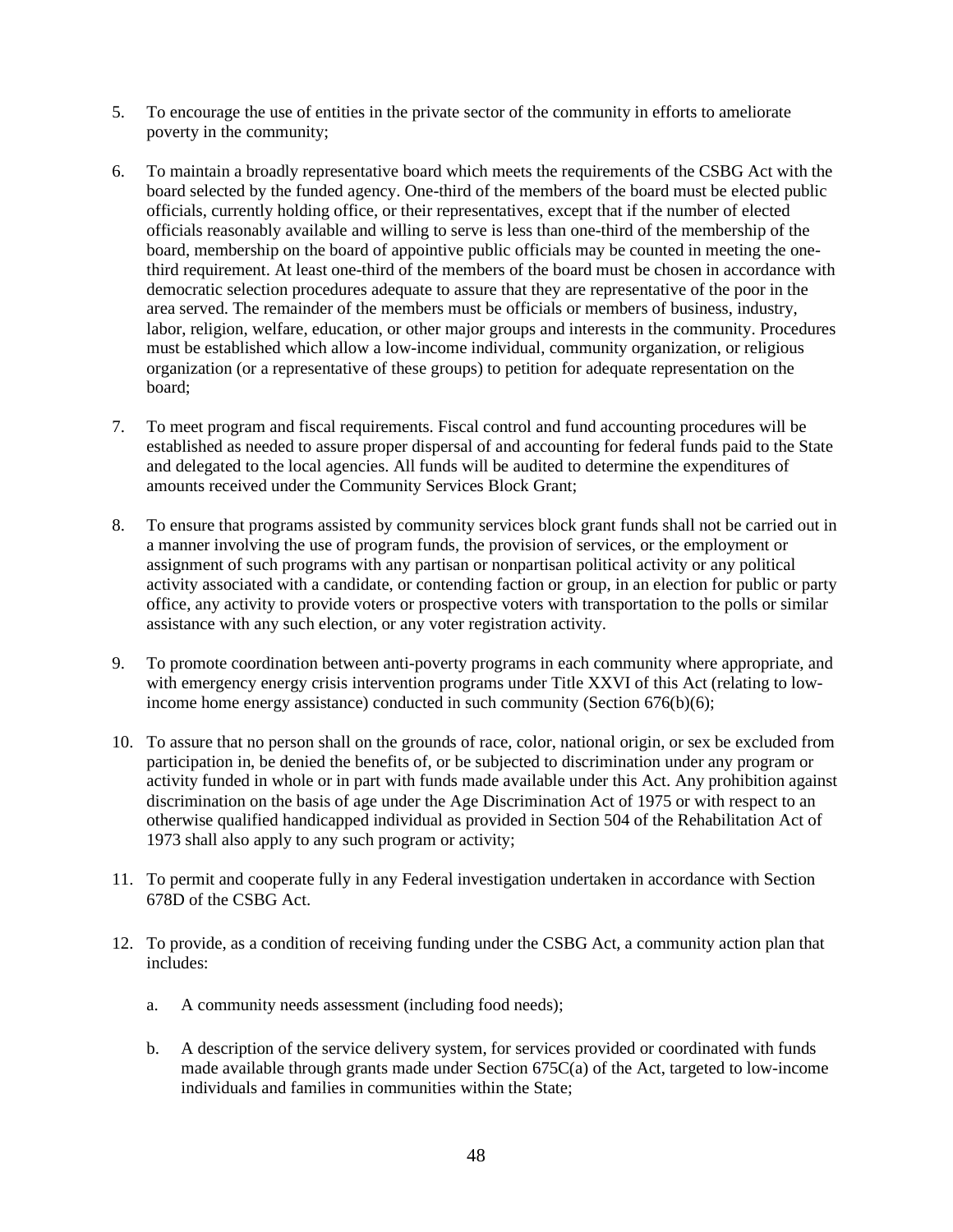5. To encourage the use of entities in the private sector of the community in efforts to ameliorate poverty in the community;

6. To maintain a broadly representative board which meets the requirements of the CSBG Act with the board selected by the funded agency. One-third of the members of the board must be elected public officials, currently holding office, or their representatives, except that if the number of elected officials reasonably available and willing to serve is less than one-third of the membership of the board, membership on the board of appointive public officials may be counted in meeting the one-third requirement. At least one-third of the members of the board must be chosen in accordance with democratic selection procedures adequate to assure that they are representative of the poor in the area served. The remainder of the members must be officials or members of business, industry, labor, religion, welfare, education, or other major groups and interests in the community. Procedures must be established which allow a low-income individual, community organization, or religious organization (or a representative of these groups) to petition for adequate representation on the board;

7. To meet program and fiscal requirements. Fiscal control and fund accounting procedures will be established as needed to assure proper dispersal of and accounting for federal funds paid to the State and delegated to the local agencies. All funds will be audited to determine the expenditures of amounts received under the Community Services Block Grant;

8. To ensure that programs assisted by community services block grant funds shall not be carried out in a manner involving the use of program funds, the provision of services, or the employment or assignment of such programs with any partisan or nonpartisan political activity or any political activity associated with a candidate, or contending faction or group, in an election for public or party office, any activity to provide voters or prospective voters with transportation to the polls or similar assistance with any such election, or any voter registration activity.

9. To promote coordination between anti-poverty programs in each community where appropriate, and with emergency energy crisis intervention programs under Title XXVI of this Act (relating to low-income home energy assistance) conducted in such community (Section 676(b)(6);

10. To assure that no person shall on the grounds of race, color, national origin, or sex be excluded from participation in, be denied the benefits of, or be subjected to discrimination under any program or activity funded in whole or in part with funds made available under this Act. Any prohibition against discrimination on the basis of age under the Age Discrimination Act of 1975 or with respect to an otherwise qualified handicapped individual as provided in Section 504 of the Rehabilitation Act of 1973 shall also apply to any such program or activity;

11. To permit and cooperate fully in any Federal investigation undertaken in accordance with Section 678D of the CSBG Act.

12. To provide, as a condition of receiving funding under the CSBG Act, a community action plan that includes:

    a. A community needs assessment (including food needs);

    b. A description of the service delivery system, for services provided or coordinated with funds made available through grants made under Section 675C(a) of the Act, targeted to low-income individuals and families in communities within the State;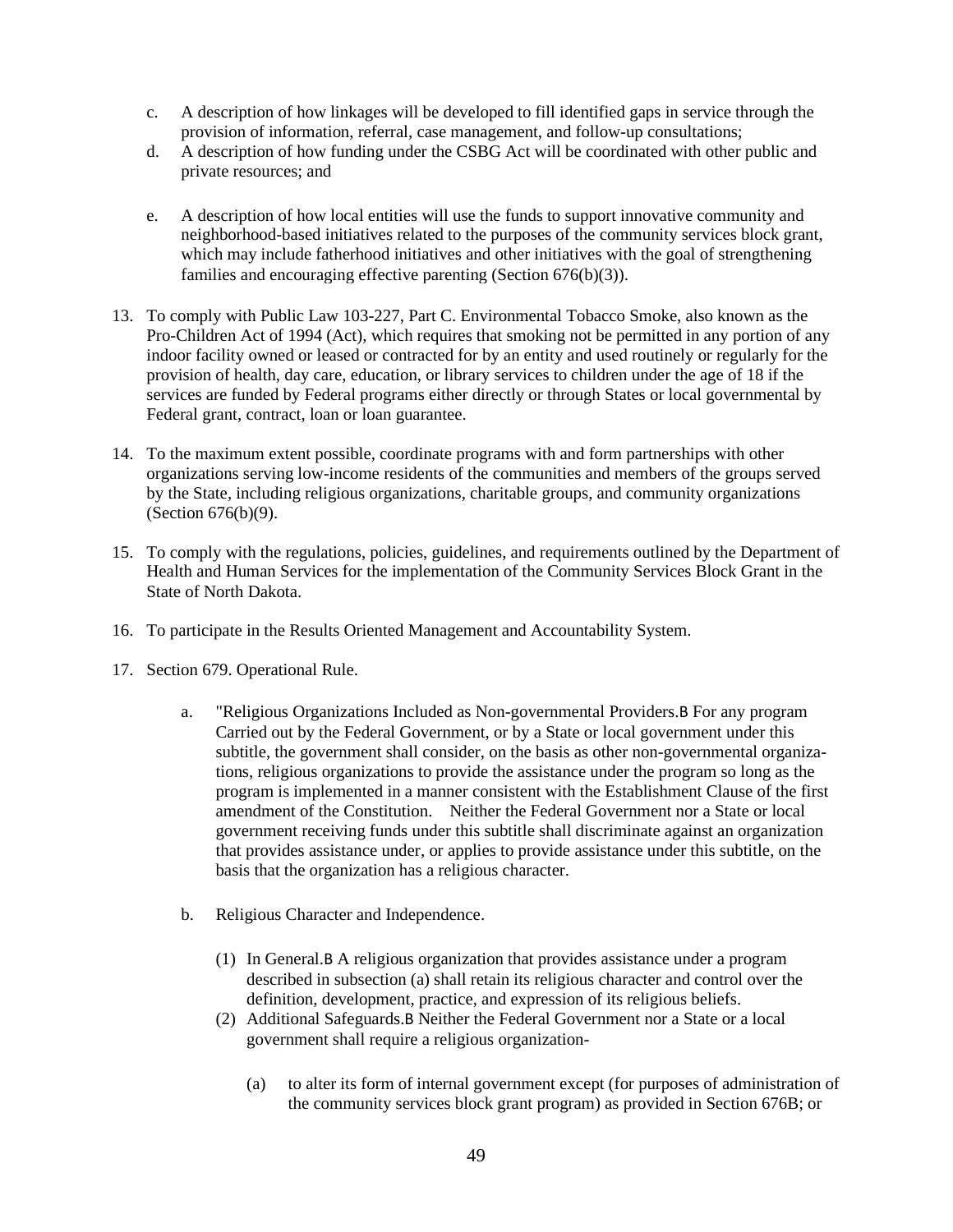c. A description of how linkages will be developed to fill identified gaps in service through the provision of information, referral, case management, and follow-up consultations;
d. A description of how funding under the CSBG Act will be coordinated with other public and private resources; and

e. A description of how local entities will use the funds to support innovative community and neighborhood-based initiatives related to the purposes of the community services block grant, which may include fatherhood initiatives and other initiatives with the goal of strengthening families and encouraging effective parenting (Section 676(b)(3)).

13. To comply with Public Law 103-227, Part C. Environmental Tobacco Smoke, also known as the Pro-Children Act of 1994 (Act), which requires that smoking not be permitted in any portion of any indoor facility owned or leased or contracted for by an entity and used routinely or regularly for the provision of health, day care, education, or library services to children under the age of 18 if the services are funded by Federal programs either directly or through States or local governmental by Federal grant, contract, loan or loan guarantee.

14. To the maximum extent possible, coordinate programs with and form partnerships with other organizations serving low-income residents of the communities and members of the groups served by the State, including religious organizations, charitable groups, and community organizations (Section 676(b)(9).

15. To comply with the regulations, policies, guidelines, and requirements outlined by the Department of Health and Human Services for the implementation of the Community Services Block Grant in the State of North Dakota.

16. To participate in the Results Oriented Management and Accountability System.

17. Section 679. Operational Rule.

    a. "Religious Organizations Included as Non-governmental Providers.B For any program Carried out by the Federal Government, or by a State or local government under this subtitle, the government shall consider, on the basis as other non-governmental organizations, religious organizations to provide the assistance under the program so long as the program is implemented in a manner consistent with the Establishment Clause of the first amendment of the Constitution. Neither the Federal Government nor a State or local government receiving funds under this subtitle shall discriminate against an organization that provides assistance under, or applies to provide assistance under this subtitle, on the basis that the organization has a religious character.

    b. Religious Character and Independence.

        (1) In General.B A religious organization that provides assistance under a program described in subsection (a) shall retain its religious character and control over the definition, development, practice, and expression of its religious beliefs.
        (2) Additional Safeguards.B Neither the Federal Government nor a State or a local government shall require a religious organization-

            (a) to alter its form of internal government except (for purposes of administration of the community services block grant program) as provided in Section 676B; or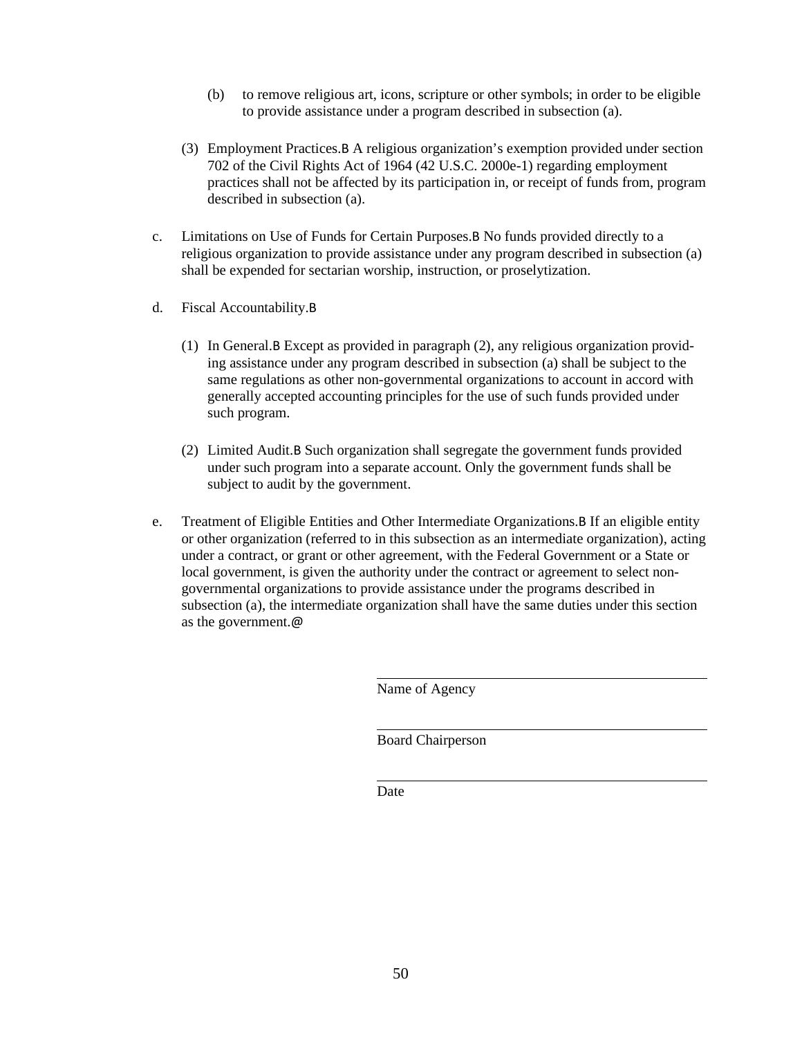(b) to remove religious art, icons, scripture or other symbols; in order to be eligible to provide assistance under a program described in subsection (a).

(3) Employment Practices.B A religious organization's exemption provided under section 702 of the Civil Rights Act of 1964 (42 U.S.C. 2000e-1) regarding employment practices shall not be affected by its participation in, or receipt of funds from, program described in subsection (a).

c. Limitations on Use of Funds for Certain Purposes.B No funds provided directly to a religious organization to provide assistance under any program described in subsection (a) shall be expended for sectarian worship, instruction, or proselytization.

d. Fiscal Accountability.B

(1) In General.B Except as provided in paragraph (2), any religious organization providing assistance under any program described in subsection (a) shall be subject to the same regulations as other non-governmental organizations to account in accord with generally accepted accounting principles for the use of such funds provided under such program.

(2) Limited Audit.B Such organization shall segregate the government funds provided under such program into a separate account. Only the government funds shall be subject to audit by the government.

e. Treatment of Eligible Entities and Other Intermediate Organizations.B If an eligible entity or other organization (referred to in this subsection as an intermediate organization), acting under a contract, or grant or other agreement, with the Federal Government or a State or local government, is given the authority under the contract or agreement to select non-governmental organizations to provide assistance under the programs described in subsection (a), the intermediate organization shall have the same duties under this section as the government.@

\_\_\_\_\_\_\_\_\_\_\_\_\_\_\_\_\_\_\_\_\_\_\_\_\_\_\_\_\_\_\_\_
Name of Agency

\_\_\_\_\_\_\_\_\_\_\_\_\_\_\_\_\_\_\_\_\_\_\_\_\_\_\_\_\_\_\_\_
Board Chairperson

\_\_\_\_\_\_\_\_\_\_\_\_\_\_\_\_\_\_\_\_\_\_\_\_\_\_\_\_\_\_\_\_
Date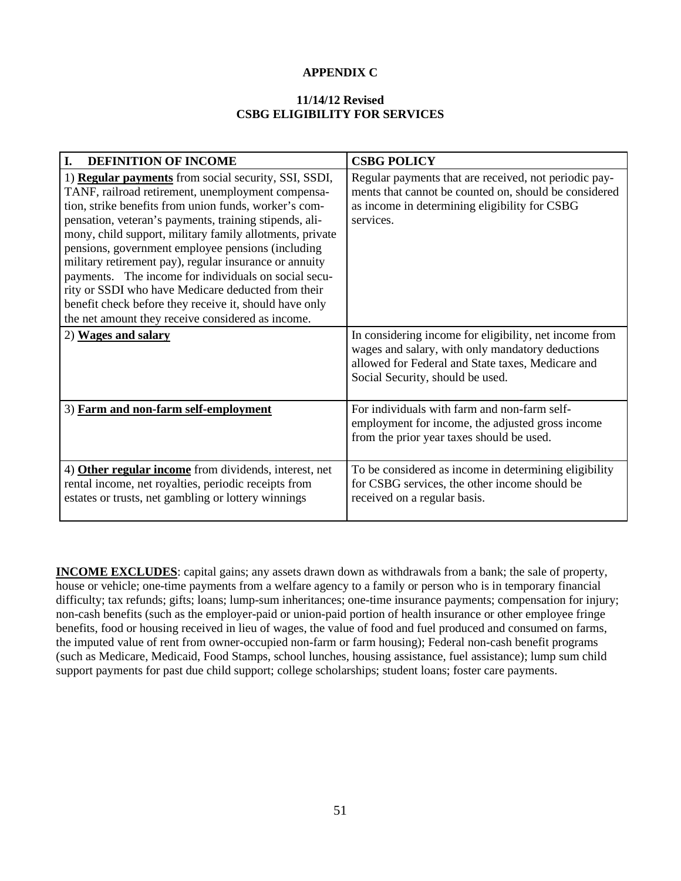## APPENDIX C

### 11/14/12 Revised
### CSBG ELIGIBILITY FOR SERVICES

| I. DEFINITION OF INCOME | CSBG POLICY |
|---|---|
| 1) **Regular payments** from social security, SSI, SSDI, TANF, railroad retirement, unemployment compensation, strike benefits from union funds, worker's compensation, veteran's payments, training stipends, alimony, child support, military family allotments, private pensions, government employee pensions (including military retirement pay), regular insurance or annuity payments. The income for individuals on social security or SSDI who have Medicare deducted from their benefit check before they receive it, should have only the net amount they receive considered as income. | Regular payments that are received, not periodic payments that cannot be counted on, should be considered as income in determining eligibility for CSBG services. |
| 2) **Wages and salary** | In considering income for eligibility, net income from wages and salary, with only mandatory deductions allowed for Federal and State taxes, Medicare and Social Security, should be used. |
| 3) **Farm and non-farm self-employment** | For individuals with farm and non-farm self-employment for income, the adjusted gross income from the prior year taxes should be used. |
| 4) **Other regular income** from dividends, interest, net rental income, net royalties, periodic receipts from estates or trusts, net gambling or lottery winnings | To be considered as income in determining eligibility for CSBG services, the other income should be received on a regular basis. |

**INCOME EXCLUDES**: capital gains; any assets drawn down as withdrawals from a bank; the sale of property, house or vehicle; one-time payments from a welfare agency to a family or person who is in temporary financial difficulty; tax refunds; gifts; loans; lump-sum inheritances; one-time insurance payments; compensation for injury; non-cash benefits (such as the employer-paid or union-paid portion of health insurance or other employee fringe benefits, food or housing received in lieu of wages, the value of food and fuel produced and consumed on farms, the imputed value of rent from owner-occupied non-farm or farm housing); Federal non-cash benefit programs (such as Medicare, Medicaid, Food Stamps, school lunches, housing assistance, fuel assistance); lump sum child support payments for past due child support; college scholarships; student loans; foster care payments.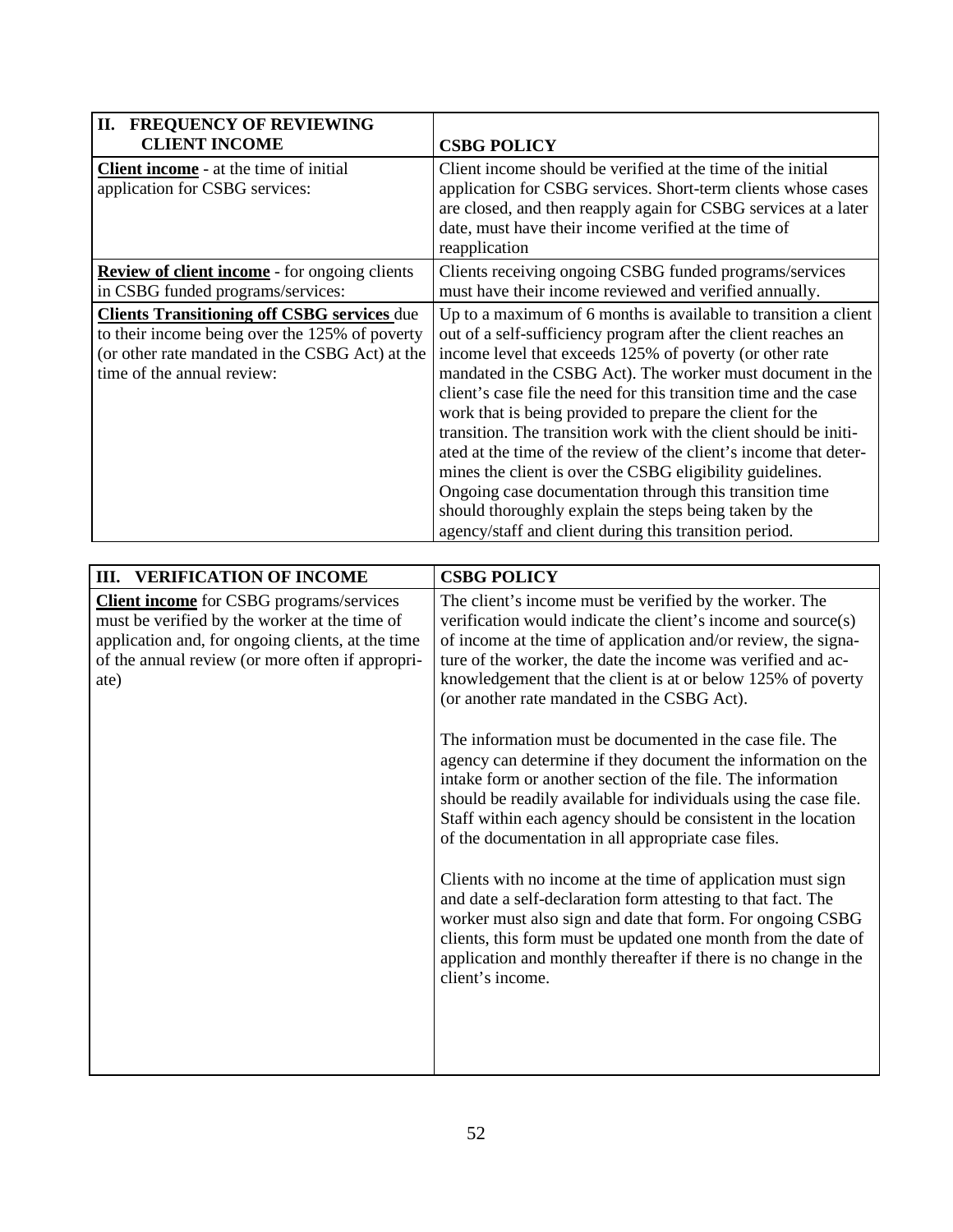| II. FREQUENCY OF REVIEWING CLIENT INCOME | CSBG POLICY |
|---|---|
| **Client income** - at the time of initial application for CSBG services: | Client income should be verified at the time of the initial application for CSBG services. Short-term clients whose cases are closed, and then reapply again for CSBG services at a later date, must have their income verified at the time of reapplication |
| **Review of client income** - for ongoing clients in CSBG funded programs/services: | Clients receiving ongoing CSBG funded programs/services must have their income reviewed and verified annually. |
| **Clients Transitioning off CSBG services** due to their income being over the 125% of poverty (or other rate mandated in the CSBG Act) at the time of the annual review: | Up to a maximum of 6 months is available to transition a client out of a self-sufficiency program after the client reaches an income level that exceeds 125% of poverty (or other rate mandated in the CSBG Act). The worker must document in the client's case file the need for this transition time and the case work that is being provided to prepare the client for the transition. The transition work with the client should be initiated at the time of the review of the client's income that determines the client is over the CSBG eligibility guidelines. Ongoing case documentation through this transition time should thoroughly explain the steps being taken by the agency/staff and client during this transition period. |

| III. VERIFICATION OF INCOME | CSBG POLICY |
|---|---|
| **Client income** for CSBG programs/services must be verified by the worker at the time of application and, for ongoing clients, at the time of the annual review (or more often if appropriate) | The client's income must be verified by the worker. The verification would indicate the client's income and source(s) of income at the time of application and/or review, the signature of the worker, the date the income was verified and acknowledgement that the client is at or below 125% of poverty (or another rate mandated in the CSBG Act).<br><br>The information must be documented in the case file. The agency can determine if they document the information on the intake form or another section of the file. The information should be readily available for individuals using the case file. Staff within each agency should be consistent in the location of the documentation in all appropriate case files.<br><br>Clients with no income at the time of application must sign and date a self-declaration form attesting to that fact. The worker must also sign and date that form. For ongoing CSBG clients, this form must be updated one month from the date of application and monthly thereafter if there is no change in the client's income. |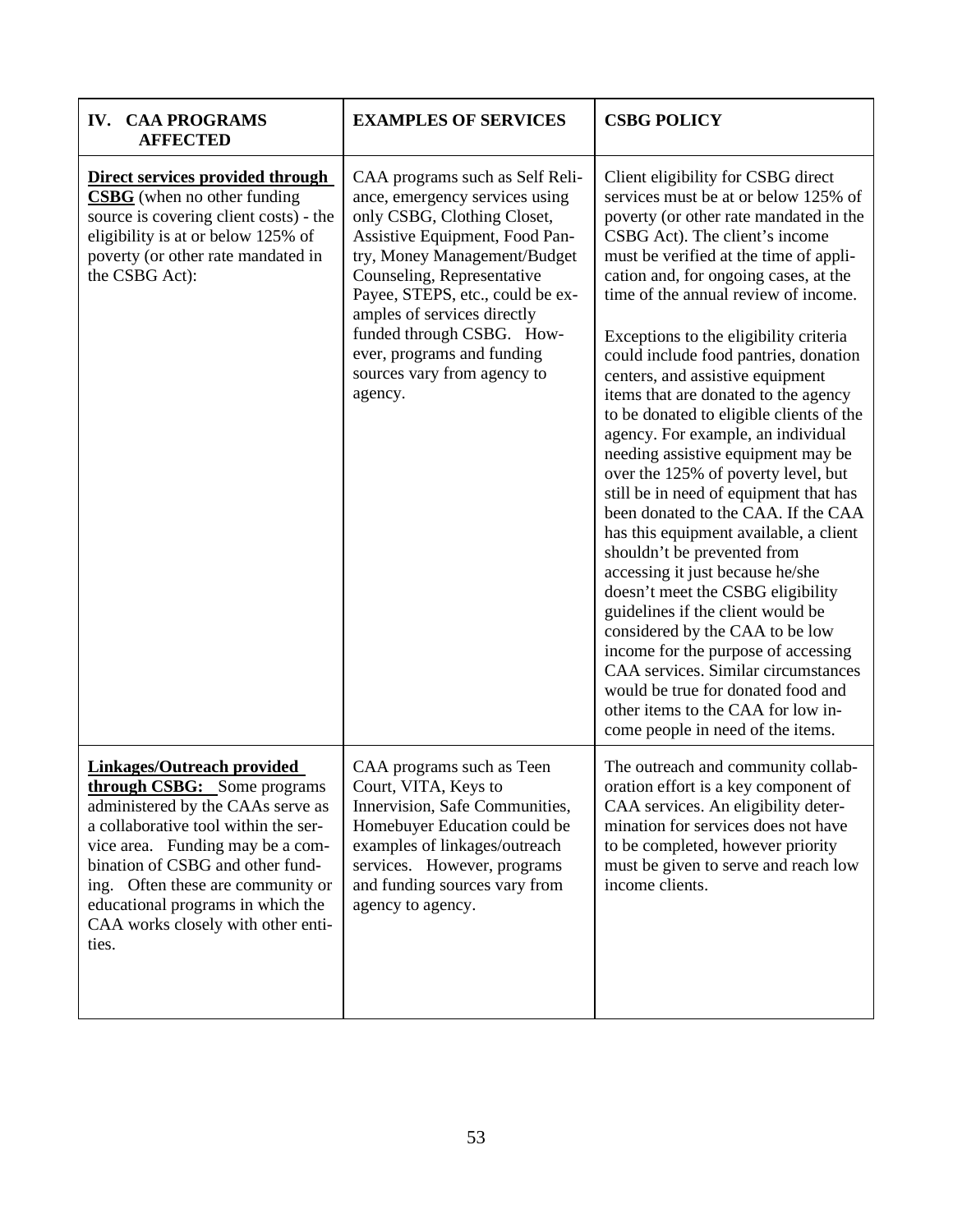| IV. CAA PROGRAMS AFFECTED | EXAMPLES OF SERVICES | CSBG POLICY |
|---|---|---|
| **<u>Direct services provided through CSBG</u>** (when no other funding source is covering client costs) - the eligibility is at or below 125% of poverty (or other rate mandated in the CSBG Act): | CAA programs such as Self Reliance, emergency services using only CSBG, Clothing Closet, Assistive Equipment, Food Pantry, Money Management/Budget Counseling, Representative Payee, STEPS, etc., could be examples of services directly funded through CSBG. However, programs and funding sources vary from agency to agency. | Client eligibility for CSBG direct services must be at or below 125% of poverty (or other rate mandated in the CSBG Act). The client's income must be verified at the time of application and, for ongoing cases, at the time of the annual review of income.<br><br>Exceptions to the eligibility criteria could include food pantries, donation centers, and assistive equipment items that are donated to the agency to be donated to eligible clients of the agency. For example, an individual needing assistive equipment may be over the 125% of poverty level, but still be in need of equipment that has been donated to the CAA. If the CAA has this equipment available, a client shouldn't be prevented from accessing it just because he/she doesn't meet the CSBG eligibility guidelines if the client would be considered by the CAA to be low income for the purpose of accessing CAA services. Similar circumstances would be true for donated food and other items to the CAA for low income people in need of the items. |
| **<u>Linkages/Outreach provided through CSBG:</u>** Some programs administered by the CAAs serve as a collaborative tool within the service area. Funding may be a combination of CSBG and other funding. Often these are community or educational programs in which the CAA works closely with other entities. | CAA programs such as Teen Court, VITA, Keys to Innervision, Safe Communities, Homebuyer Education could be examples of linkages/outreach services. However, programs and funding sources vary from agency to agency. | The outreach and community collaboration effort is a key component of CAA services. An eligibility determination for services does not have to be completed, however priority must be given to serve and reach low income clients. |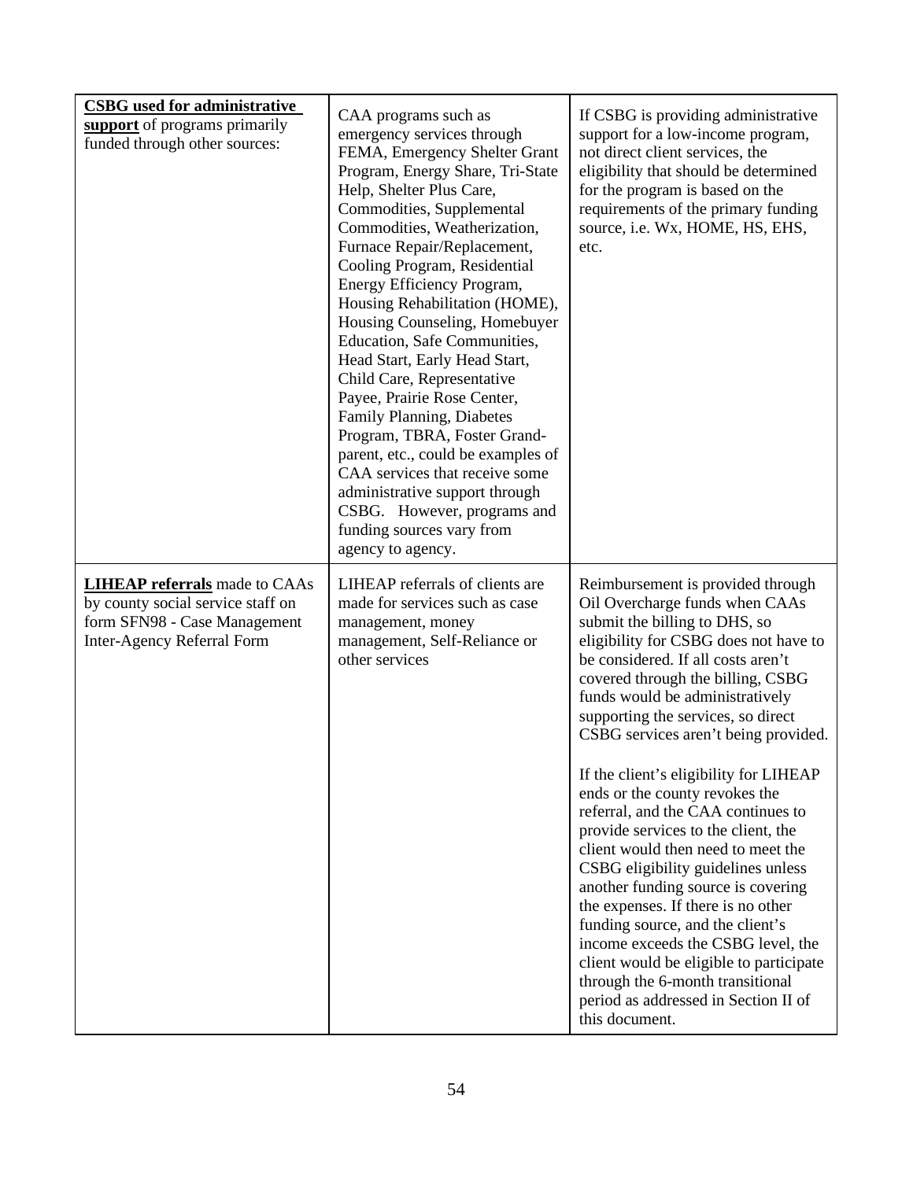| | | |
|---|---|---|
| **CSBG used for administrative support** of programs primarily funded through other sources: | CAA programs such as emergency services through FEMA, Emergency Shelter Grant Program, Energy Share, Tri-State Help, Shelter Plus Care, Commodities, Supplemental Commodities, Weatherization, Furnace Repair/Replacement, Cooling Program, Residential Energy Efficiency Program, Housing Rehabilitation (HOME), Housing Counseling, Homebuyer Education, Safe Communities, Head Start, Early Head Start, Child Care, Representative Payee, Prairie Rose Center, Family Planning, Diabetes Program, TBRA, Foster Grand-parent, etc., could be examples of CAA services that receive some administrative support through CSBG. However, programs and funding sources vary from agency to agency. | If CSBG is providing administrative support for a low-income program, not direct client services, the eligibility that should be determined for the program is based on the requirements of the primary funding source, i.e. Wx, HOME, HS, EHS, etc. |
| **LIHEAP referrals** made to CAAs by county social service staff on form SFN98 - Case Management Inter-Agency Referral Form | LIHEAP referrals of clients are made for services such as case management, money management, Self-Reliance or other services | Reimbursement is provided through Oil Overcharge funds when CAAs submit the billing to DHS, so eligibility for CSBG does not have to be considered. If all costs aren't covered through the billing, CSBG funds would be administratively supporting the services, so direct CSBG services aren't being provided.<br><br>If the client's eligibility for LIHEAP ends or the county revokes the referral, and the CAA continues to provide services to the client, the client would then need to meet the CSBG eligibility guidelines unless another funding source is covering the expenses. If there is no other funding source, and the client's income exceeds the CSBG level, the client would be eligible to participate through the 6-month transitional period as addressed in Section II of this document. |